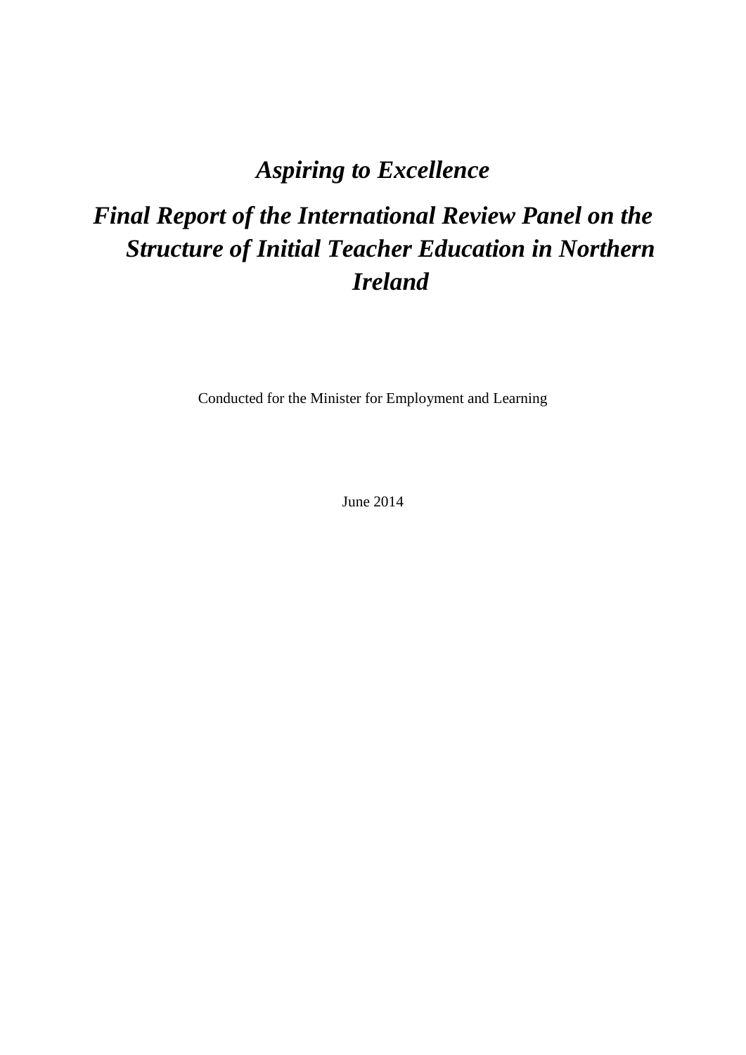# *Aspiring to Excellence*

# *Final Report of the International Review Panel on the Structure of Initial Teacher Education in Northern Ireland*

Conducted for the Minister for Employment and Learning

June 2014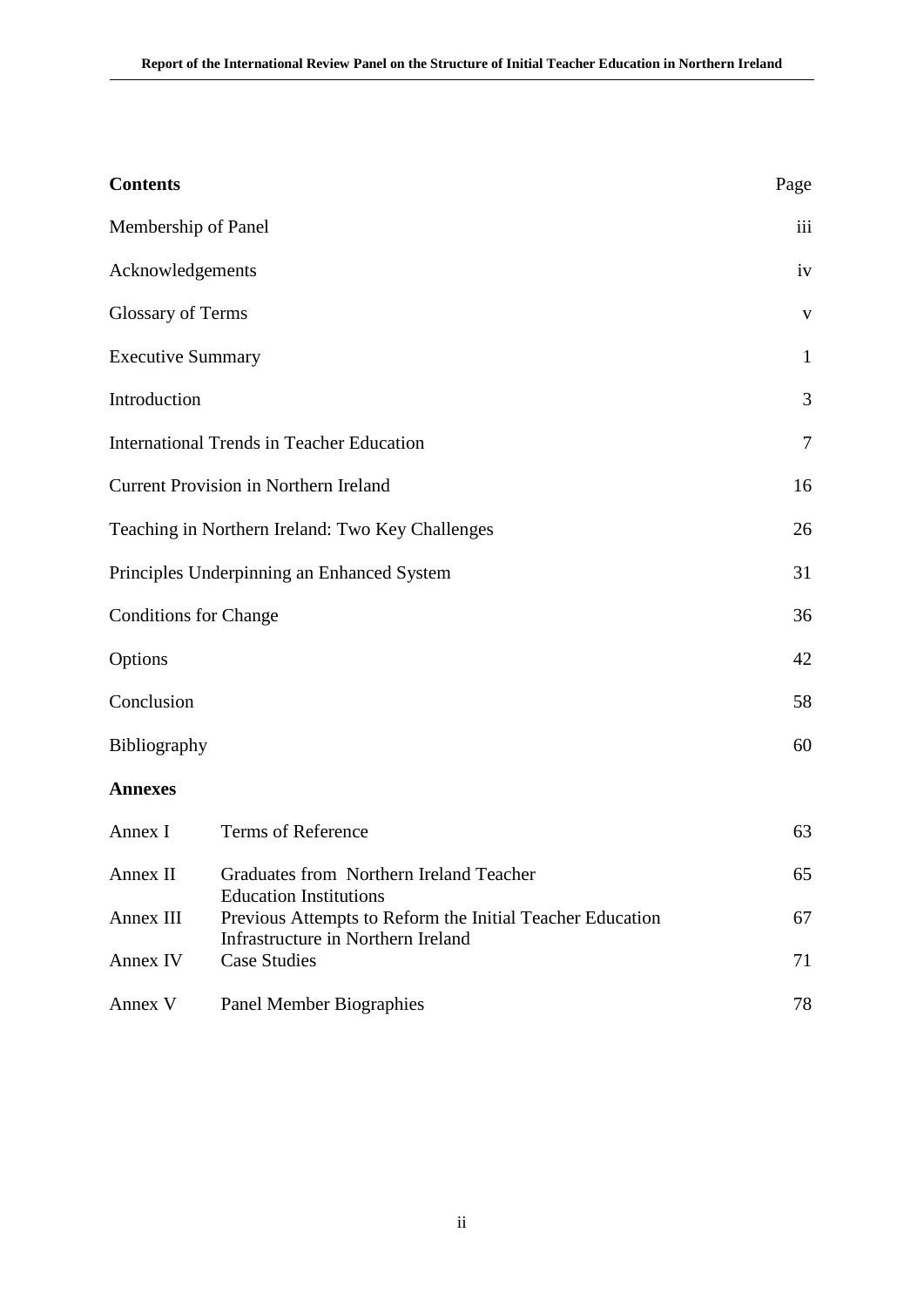## Contents

| | Page |
|---|---|
| Membership of Panel | iii |
| Acknowledgements | iv |
| Glossary of Terms | v |
| Executive Summary | 1 |
| Introduction | 3 |
| International Trends in Teacher Education | 7 |
| Current Provision in Northern Ireland | 16 |
| Teaching in Northern Ireland: Two Key Challenges | 26 |
| Principles Underpinning an Enhanced System | 31 |
| Conditions for Change | 36 |
| Options | 42 |
| Conclusion | 58 |
| Bibliography | 60 |

**Annexes**

| | | |
|---|---|---|
| Annex I | Terms of Reference | 63 |
| Annex II | Graduates from Northern Ireland Teacher Education Institutions | 65 |
| Annex III | Previous Attempts to Reform the Initial Teacher Education Infrastructure in Northern Ireland | 67 |
| Annex IV | Case Studies | 71 |
| Annex V | Panel Member Biographies | 78 |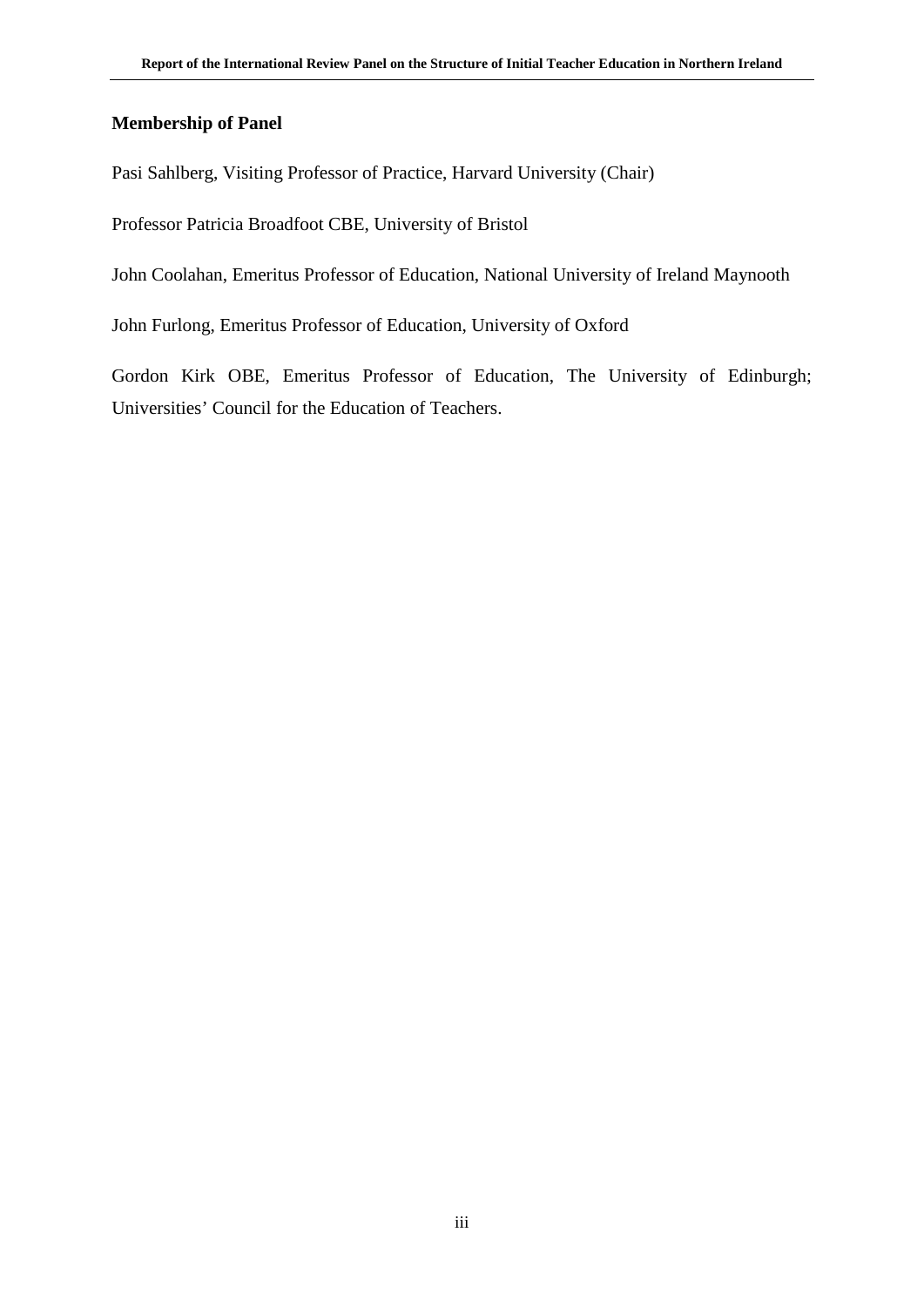## Membership of Panel

Pasi Sahlberg, Visiting Professor of Practice, Harvard University (Chair)

Professor Patricia Broadfoot CBE, University of Bristol

John Coolahan, Emeritus Professor of Education, National University of Ireland Maynooth

John Furlong, Emeritus Professor of Education, University of Oxford

Gordon Kirk OBE, Emeritus Professor of Education, The University of Edinburgh; Universities' Council for the Education of Teachers.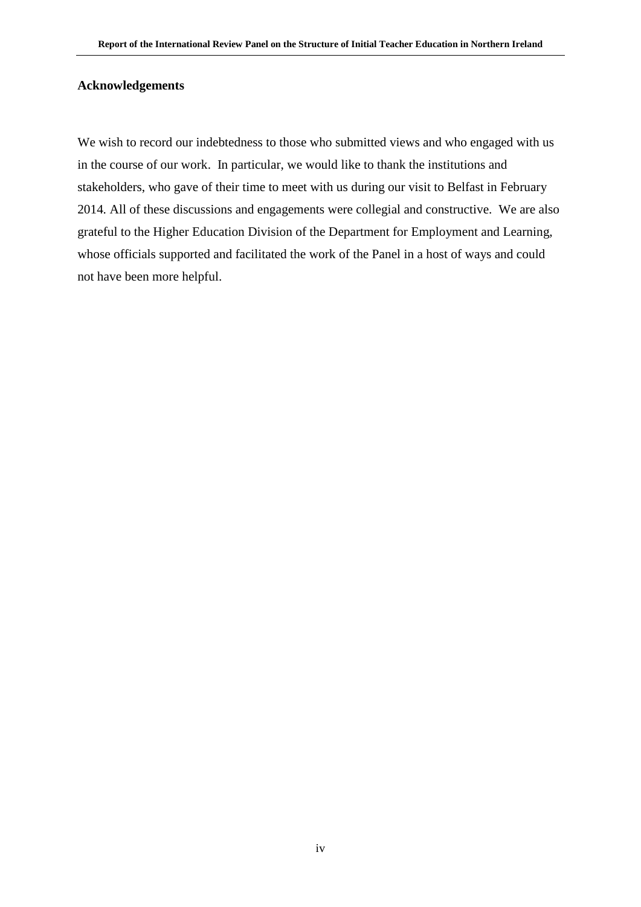## Acknowledgements

We wish to record our indebtedness to those who submitted views and who engaged with us in the course of our work. In particular, we would like to thank the institutions and stakeholders, who gave of their time to meet with us during our visit to Belfast in February 2014. All of these discussions and engagements were collegial and constructive. We are also grateful to the Higher Education Division of the Department for Employment and Learning, whose officials supported and facilitated the work of the Panel in a host of ways and could not have been more helpful.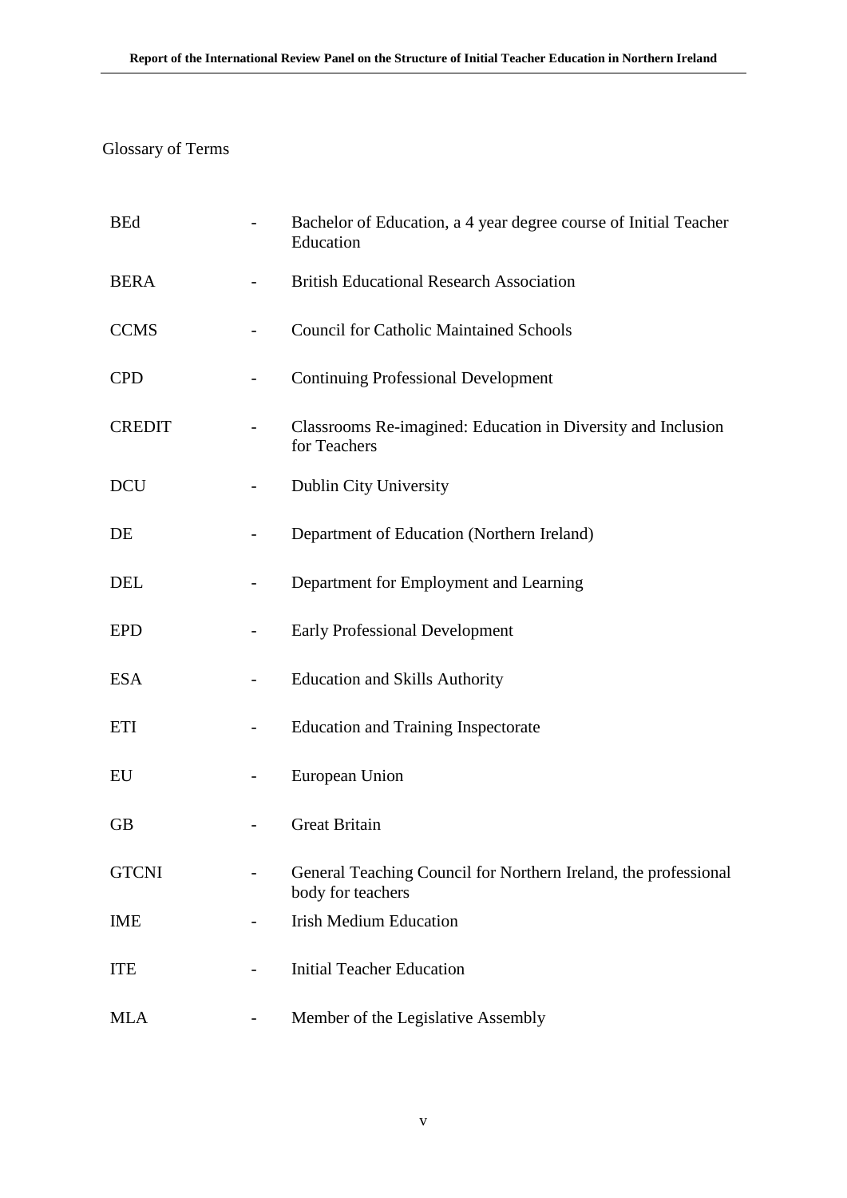## Glossary of Terms

| | | |
|---|---|---|
| BEd | - | Bachelor of Education, a 4 year degree course of Initial Teacher Education |
| BERA | - | British Educational Research Association |
| CCMS | - | Council for Catholic Maintained Schools |
| CPD | - | Continuing Professional Development |
| CREDIT | - | Classrooms Re-imagined: Education in Diversity and Inclusion for Teachers |
| DCU | - | Dublin City University |
| DE | - | Department of Education (Northern Ireland) |
| DEL | - | Department for Employment and Learning |
| EPD | - | Early Professional Development |
| ESA | - | Education and Skills Authority |
| ETI | - | Education and Training Inspectorate |
| EU | - | European Union |
| GB | - | Great Britain |
| GTCNI | - | General Teaching Council for Northern Ireland, the professional body for teachers |
| IME | - | Irish Medium Education |
| ITE | - | Initial Teacher Education |
| MLA | - | Member of the Legislative Assembly |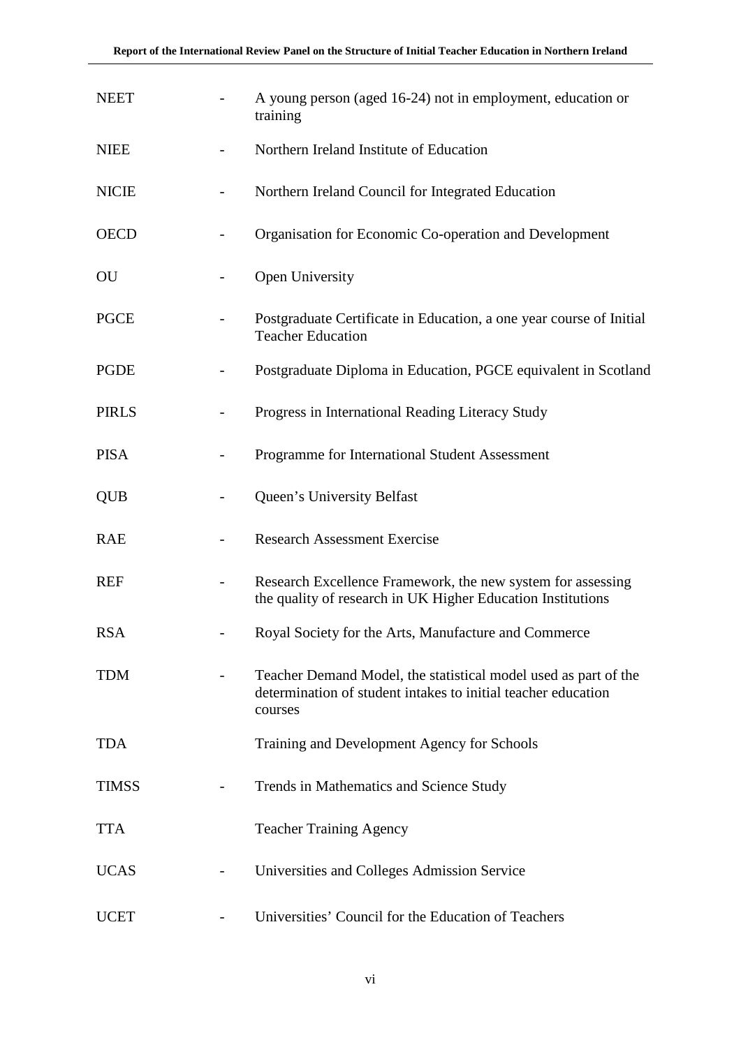| | | |
|---|---|---|
| NEET | - | A young person (aged 16-24) not in employment, education or training |
| NIEE | - | Northern Ireland Institute of Education |
| NICIE | - | Northern Ireland Council for Integrated Education |
| OECD | - | Organisation for Economic Co-operation and Development |
| OU | - | Open University |
| PGCE | - | Postgraduate Certificate in Education, a one year course of Initial Teacher Education |
| PGDE | - | Postgraduate Diploma in Education, PGCE equivalent in Scotland |
| PIRLS | - | Progress in International Reading Literacy Study |
| PISA | - | Programme for International Student Assessment |
| QUB | - | Queen's University Belfast |
| RAE | - | Research Assessment Exercise |
| REF | - | Research Excellence Framework, the new system for assessing the quality of research in UK Higher Education Institutions |
| RSA | - | Royal Society for the Arts, Manufacture and Commerce |
| TDM | - | Teacher Demand Model, the statistical model used as part of the determination of student intakes to initial teacher education courses |
| TDA | | Training and Development Agency for Schools |
| TIMSS | - | Trends in Mathematics and Science Study |
| TTA | | Teacher Training Agency |
| UCAS | - | Universities and Colleges Admission Service |
| UCET | - | Universities' Council for the Education of Teachers |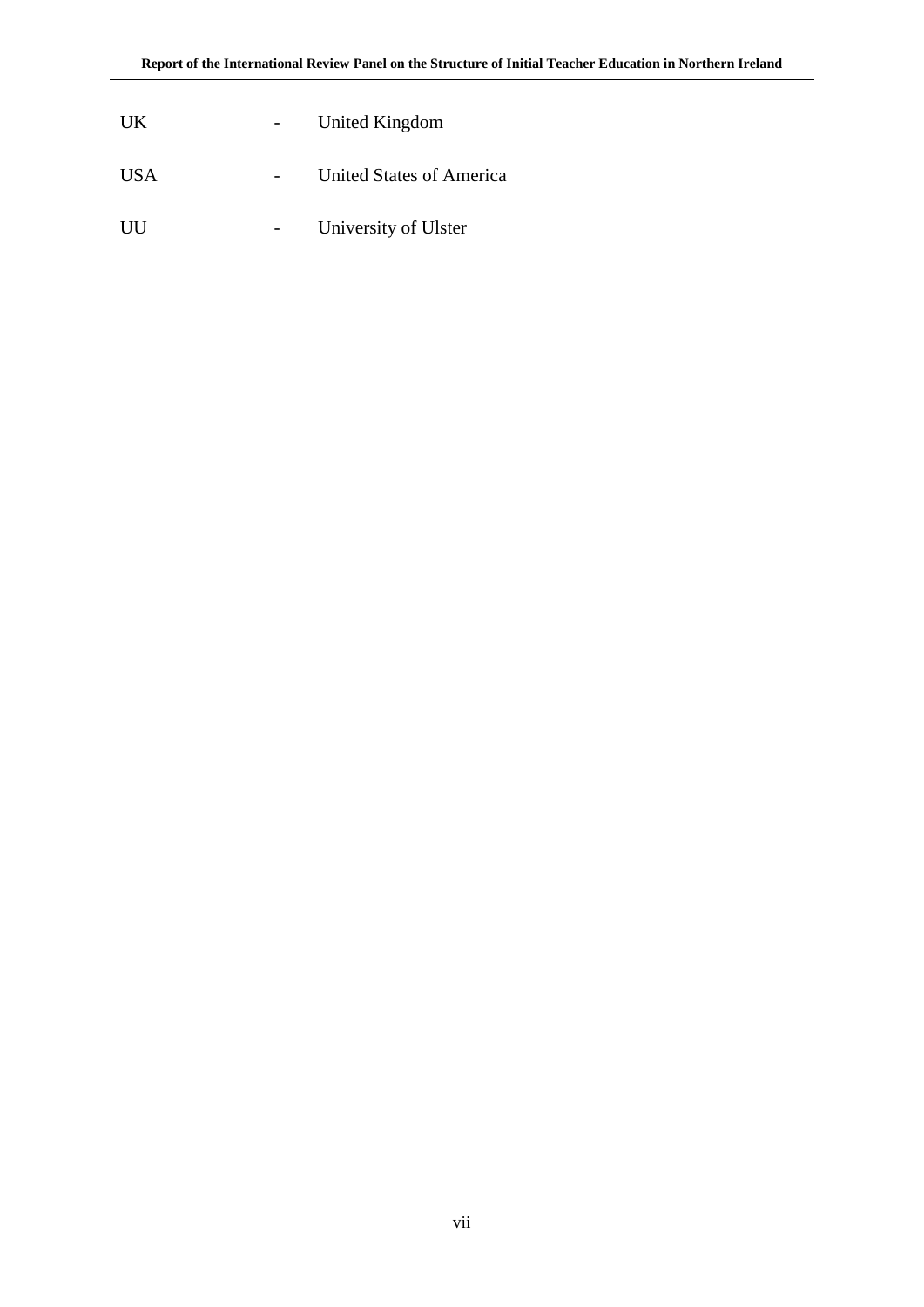| | | |
|---|---|---|
| UK | - | United Kingdom |
| USA | - | United States of America |
| UU | - | University of Ulster |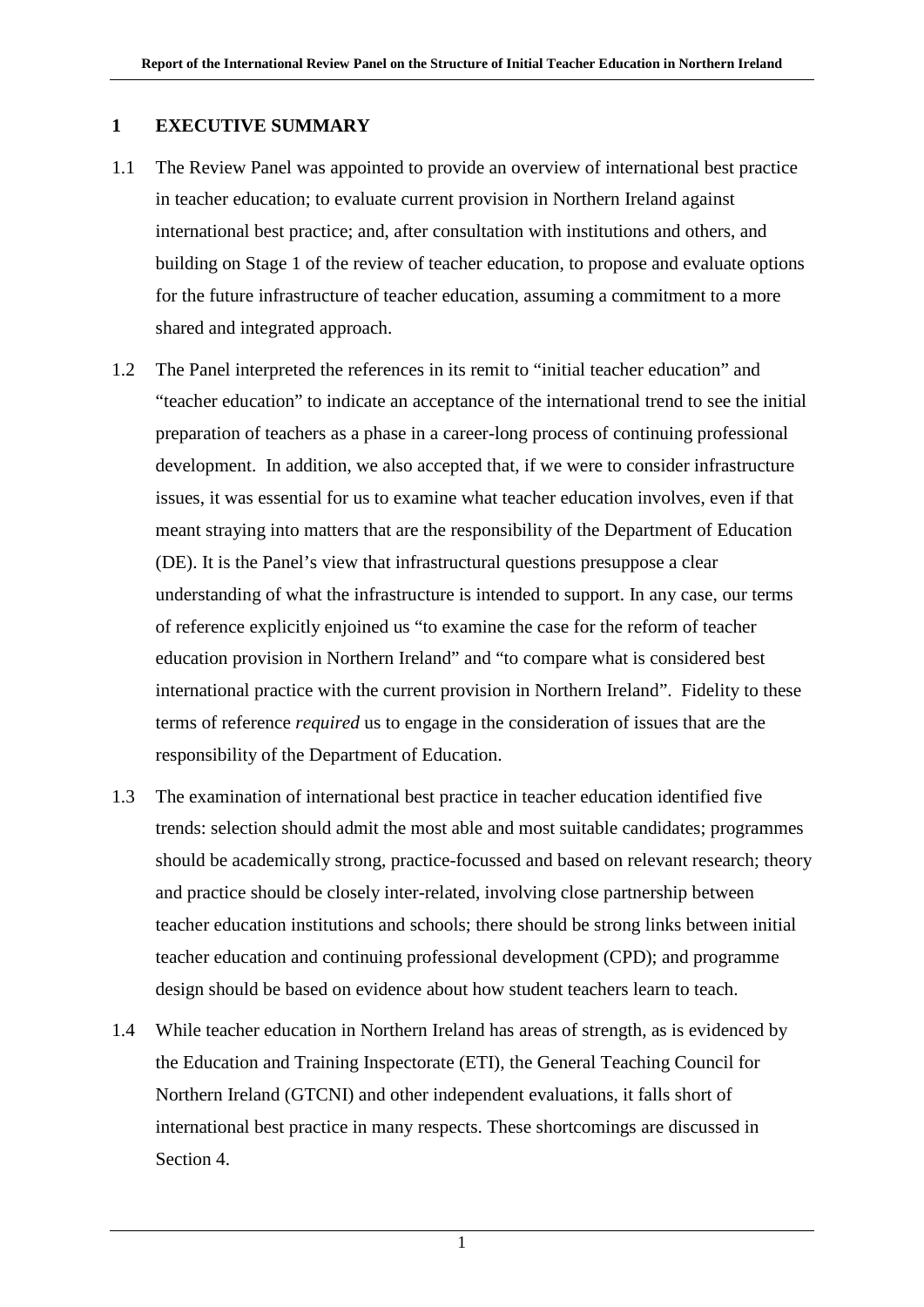# 1 EXECUTIVE SUMMARY

1.1 The Review Panel was appointed to provide an overview of international best practice in teacher education; to evaluate current provision in Northern Ireland against international best practice; and, after consultation with institutions and others, and building on Stage 1 of the review of teacher education, to propose and evaluate options for the future infrastructure of teacher education, assuming a commitment to a more shared and integrated approach.

1.2 The Panel interpreted the references in its remit to "initial teacher education" and "teacher education" to indicate an acceptance of the international trend to see the initial preparation of teachers as a phase in a career-long process of continuing professional development. In addition, we also accepted that, if we were to consider infrastructure issues, it was essential for us to examine what teacher education involves, even if that meant straying into matters that are the responsibility of the Department of Education (DE). It is the Panel's view that infrastructural questions presuppose a clear understanding of what the infrastructure is intended to support. In any case, our terms of reference explicitly enjoined us "to examine the case for the reform of teacher education provision in Northern Ireland" and "to compare what is considered best international practice with the current provision in Northern Ireland". Fidelity to these terms of reference *required* us to engage in the consideration of issues that are the responsibility of the Department of Education.

1.3 The examination of international best practice in teacher education identified five trends: selection should admit the most able and most suitable candidates; programmes should be academically strong, practice-focussed and based on relevant research; theory and practice should be closely inter-related, involving close partnership between teacher education institutions and schools; there should be strong links between initial teacher education and continuing professional development (CPD); and programme design should be based on evidence about how student teachers learn to teach.

1.4 While teacher education in Northern Ireland has areas of strength, as is evidenced by the Education and Training Inspectorate (ETI), the General Teaching Council for Northern Ireland (GTCNI) and other independent evaluations, it falls short of international best practice in many respects. These shortcomings are discussed in Section 4.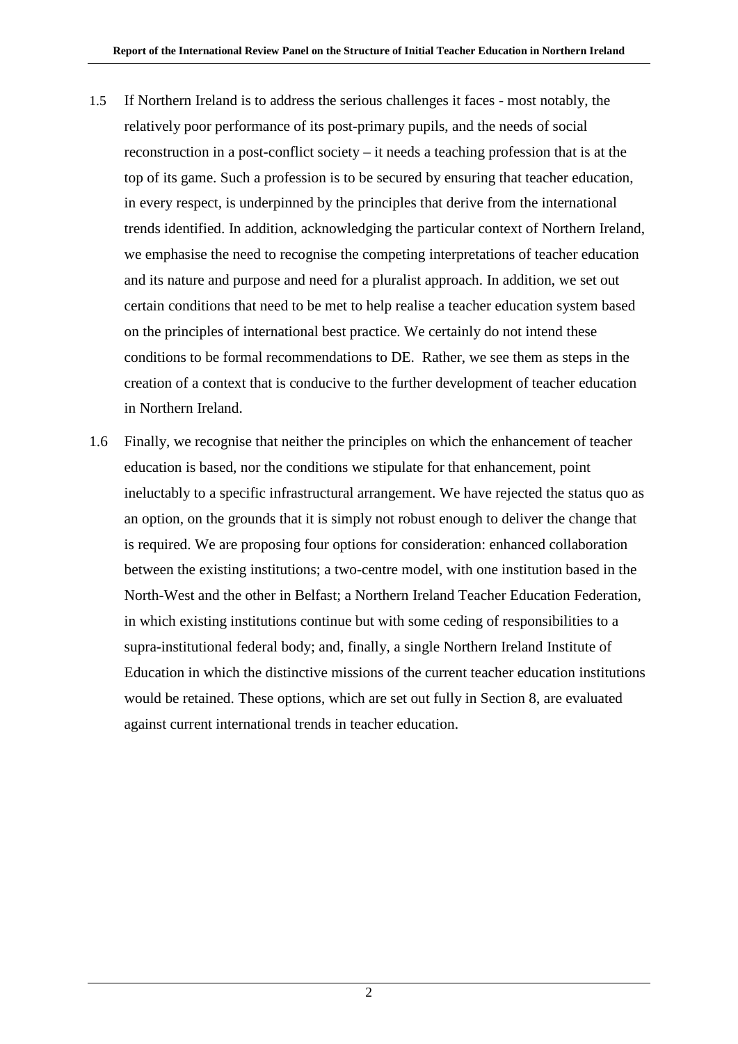1.5 If Northern Ireland is to address the serious challenges it faces - most notably, the relatively poor performance of its post-primary pupils, and the needs of social reconstruction in a post-conflict society – it needs a teaching profession that is at the top of its game. Such a profession is to be secured by ensuring that teacher education, in every respect, is underpinned by the principles that derive from the international trends identified. In addition, acknowledging the particular context of Northern Ireland, we emphasise the need to recognise the competing interpretations of teacher education and its nature and purpose and need for a pluralist approach. In addition, we set out certain conditions that need to be met to help realise a teacher education system based on the principles of international best practice. We certainly do not intend these conditions to be formal recommendations to DE. Rather, we see them as steps in the creation of a context that is conducive to the further development of teacher education in Northern Ireland.

1.6 Finally, we recognise that neither the principles on which the enhancement of teacher education is based, nor the conditions we stipulate for that enhancement, point ineluctably to a specific infrastructural arrangement. We have rejected the status quo as an option, on the grounds that it is simply not robust enough to deliver the change that is required. We are proposing four options for consideration: enhanced collaboration between the existing institutions; a two-centre model, with one institution based in the North-West and the other in Belfast; a Northern Ireland Teacher Education Federation, in which existing institutions continue but with some ceding of responsibilities to a supra-institutional federal body; and, finally, a single Northern Ireland Institute of Education in which the distinctive missions of the current teacher education institutions would be retained. These options, which are set out fully in Section 8, are evaluated against current international trends in teacher education.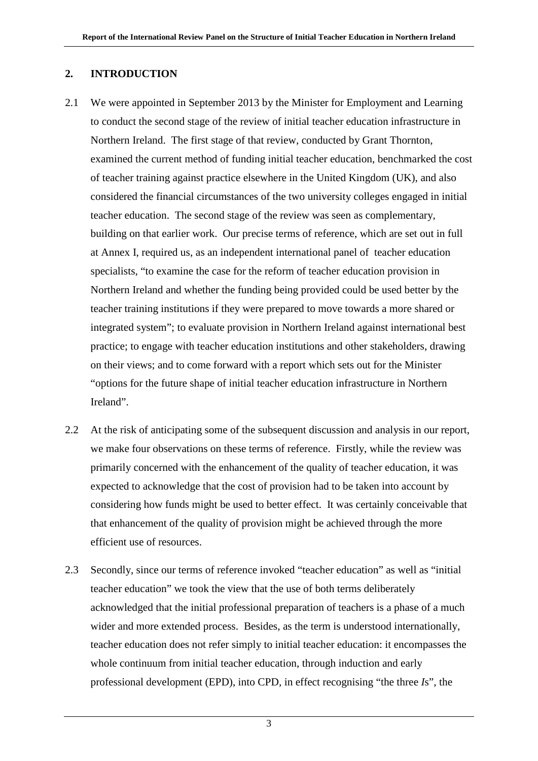## 2. INTRODUCTION

2.1 We were appointed in September 2013 by the Minister for Employment and Learning to conduct the second stage of the review of initial teacher education infrastructure in Northern Ireland. The first stage of that review, conducted by Grant Thornton, examined the current method of funding initial teacher education, benchmarked the cost of teacher training against practice elsewhere in the United Kingdom (UK), and also considered the financial circumstances of the two university colleges engaged in initial teacher education. The second stage of the review was seen as complementary, building on that earlier work. Our precise terms of reference, which are set out in full at Annex I, required us, as an independent international panel of teacher education specialists, "to examine the case for the reform of teacher education provision in Northern Ireland and whether the funding being provided could be used better by the teacher training institutions if they were prepared to move towards a more shared or integrated system"; to evaluate provision in Northern Ireland against international best practice; to engage with teacher education institutions and other stakeholders, drawing on their views; and to come forward with a report which sets out for the Minister "options for the future shape of initial teacher education infrastructure in Northern Ireland".

2.2 At the risk of anticipating some of the subsequent discussion and analysis in our report, we make four observations on these terms of reference. Firstly, while the review was primarily concerned with the enhancement of the quality of teacher education, it was expected to acknowledge that the cost of provision had to be taken into account by considering how funds might be used to better effect. It was certainly conceivable that that enhancement of the quality of provision might be achieved through the more efficient use of resources.

2.3 Secondly, since our terms of reference invoked "teacher education" as well as "initial teacher education" we took the view that the use of both terms deliberately acknowledged that the initial professional preparation of teachers is a phase of a much wider and more extended process. Besides, as the term is understood internationally, teacher education does not refer simply to initial teacher education: it encompasses the whole continuum from initial teacher education, through induction and early professional development (EPD), into CPD, in effect recognising "the three *I*s", the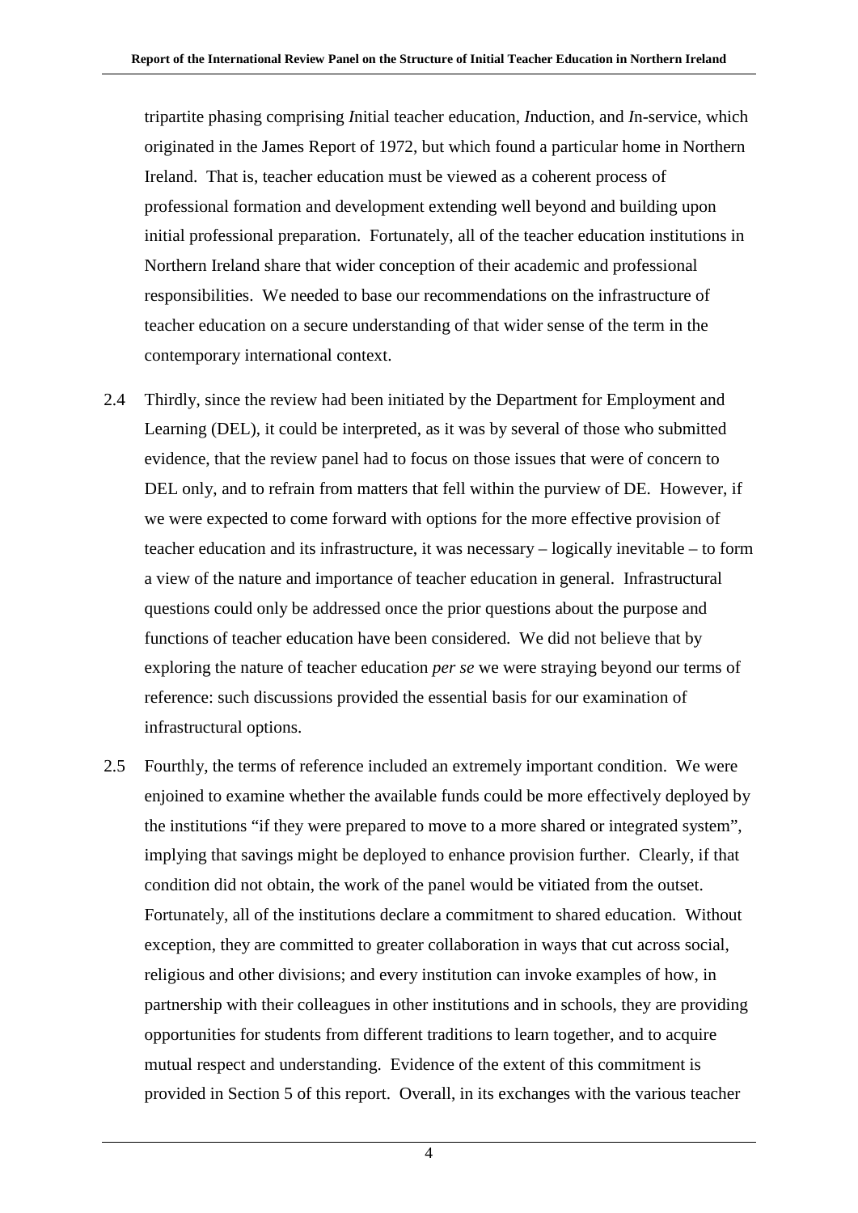tripartite phasing comprising *I*nitial teacher education, *I*nduction, and *I*n-service, which originated in the James Report of 1972, but which found a particular home in Northern Ireland. That is, teacher education must be viewed as a coherent process of professional formation and development extending well beyond and building upon initial professional preparation. Fortunately, all of the teacher education institutions in Northern Ireland share that wider conception of their academic and professional responsibilities. We needed to base our recommendations on the infrastructure of teacher education on a secure understanding of that wider sense of the term in the contemporary international context.

2.4 Thirdly, since the review had been initiated by the Department for Employment and Learning (DEL), it could be interpreted, as it was by several of those who submitted evidence, that the review panel had to focus on those issues that were of concern to DEL only, and to refrain from matters that fell within the purview of DE. However, if we were expected to come forward with options for the more effective provision of teacher education and its infrastructure, it was necessary – logically inevitable – to form a view of the nature and importance of teacher education in general. Infrastructural questions could only be addressed once the prior questions about the purpose and functions of teacher education have been considered. We did not believe that by exploring the nature of teacher education *per se* we were straying beyond our terms of reference: such discussions provided the essential basis for our examination of infrastructural options.

2.5 Fourthly, the terms of reference included an extremely important condition. We were enjoined to examine whether the available funds could be more effectively deployed by the institutions "if they were prepared to move to a more shared or integrated system", implying that savings might be deployed to enhance provision further. Clearly, if that condition did not obtain, the work of the panel would be vitiated from the outset. Fortunately, all of the institutions declare a commitment to shared education. Without exception, they are committed to greater collaboration in ways that cut across social, religious and other divisions; and every institution can invoke examples of how, in partnership with their colleagues in other institutions and in schools, they are providing opportunities for students from different traditions to learn together, and to acquire mutual respect and understanding. Evidence of the extent of this commitment is provided in Section 5 of this report. Overall, in its exchanges with the various teacher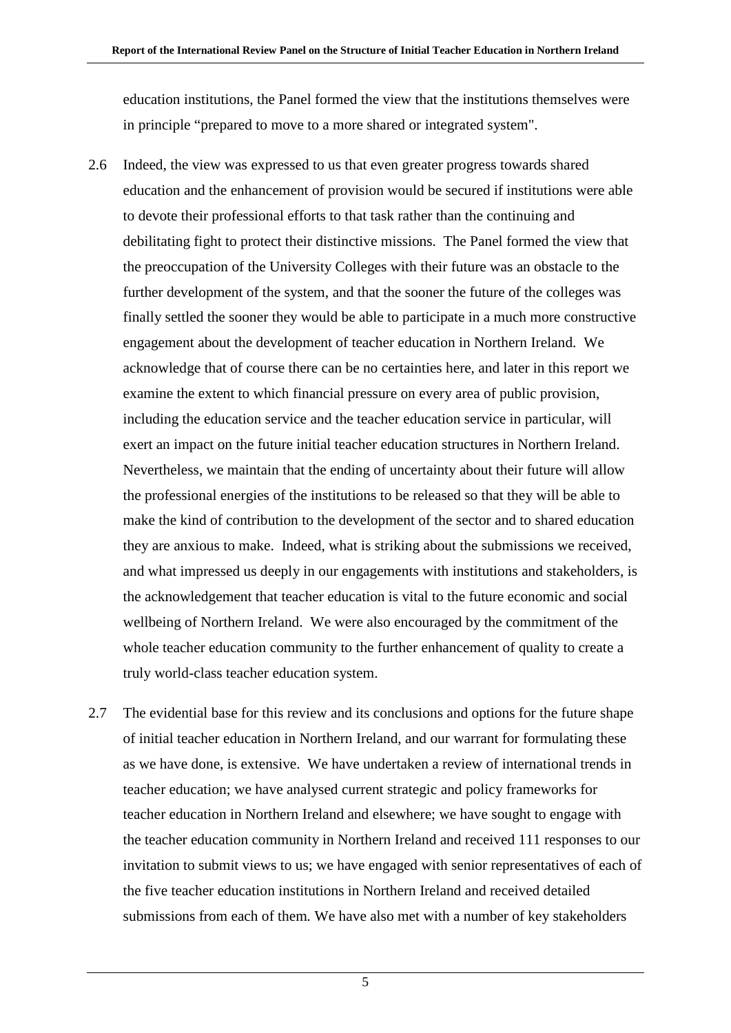education institutions, the Panel formed the view that the institutions themselves were in principle "prepared to move to a more shared or integrated system".

2.6 Indeed, the view was expressed to us that even greater progress towards shared education and the enhancement of provision would be secured if institutions were able to devote their professional efforts to that task rather than the continuing and debilitating fight to protect their distinctive missions. The Panel formed the view that the preoccupation of the University Colleges with their future was an obstacle to the further development of the system, and that the sooner the future of the colleges was finally settled the sooner they would be able to participate in a much more constructive engagement about the development of teacher education in Northern Ireland. We acknowledge that of course there can be no certainties here, and later in this report we examine the extent to which financial pressure on every area of public provision, including the education service and the teacher education service in particular, will exert an impact on the future initial teacher education structures in Northern Ireland. Nevertheless, we maintain that the ending of uncertainty about their future will allow the professional energies of the institutions to be released so that they will be able to make the kind of contribution to the development of the sector and to shared education they are anxious to make. Indeed, what is striking about the submissions we received, and what impressed us deeply in our engagements with institutions and stakeholders, is the acknowledgement that teacher education is vital to the future economic and social wellbeing of Northern Ireland. We were also encouraged by the commitment of the whole teacher education community to the further enhancement of quality to create a truly world-class teacher education system.

2.7 The evidential base for this review and its conclusions and options for the future shape of initial teacher education in Northern Ireland, and our warrant for formulating these as we have done, is extensive. We have undertaken a review of international trends in teacher education; we have analysed current strategic and policy frameworks for teacher education in Northern Ireland and elsewhere; we have sought to engage with the teacher education community in Northern Ireland and received 111 responses to our invitation to submit views to us; we have engaged with senior representatives of each of the five teacher education institutions in Northern Ireland and received detailed submissions from each of them. We have also met with a number of key stakeholders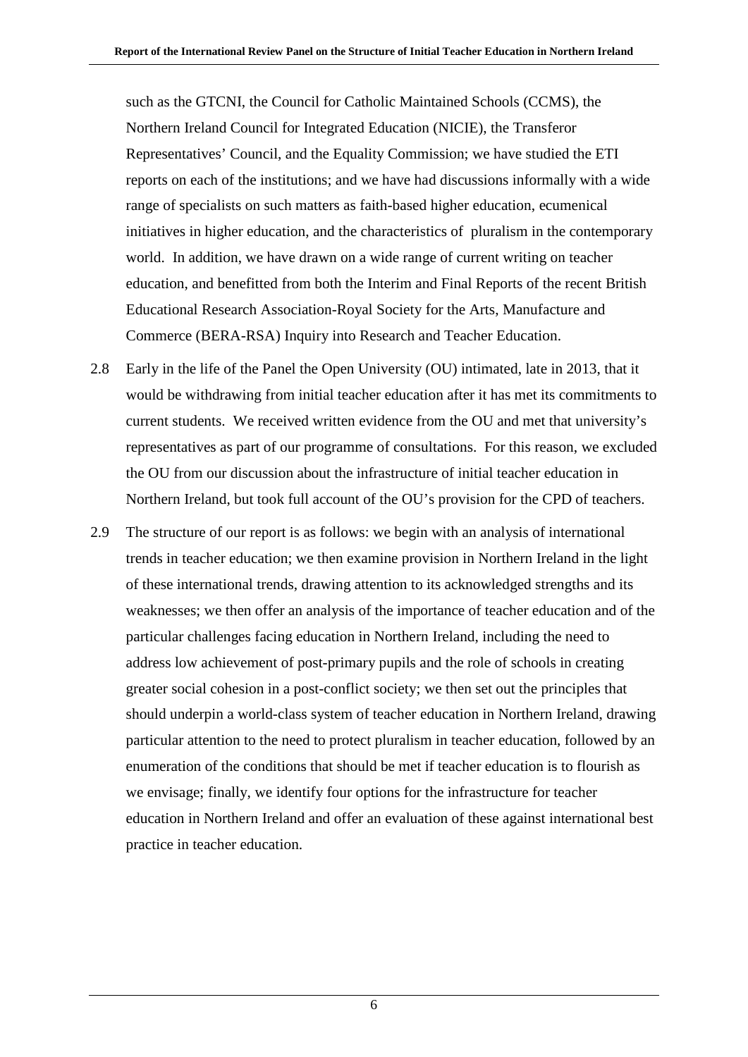such as the GTCNI, the Council for Catholic Maintained Schools (CCMS), the Northern Ireland Council for Integrated Education (NICIE), the Transferor Representatives' Council, and the Equality Commission; we have studied the ETI reports on each of the institutions; and we have had discussions informally with a wide range of specialists on such matters as faith-based higher education, ecumenical initiatives in higher education, and the characteristics of pluralism in the contemporary world. In addition, we have drawn on a wide range of current writing on teacher education, and benefitted from both the Interim and Final Reports of the recent British Educational Research Association-Royal Society for the Arts, Manufacture and Commerce (BERA-RSA) Inquiry into Research and Teacher Education.

2.8 Early in the life of the Panel the Open University (OU) intimated, late in 2013, that it would be withdrawing from initial teacher education after it has met its commitments to current students. We received written evidence from the OU and met that university's representatives as part of our programme of consultations. For this reason, we excluded the OU from our discussion about the infrastructure of initial teacher education in Northern Ireland, but took full account of the OU's provision for the CPD of teachers.

2.9 The structure of our report is as follows: we begin with an analysis of international trends in teacher education; we then examine provision in Northern Ireland in the light of these international trends, drawing attention to its acknowledged strengths and its weaknesses; we then offer an analysis of the importance of teacher education and of the particular challenges facing education in Northern Ireland, including the need to address low achievement of post-primary pupils and the role of schools in creating greater social cohesion in a post-conflict society; we then set out the principles that should underpin a world-class system of teacher education in Northern Ireland, drawing particular attention to the need to protect pluralism in teacher education, followed by an enumeration of the conditions that should be met if teacher education is to flourish as we envisage; finally, we identify four options for the infrastructure for teacher education in Northern Ireland and offer an evaluation of these against international best practice in teacher education.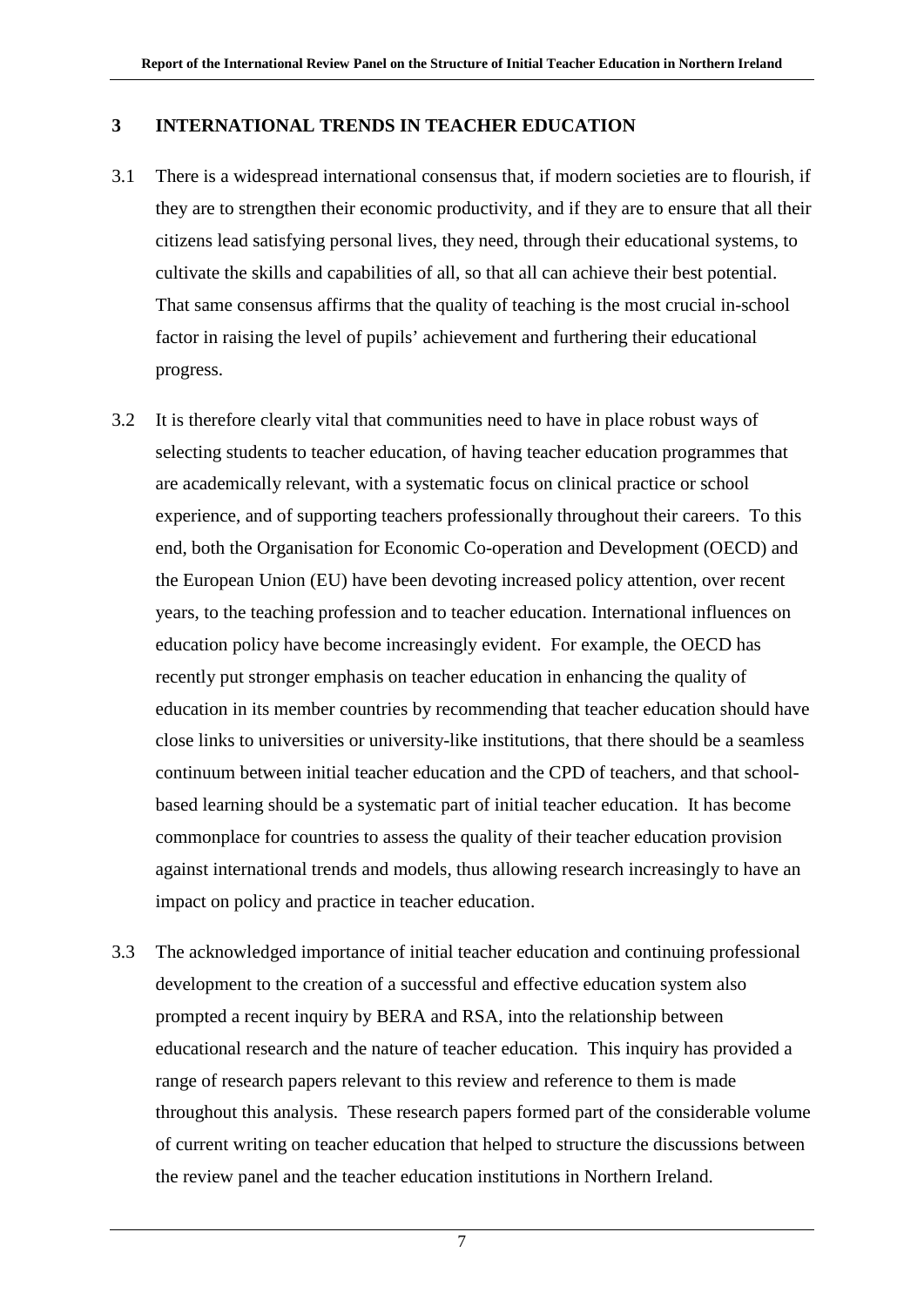## 3 INTERNATIONAL TRENDS IN TEACHER EDUCATION

3.1 There is a widespread international consensus that, if modern societies are to flourish, if they are to strengthen their economic productivity, and if they are to ensure that all their citizens lead satisfying personal lives, they need, through their educational systems, to cultivate the skills and capabilities of all, so that all can achieve their best potential. That same consensus affirms that the quality of teaching is the most crucial in-school factor in raising the level of pupils' achievement and furthering their educational progress.

3.2 It is therefore clearly vital that communities need to have in place robust ways of selecting students to teacher education, of having teacher education programmes that are academically relevant, with a systematic focus on clinical practice or school experience, and of supporting teachers professionally throughout their careers. To this end, both the Organisation for Economic Co-operation and Development (OECD) and the European Union (EU) have been devoting increased policy attention, over recent years, to the teaching profession and to teacher education. International influences on education policy have become increasingly evident. For example, the OECD has recently put stronger emphasis on teacher education in enhancing the quality of education in its member countries by recommending that teacher education should have close links to universities or university-like institutions, that there should be a seamless continuum between initial teacher education and the CPD of teachers, and that school-based learning should be a systematic part of initial teacher education. It has become commonplace for countries to assess the quality of their teacher education provision against international trends and models, thus allowing research increasingly to have an impact on policy and practice in teacher education.

3.3 The acknowledged importance of initial teacher education and continuing professional development to the creation of a successful and effective education system also prompted a recent inquiry by BERA and RSA, into the relationship between educational research and the nature of teacher education. This inquiry has provided a range of research papers relevant to this review and reference to them is made throughout this analysis. These research papers formed part of the considerable volume of current writing on teacher education that helped to structure the discussions between the review panel and the teacher education institutions in Northern Ireland.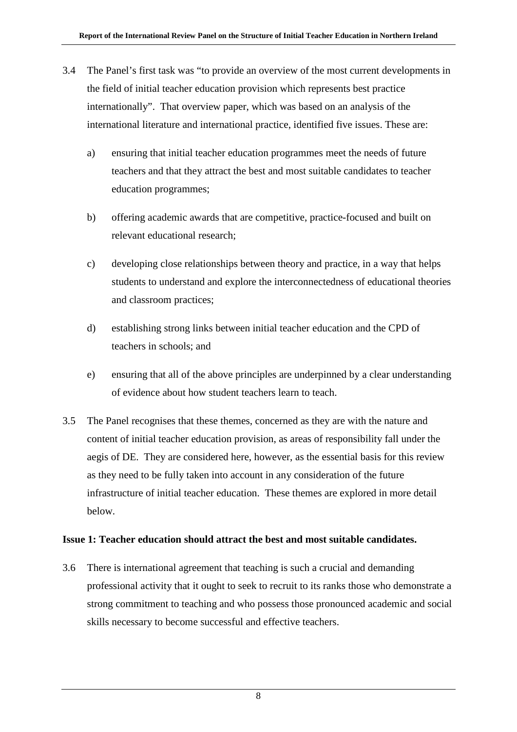3.4 The Panel's first task was "to provide an overview of the most current developments in the field of initial teacher education provision which represents best practice internationally". That overview paper, which was based on an analysis of the international literature and international practice, identified five issues. These are:

a) ensuring that initial teacher education programmes meet the needs of future teachers and that they attract the best and most suitable candidates to teacher education programmes;

b) offering academic awards that are competitive, practice-focused and built on relevant educational research;

c) developing close relationships between theory and practice, in a way that helps students to understand and explore the interconnectedness of educational theories and classroom practices;

d) establishing strong links between initial teacher education and the CPD of teachers in schools; and

e) ensuring that all of the above principles are underpinned by a clear understanding of evidence about how student teachers learn to teach.

3.5 The Panel recognises that these themes, concerned as they are with the nature and content of initial teacher education provision, as areas of responsibility fall under the aegis of DE. They are considered here, however, as the essential basis for this review as they need to be fully taken into account in any consideration of the future infrastructure of initial teacher education. These themes are explored in more detail below.

**Issue 1: Teacher education should attract the best and most suitable candidates.**

3.6 There is international agreement that teaching is such a crucial and demanding professional activity that it ought to seek to recruit to its ranks those who demonstrate a strong commitment to teaching and who possess those pronounced academic and social skills necessary to become successful and effective teachers.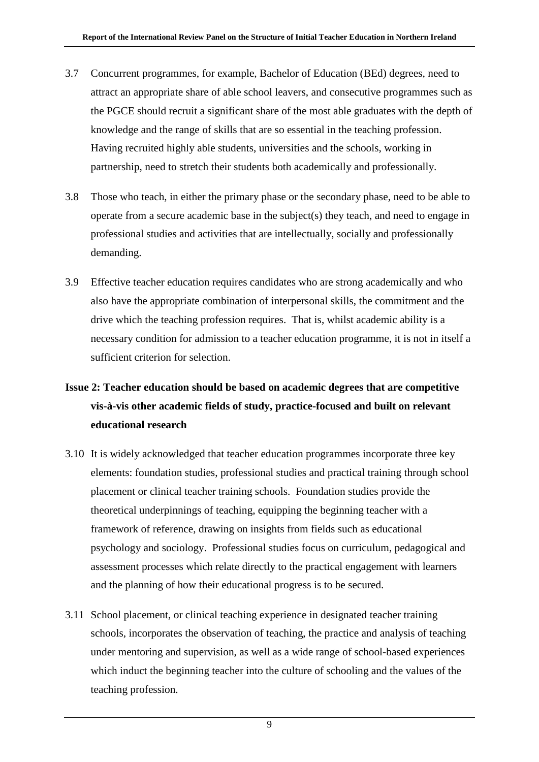3.7 Concurrent programmes, for example, Bachelor of Education (BEd) degrees, need to attract an appropriate share of able school leavers, and consecutive programmes such as the PGCE should recruit a significant share of the most able graduates with the depth of knowledge and the range of skills that are so essential in the teaching profession. Having recruited highly able students, universities and the schools, working in partnership, need to stretch their students both academically and professionally.

3.8 Those who teach, in either the primary phase or the secondary phase, need to be able to operate from a secure academic base in the subject(s) they teach, and need to engage in professional studies and activities that are intellectually, socially and professionally demanding.

3.9 Effective teacher education requires candidates who are strong academically and who also have the appropriate combination of interpersonal skills, the commitment and the drive which the teaching profession requires. That is, whilst academic ability is a necessary condition for admission to a teacher education programme, it is not in itself a sufficient criterion for selection.

**Issue 2: Teacher education should be based on academic degrees that are competitive vis-à-vis other academic fields of study, practice-focused and built on relevant educational research**

3.10 It is widely acknowledged that teacher education programmes incorporate three key elements: foundation studies, professional studies and practical training through school placement or clinical teacher training schools. Foundation studies provide the theoretical underpinnings of teaching, equipping the beginning teacher with a framework of reference, drawing on insights from fields such as educational psychology and sociology. Professional studies focus on curriculum, pedagogical and assessment processes which relate directly to the practical engagement with learners and the planning of how their educational progress is to be secured.

3.11 School placement, or clinical teaching experience in designated teacher training schools, incorporates the observation of teaching, the practice and analysis of teaching under mentoring and supervision, as well as a wide range of school-based experiences which induct the beginning teacher into the culture of schooling and the values of the teaching profession.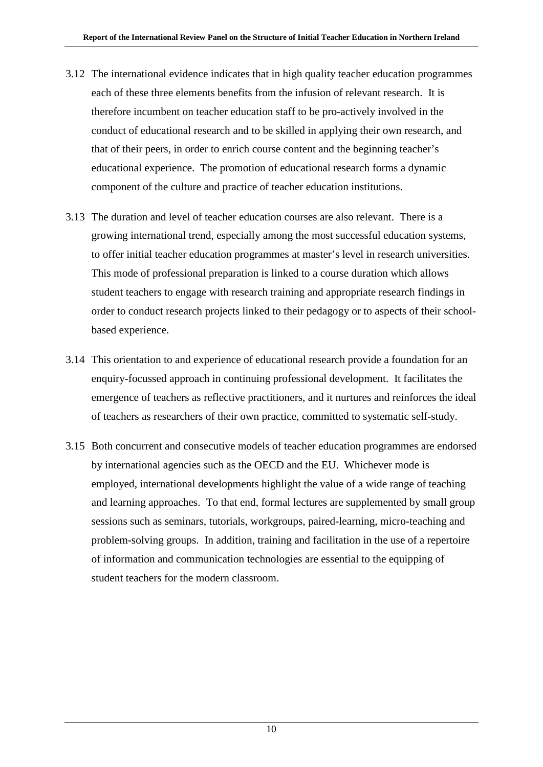3.12 The international evidence indicates that in high quality teacher education programmes each of these three elements benefits from the infusion of relevant research. It is therefore incumbent on teacher education staff to be pro-actively involved in the conduct of educational research and to be skilled in applying their own research, and that of their peers, in order to enrich course content and the beginning teacher's educational experience. The promotion of educational research forms a dynamic component of the culture and practice of teacher education institutions.

3.13 The duration and level of teacher education courses are also relevant. There is a growing international trend, especially among the most successful education systems, to offer initial teacher education programmes at master's level in research universities. This mode of professional preparation is linked to a course duration which allows student teachers to engage with research training and appropriate research findings in order to conduct research projects linked to their pedagogy or to aspects of their school-based experience.

3.14 This orientation to and experience of educational research provide a foundation for an enquiry-focussed approach in continuing professional development. It facilitates the emergence of teachers as reflective practitioners, and it nurtures and reinforces the ideal of teachers as researchers of their own practice, committed to systematic self-study.

3.15 Both concurrent and consecutive models of teacher education programmes are endorsed by international agencies such as the OECD and the EU. Whichever mode is employed, international developments highlight the value of a wide range of teaching and learning approaches. To that end, formal lectures are supplemented by small group sessions such as seminars, tutorials, workgroups, paired-learning, micro-teaching and problem-solving groups. In addition, training and facilitation in the use of a repertoire of information and communication technologies are essential to the equipping of student teachers for the modern classroom.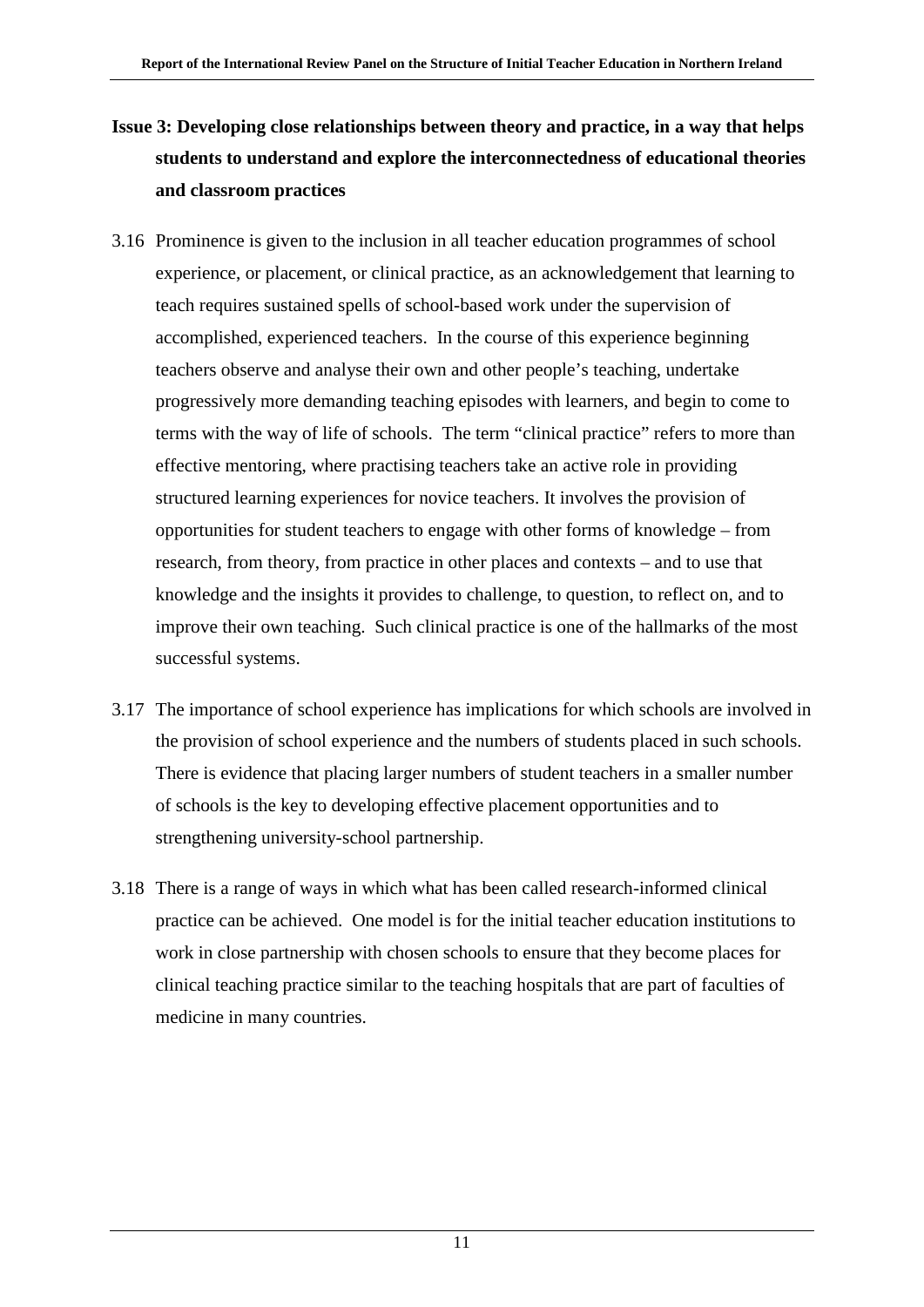**Issue 3: Developing close relationships between theory and practice, in a way that helps students to understand and explore the interconnectedness of educational theories and classroom practices**

3.16 Prominence is given to the inclusion in all teacher education programmes of school experience, or placement, or clinical practice, as an acknowledgement that learning to teach requires sustained spells of school-based work under the supervision of accomplished, experienced teachers. In the course of this experience beginning teachers observe and analyse their own and other people's teaching, undertake progressively more demanding teaching episodes with learners, and begin to come to terms with the way of life of schools. The term "clinical practice" refers to more than effective mentoring, where practising teachers take an active role in providing structured learning experiences for novice teachers. It involves the provision of opportunities for student teachers to engage with other forms of knowledge – from research, from theory, from practice in other places and contexts – and to use that knowledge and the insights it provides to challenge, to question, to reflect on, and to improve their own teaching. Such clinical practice is one of the hallmarks of the most successful systems.

3.17 The importance of school experience has implications for which schools are involved in the provision of school experience and the numbers of students placed in such schools. There is evidence that placing larger numbers of student teachers in a smaller number of schools is the key to developing effective placement opportunities and to strengthening university-school partnership.

3.18 There is a range of ways in which what has been called research-informed clinical practice can be achieved. One model is for the initial teacher education institutions to work in close partnership with chosen schools to ensure that they become places for clinical teaching practice similar to the teaching hospitals that are part of faculties of medicine in many countries.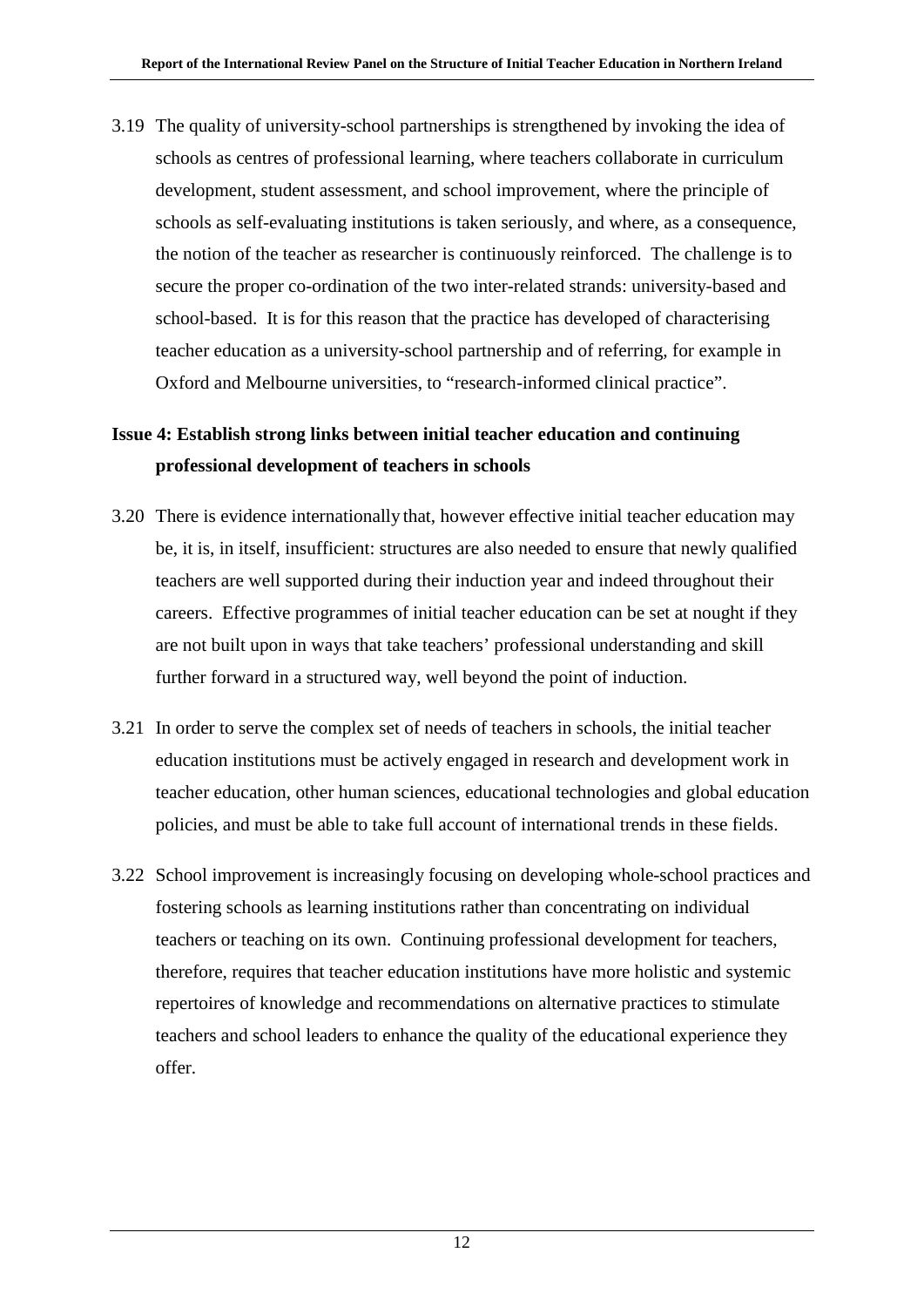3.19 The quality of university-school partnerships is strengthened by invoking the idea of schools as centres of professional learning, where teachers collaborate in curriculum development, student assessment, and school improvement, where the principle of schools as self-evaluating institutions is taken seriously, and where, as a consequence, the notion of the teacher as researcher is continuously reinforced. The challenge is to secure the proper co-ordination of the two inter-related strands: university-based and school-based. It is for this reason that the practice has developed of characterising teacher education as a university-school partnership and of referring, for example in Oxford and Melbourne universities, to "research-informed clinical practice".

**Issue 4: Establish strong links between initial teacher education and continuing professional development of teachers in schools**

3.20 There is evidence internationally that, however effective initial teacher education may be, it is, in itself, insufficient: structures are also needed to ensure that newly qualified teachers are well supported during their induction year and indeed throughout their careers. Effective programmes of initial teacher education can be set at nought if they are not built upon in ways that take teachers' professional understanding and skill further forward in a structured way, well beyond the point of induction.

3.21 In order to serve the complex set of needs of teachers in schools, the initial teacher education institutions must be actively engaged in research and development work in teacher education, other human sciences, educational technologies and global education policies, and must be able to take full account of international trends in these fields.

3.22 School improvement is increasingly focusing on developing whole-school practices and fostering schools as learning institutions rather than concentrating on individual teachers or teaching on its own. Continuing professional development for teachers, therefore, requires that teacher education institutions have more holistic and systemic repertoires of knowledge and recommendations on alternative practices to stimulate teachers and school leaders to enhance the quality of the educational experience they offer.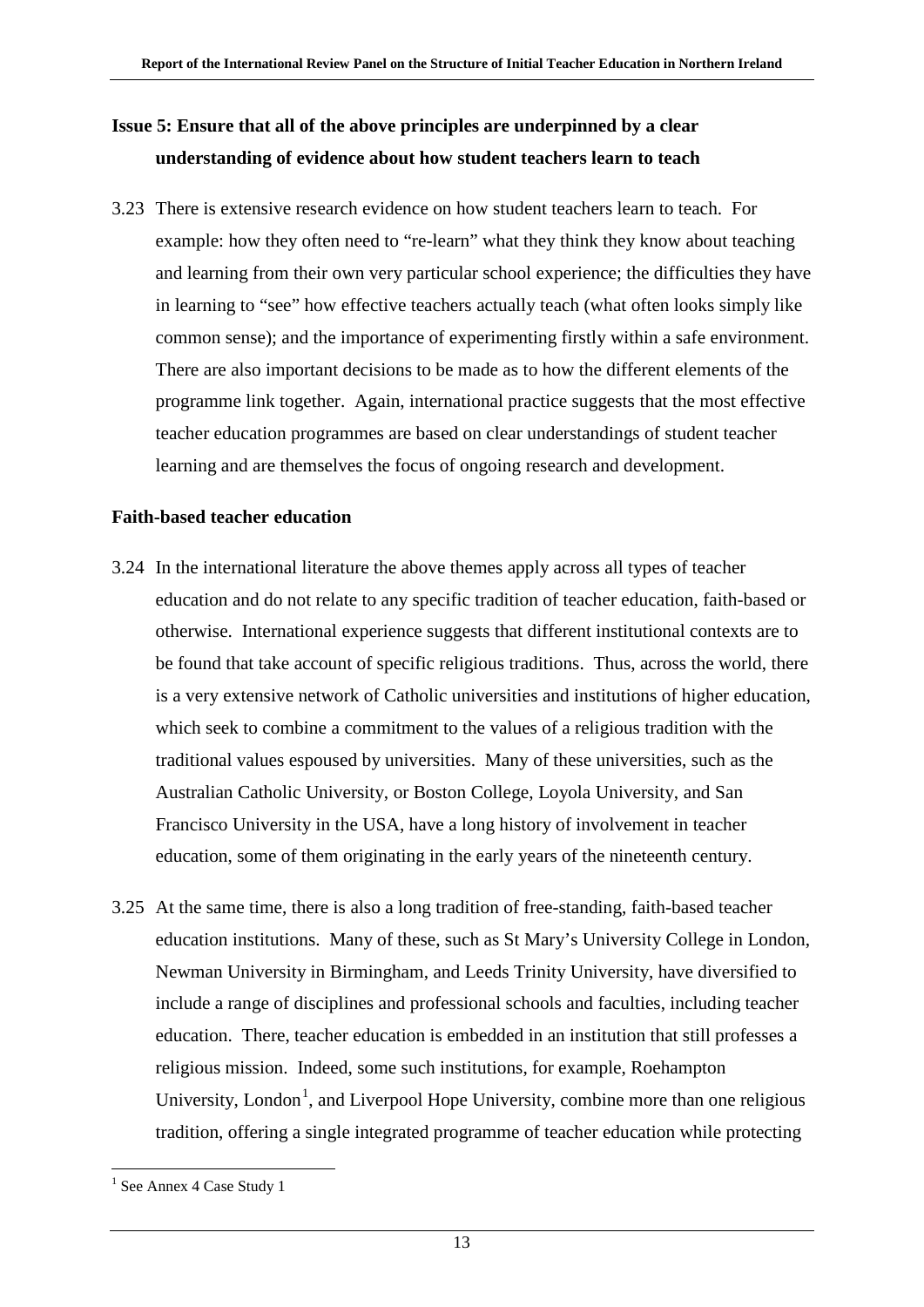**Issue 5: Ensure that all of the above principles are underpinned by a clear understanding of evidence about how student teachers learn to teach**

3.23 There is extensive research evidence on how student teachers learn to teach. For example: how they often need to "re-learn" what they think they know about teaching and learning from their own very particular school experience; the difficulties they have in learning to "see" how effective teachers actually teach (what often looks simply like common sense); and the importance of experimenting firstly within a safe environment. There are also important decisions to be made as to how the different elements of the programme link together. Again, international practice suggests that the most effective teacher education programmes are based on clear understandings of student teacher learning and are themselves the focus of ongoing research and development.

**Faith-based teacher education**

3.24 In the international literature the above themes apply across all types of teacher education and do not relate to any specific tradition of teacher education, faith-based or otherwise. International experience suggests that different institutional contexts are to be found that take account of specific religious traditions. Thus, across the world, there is a very extensive network of Catholic universities and institutions of higher education, which seek to combine a commitment to the values of a religious tradition with the traditional values espoused by universities. Many of these universities, such as the Australian Catholic University, or Boston College, Loyola University, and San Francisco University in the USA, have a long history of involvement in teacher education, some of them originating in the early years of the nineteenth century.

3.25 At the same time, there is also a long tradition of free-standing, faith-based teacher education institutions. Many of these, such as St Mary's University College in London, Newman University in Birmingham, and Leeds Trinity University, have diversified to include a range of disciplines and professional schools and faculties, including teacher education. There, teacher education is embedded in an institution that still professes a religious mission. Indeed, some such institutions, for example, Roehampton University, London[1], and Liverpool Hope University, combine more than one religious tradition, offering a single integrated programme of teacher education while protecting

[1] See Annex 4 Case Study 1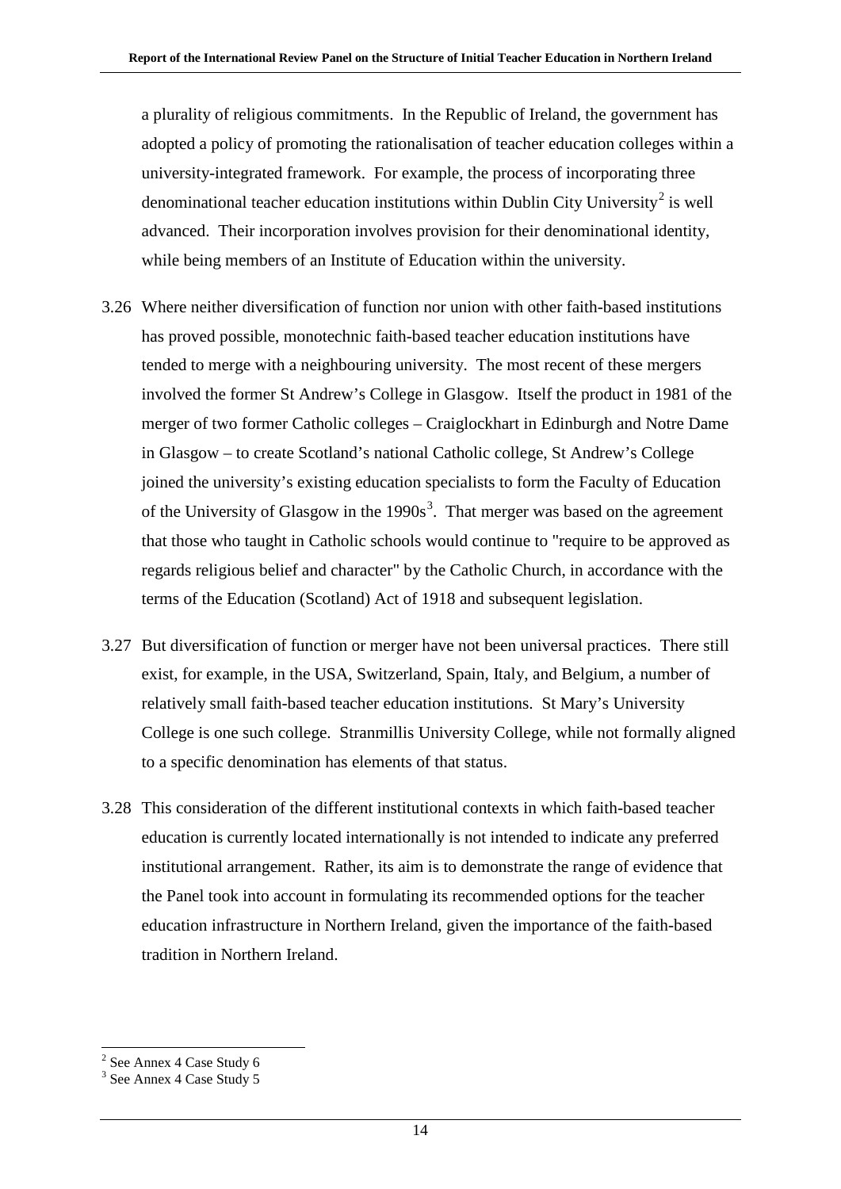a plurality of religious commitments. In the Republic of Ireland, the government has adopted a policy of promoting the rationalisation of teacher education colleges within a university-integrated framework. For example, the process of incorporating three denominational teacher education institutions within Dublin City University[2] is well advanced. Their incorporation involves provision for their denominational identity, while being members of an Institute of Education within the university.

3.26 Where neither diversification of function nor union with other faith-based institutions has proved possible, monotechnic faith-based teacher education institutions have tended to merge with a neighbouring university. The most recent of these mergers involved the former St Andrew's College in Glasgow. Itself the product in 1981 of the merger of two former Catholic colleges – Craiglockhart in Edinburgh and Notre Dame in Glasgow – to create Scotland's national Catholic college, St Andrew's College joined the university's existing education specialists to form the Faculty of Education of the University of Glasgow in the 1990s[3]. That merger was based on the agreement that those who taught in Catholic schools would continue to "require to be approved as regards religious belief and character" by the Catholic Church, in accordance with the terms of the Education (Scotland) Act of 1918 and subsequent legislation.

3.27 But diversification of function or merger have not been universal practices. There still exist, for example, in the USA, Switzerland, Spain, Italy, and Belgium, a number of relatively small faith-based teacher education institutions. St Mary's University College is one such college. Stranmillis University College, while not formally aligned to a specific denomination has elements of that status.

3.28 This consideration of the different institutional contexts in which faith-based teacher education is currently located internationally is not intended to indicate any preferred institutional arrangement. Rather, its aim is to demonstrate the range of evidence that the Panel took into account in formulating its recommended options for the teacher education infrastructure in Northern Ireland, given the importance of the faith-based tradition in Northern Ireland.

---

[2] See Annex 4 Case Study 6

[3] See Annex 4 Case Study 5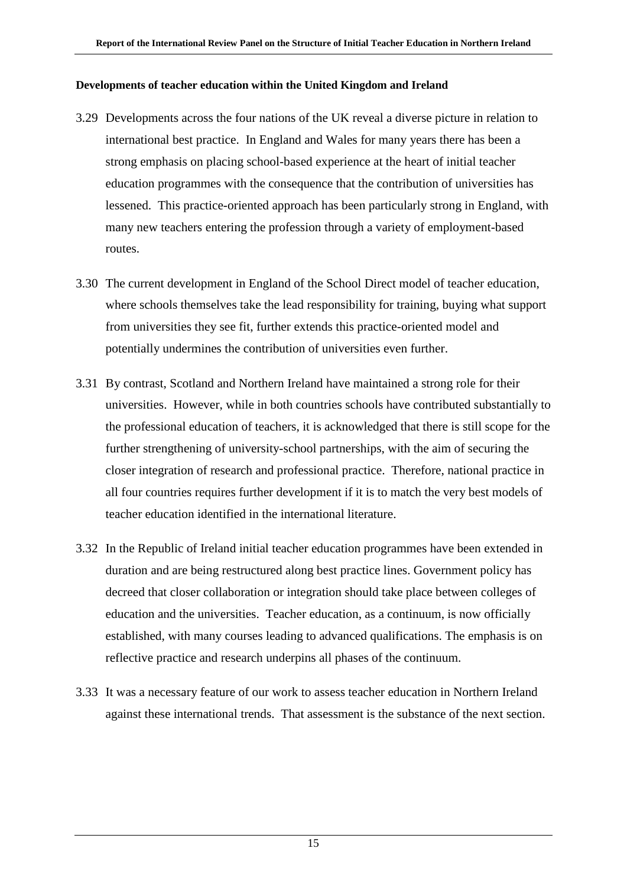**Developments of teacher education within the United Kingdom and Ireland**

3.29 Developments across the four nations of the UK reveal a diverse picture in relation to international best practice. In England and Wales for many years there has been a strong emphasis on placing school-based experience at the heart of initial teacher education programmes with the consequence that the contribution of universities has lessened. This practice-oriented approach has been particularly strong in England, with many new teachers entering the profession through a variety of employment-based routes.

3.30 The current development in England of the School Direct model of teacher education, where schools themselves take the lead responsibility for training, buying what support from universities they see fit, further extends this practice-oriented model and potentially undermines the contribution of universities even further.

3.31 By contrast, Scotland and Northern Ireland have maintained a strong role for their universities. However, while in both countries schools have contributed substantially to the professional education of teachers, it is acknowledged that there is still scope for the further strengthening of university-school partnerships, with the aim of securing the closer integration of research and professional practice. Therefore, national practice in all four countries requires further development if it is to match the very best models of teacher education identified in the international literature.

3.32 In the Republic of Ireland initial teacher education programmes have been extended in duration and are being restructured along best practice lines. Government policy has decreed that closer collaboration or integration should take place between colleges of education and the universities. Teacher education, as a continuum, is now officially established, with many courses leading to advanced qualifications. The emphasis is on reflective practice and research underpins all phases of the continuum.

3.33 It was a necessary feature of our work to assess teacher education in Northern Ireland against these international trends. That assessment is the substance of the next section.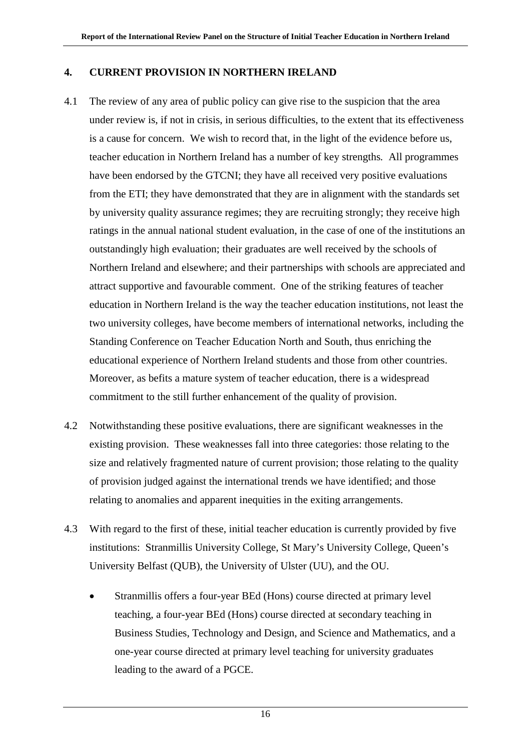## 4. CURRENT PROVISION IN NORTHERN IRELAND

4.1 The review of any area of public policy can give rise to the suspicion that the area under review is, if not in crisis, in serious difficulties, to the extent that its effectiveness is a cause for concern. We wish to record that, in the light of the evidence before us, teacher education in Northern Ireland has a number of key strengths. All programmes have been endorsed by the GTCNI; they have all received very positive evaluations from the ETI; they have demonstrated that they are in alignment with the standards set by university quality assurance regimes; they are recruiting strongly; they receive high ratings in the annual national student evaluation, in the case of one of the institutions an outstandingly high evaluation; their graduates are well received by the schools of Northern Ireland and elsewhere; and their partnerships with schools are appreciated and attract supportive and favourable comment. One of the striking features of teacher education in Northern Ireland is the way the teacher education institutions, not least the two university colleges, have become members of international networks, including the Standing Conference on Teacher Education North and South, thus enriching the educational experience of Northern Ireland students and those from other countries. Moreover, as befits a mature system of teacher education, there is a widespread commitment to the still further enhancement of the quality of provision.

4.2 Notwithstanding these positive evaluations, there are significant weaknesses in the existing provision. These weaknesses fall into three categories: those relating to the size and relatively fragmented nature of current provision; those relating to the quality of provision judged against the international trends we have identified; and those relating to anomalies and apparent inequities in the exiting arrangements.

4.3 With regard to the first of these, initial teacher education is currently provided by five institutions: Stranmillis University College, St Mary's University College, Queen's University Belfast (QUB), the University of Ulster (UU), and the OU.

- Stranmillis offers a four-year BEd (Hons) course directed at primary level teaching, a four-year BEd (Hons) course directed at secondary teaching in Business Studies, Technology and Design, and Science and Mathematics, and a one-year course directed at primary level teaching for university graduates leading to the award of a PGCE.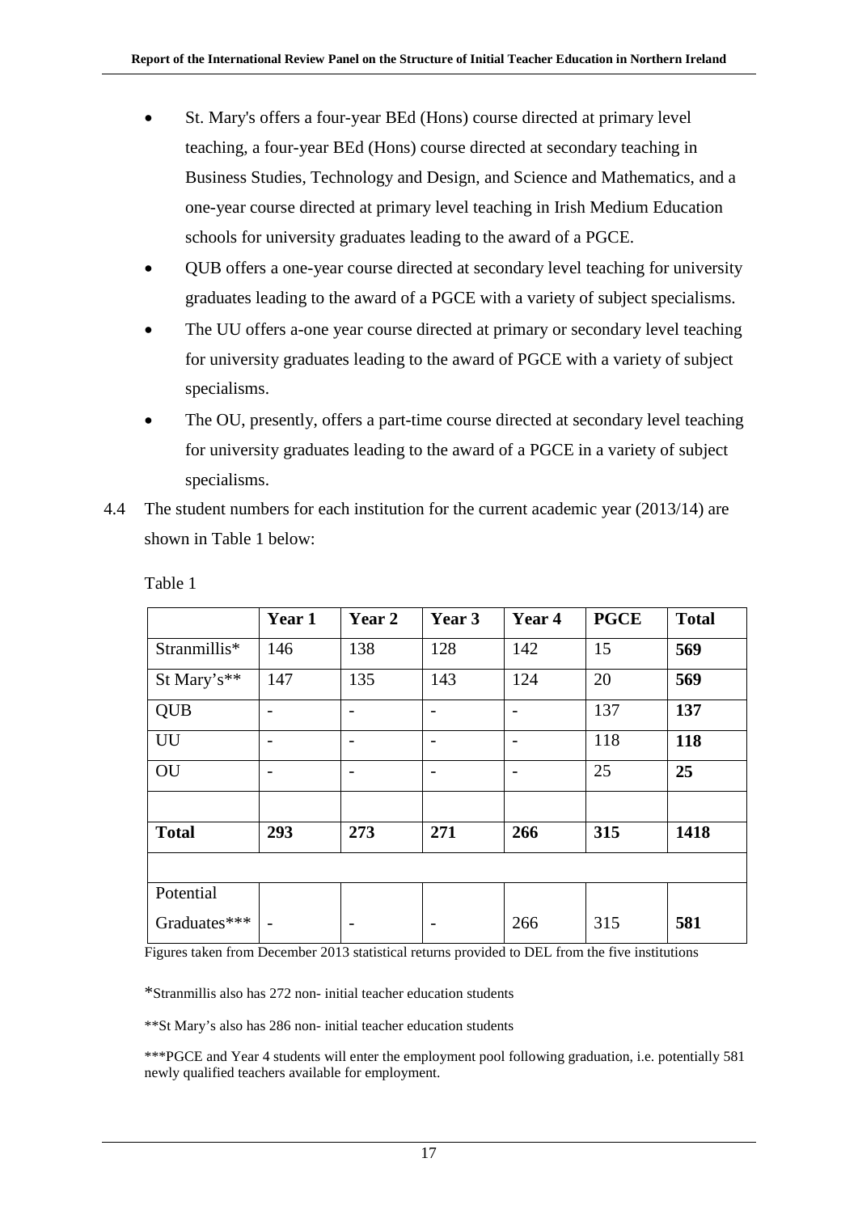- St. Mary's offers a four-year BEd (Hons) course directed at primary level teaching, a four-year BEd (Hons) course directed at secondary teaching in Business Studies, Technology and Design, and Science and Mathematics, and a one-year course directed at primary level teaching in Irish Medium Education schools for university graduates leading to the award of a PGCE.
- QUB offers a one-year course directed at secondary level teaching for university graduates leading to the award of a PGCE with a variety of subject specialisms.
- The UU offers a-one year course directed at primary or secondary level teaching for university graduates leading to the award of PGCE with a variety of subject specialisms.
- The OU, presently, offers a part-time course directed at secondary level teaching for university graduates leading to the award of a PGCE in a variety of subject specialisms.

4.4 The student numbers for each institution for the current academic year (2013/14) are shown in Table 1 below:

Table 1

| | Year 1 | Year 2 | Year 3 | Year 4 | PGCE | Total |
|---|---|---|---|---|---|---|
| Stranmillis* | 146 | 138 | 128 | 142 | 15 | **569** |
| St Mary's** | 147 | 135 | 143 | 124 | 20 | **569** |
| QUB | - | - | - | - | 137 | **137** |
| UU | - | - | - | - | 118 | **118** |
| OU | - | - | - | - | 25 | **25** |
| | | | | | | |
| **Total** | **293** | **273** | **271** | **266** | **315** | **1418** |
| | | | | | | |
| Potential Graduates*** | - | - | - | 266 | 315 | **581** |

Figures taken from December 2013 statistical returns provided to DEL from the five institutions

*Stranmillis also has 272 non- initial teacher education students

**St Mary's also has 286 non- initial teacher education students

***PGCE and Year 4 students will enter the employment pool following graduation, i.e. potentially 581 newly qualified teachers available for employment.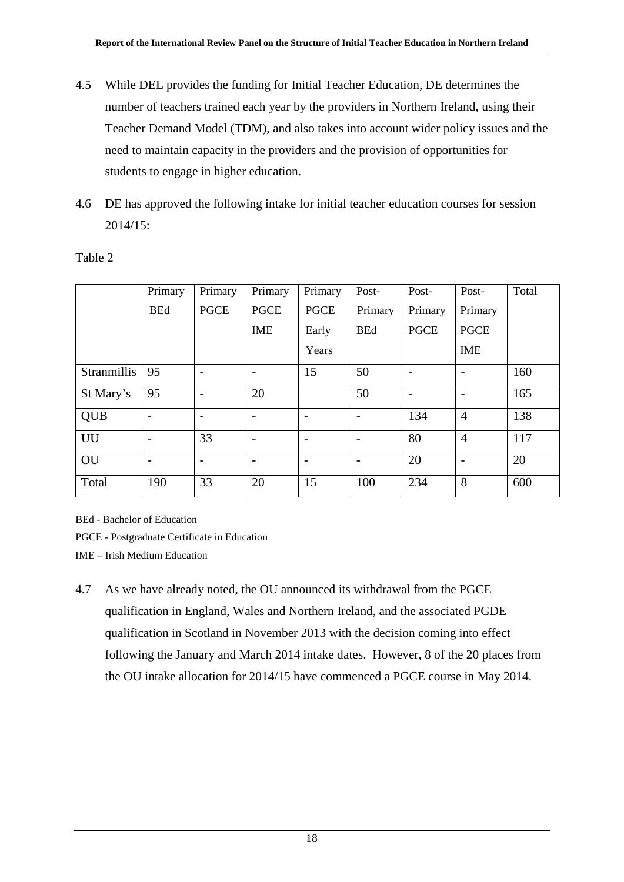4.5 While DEL provides the funding for Initial Teacher Education, DE determines the number of teachers trained each year by the providers in Northern Ireland, using their Teacher Demand Model (TDM), and also takes into account wider policy issues and the need to maintain capacity in the providers and the provision of opportunities for students to engage in higher education.

4.6 DE has approved the following intake for initial teacher education courses for session 2014/15:

Table 2

| | Primary BEd | Primary PGCE | Primary PGCE IME | Primary PGCE Early Years | Post-Primary BEd | Post-Primary PGCE | Post-Primary PGCE IME | Total |
|---|---|---|---|---|---|---|---|---|
| Stranmillis | 95 | - | - | 15 | 50 | - | - | 160 |
| St Mary's | 95 | - | 20 | | 50 | - | - | 165 |
| QUB | - | - | - | - | - | 134 | 4 | 138 |
| UU | - | 33 | - | - | - | 80 | 4 | 117 |
| OU | - | - | - | - | - | 20 | - | 20 |
| Total | 190 | 33 | 20 | 15 | 100 | 234 | 8 | 600 |

BEd - Bachelor of Education

PGCE - Postgraduate Certificate in Education

IME – Irish Medium Education

4.7 As we have already noted, the OU announced its withdrawal from the PGCE qualification in England, Wales and Northern Ireland, and the associated PGDE qualification in Scotland in November 2013 with the decision coming into effect following the January and March 2014 intake dates. However, 8 of the 20 places from the OU intake allocation for 2014/15 have commenced a PGCE course in May 2014.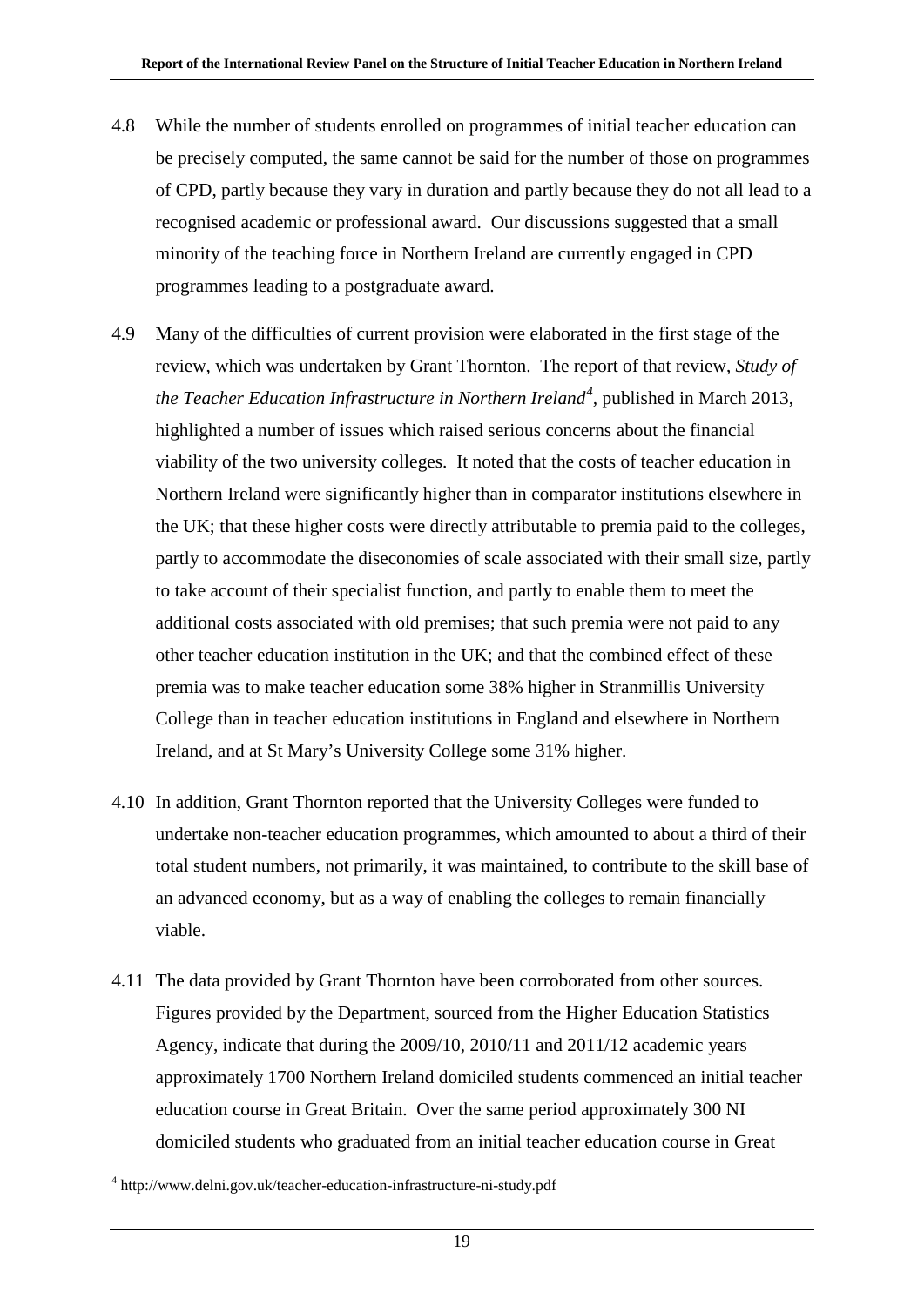4.8 While the number of students enrolled on programmes of initial teacher education can be precisely computed, the same cannot be said for the number of those on programmes of CPD, partly because they vary in duration and partly because they do not all lead to a recognised academic or professional award. Our discussions suggested that a small minority of the teaching force in Northern Ireland are currently engaged in CPD programmes leading to a postgraduate award.

4.9 Many of the difficulties of current provision were elaborated in the first stage of the review, which was undertaken by Grant Thornton. The report of that review, *Study of the Teacher Education Infrastructure in Northern Ireland*[4], published in March 2013, highlighted a number of issues which raised serious concerns about the financial viability of the two university colleges. It noted that the costs of teacher education in Northern Ireland were significantly higher than in comparator institutions elsewhere in the UK; that these higher costs were directly attributable to premia paid to the colleges, partly to accommodate the diseconomies of scale associated with their small size, partly to take account of their specialist function, and partly to enable them to meet the additional costs associated with old premises; that such premia were not paid to any other teacher education institution in the UK; and that the combined effect of these premia was to make teacher education some 38% higher in Stranmillis University College than in teacher education institutions in England and elsewhere in Northern Ireland, and at St Mary's University College some 31% higher.

4.10 In addition, Grant Thornton reported that the University Colleges were funded to undertake non-teacher education programmes, which amounted to about a third of their total student numbers, not primarily, it was maintained, to contribute to the skill base of an advanced economy, but as a way of enabling the colleges to remain financially viable.

4.11 The data provided by Grant Thornton have been corroborated from other sources. Figures provided by the Department, sourced from the Higher Education Statistics Agency, indicate that during the 2009/10, 2010/11 and 2011/12 academic years approximately 1700 Northern Ireland domiciled students commenced an initial teacher education course in Great Britain. Over the same period approximately 300 NI domiciled students who graduated from an initial teacher education course in Great

[4] http://www.delni.gov.uk/teacher-education-infrastructure-ni-study.pdf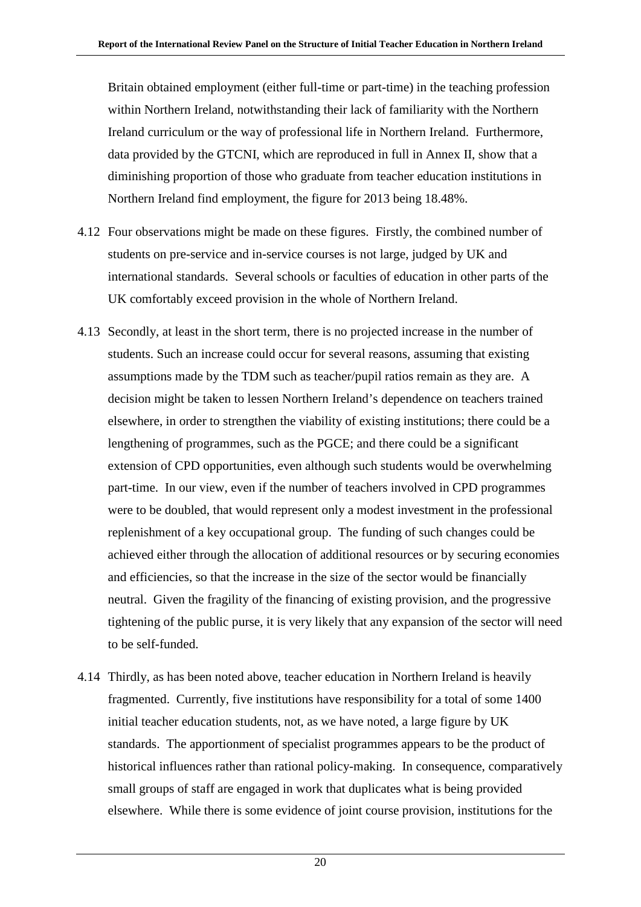Britain obtained employment (either full-time or part-time) in the teaching profession within Northern Ireland, notwithstanding their lack of familiarity with the Northern Ireland curriculum or the way of professional life in Northern Ireland. Furthermore, data provided by the GTCNI, which are reproduced in full in Annex II, show that a diminishing proportion of those who graduate from teacher education institutions in Northern Ireland find employment, the figure for 2013 being 18.48%.

4.12 Four observations might be made on these figures. Firstly, the combined number of students on pre-service and in-service courses is not large, judged by UK and international standards. Several schools or faculties of education in other parts of the UK comfortably exceed provision in the whole of Northern Ireland.

4.13 Secondly, at least in the short term, there is no projected increase in the number of students. Such an increase could occur for several reasons, assuming that existing assumptions made by the TDM such as teacher/pupil ratios remain as they are. A decision might be taken to lessen Northern Ireland's dependence on teachers trained elsewhere, in order to strengthen the viability of existing institutions; there could be a lengthening of programmes, such as the PGCE; and there could be a significant extension of CPD opportunities, even although such students would be overwhelming part-time. In our view, even if the number of teachers involved in CPD programmes were to be doubled, that would represent only a modest investment in the professional replenishment of a key occupational group. The funding of such changes could be achieved either through the allocation of additional resources or by securing economies and efficiencies, so that the increase in the size of the sector would be financially neutral. Given the fragility of the financing of existing provision, and the progressive tightening of the public purse, it is very likely that any expansion of the sector will need to be self-funded.

4.14 Thirdly, as has been noted above, teacher education in Northern Ireland is heavily fragmented. Currently, five institutions have responsibility for a total of some 1400 initial teacher education students, not, as we have noted, a large figure by UK standards. The apportionment of specialist programmes appears to be the product of historical influences rather than rational policy-making. In consequence, comparatively small groups of staff are engaged in work that duplicates what is being provided elsewhere. While there is some evidence of joint course provision, institutions for the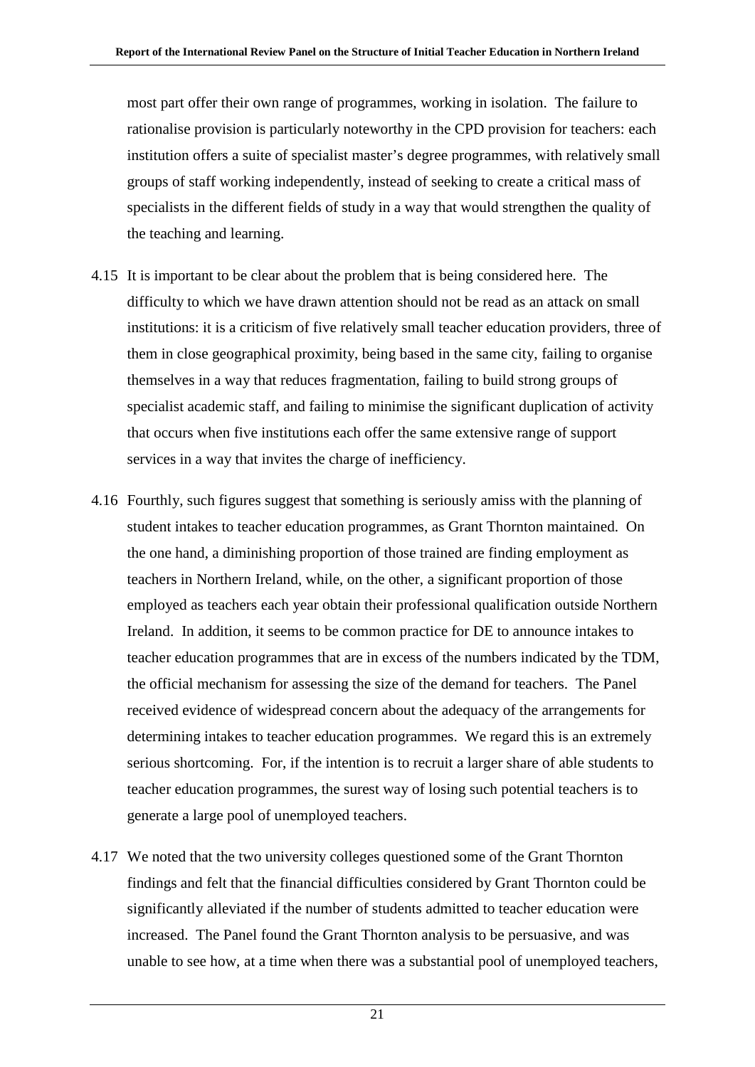most part offer their own range of programmes, working in isolation. The failure to rationalise provision is particularly noteworthy in the CPD provision for teachers: each institution offers a suite of specialist master's degree programmes, with relatively small groups of staff working independently, instead of seeking to create a critical mass of specialists in the different fields of study in a way that would strengthen the quality of the teaching and learning.

4.15 It is important to be clear about the problem that is being considered here. The difficulty to which we have drawn attention should not be read as an attack on small institutions: it is a criticism of five relatively small teacher education providers, three of them in close geographical proximity, being based in the same city, failing to organise themselves in a way that reduces fragmentation, failing to build strong groups of specialist academic staff, and failing to minimise the significant duplication of activity that occurs when five institutions each offer the same extensive range of support services in a way that invites the charge of inefficiency.

4.16 Fourthly, such figures suggest that something is seriously amiss with the planning of student intakes to teacher education programmes, as Grant Thornton maintained. On the one hand, a diminishing proportion of those trained are finding employment as teachers in Northern Ireland, while, on the other, a significant proportion of those employed as teachers each year obtain their professional qualification outside Northern Ireland. In addition, it seems to be common practice for DE to announce intakes to teacher education programmes that are in excess of the numbers indicated by the TDM, the official mechanism for assessing the size of the demand for teachers. The Panel received evidence of widespread concern about the adequacy of the arrangements for determining intakes to teacher education programmes. We regard this is an extremely serious shortcoming. For, if the intention is to recruit a larger share of able students to teacher education programmes, the surest way of losing such potential teachers is to generate a large pool of unemployed teachers.

4.17 We noted that the two university colleges questioned some of the Grant Thornton findings and felt that the financial difficulties considered by Grant Thornton could be significantly alleviated if the number of students admitted to teacher education were increased. The Panel found the Grant Thornton analysis to be persuasive, and was unable to see how, at a time when there was a substantial pool of unemployed teachers,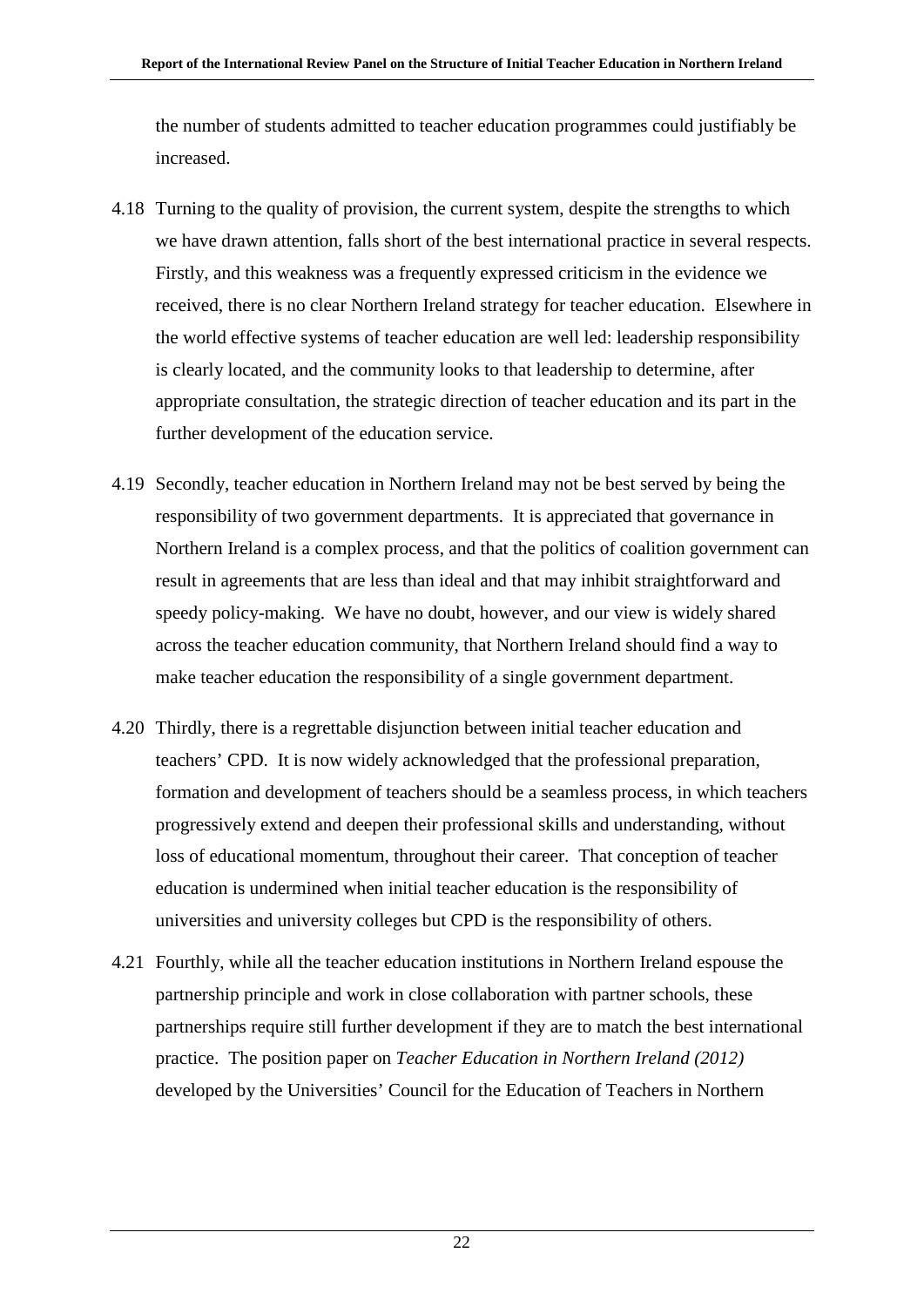the number of students admitted to teacher education programmes could justifiably be increased.

4.18 Turning to the quality of provision, the current system, despite the strengths to which we have drawn attention, falls short of the best international practice in several respects. Firstly, and this weakness was a frequently expressed criticism in the evidence we received, there is no clear Northern Ireland strategy for teacher education. Elsewhere in the world effective systems of teacher education are well led: leadership responsibility is clearly located, and the community looks to that leadership to determine, after appropriate consultation, the strategic direction of teacher education and its part in the further development of the education service.

4.19 Secondly, teacher education in Northern Ireland may not be best served by being the responsibility of two government departments. It is appreciated that governance in Northern Ireland is a complex process, and that the politics of coalition government can result in agreements that are less than ideal and that may inhibit straightforward and speedy policy-making. We have no doubt, however, and our view is widely shared across the teacher education community, that Northern Ireland should find a way to make teacher education the responsibility of a single government department.

4.20 Thirdly, there is a regrettable disjunction between initial teacher education and teachers' CPD. It is now widely acknowledged that the professional preparation, formation and development of teachers should be a seamless process, in which teachers progressively extend and deepen their professional skills and understanding, without loss of educational momentum, throughout their career. That conception of teacher education is undermined when initial teacher education is the responsibility of universities and university colleges but CPD is the responsibility of others.

4.21 Fourthly, while all the teacher education institutions in Northern Ireland espouse the partnership principle and work in close collaboration with partner schools, these partnerships require still further development if they are to match the best international practice. The position paper on *Teacher Education in Northern Ireland (2012)* developed by the Universities' Council for the Education of Teachers in Northern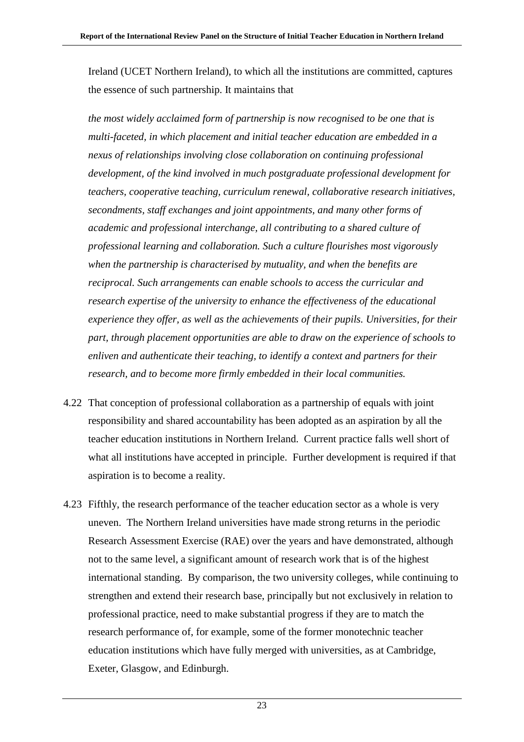Ireland (UCET Northern Ireland), to which all the institutions are committed, captures the essence of such partnership. It maintains that

*the most widely acclaimed form of partnership is now recognised to be one that is multi-faceted, in which placement and initial teacher education are embedded in a nexus of relationships involving close collaboration on continuing professional development, of the kind involved in much postgraduate professional development for teachers, cooperative teaching, curriculum renewal, collaborative research initiatives, secondments, staff exchanges and joint appointments, and many other forms of academic and professional interchange, all contributing to a shared culture of professional learning and collaboration. Such a culture flourishes most vigorously when the partnership is characterised by mutuality, and when the benefits are reciprocal. Such arrangements can enable schools to access the curricular and research expertise of the university to enhance the effectiveness of the educational experience they offer, as well as the achievements of their pupils. Universities, for their part, through placement opportunities are able to draw on the experience of schools to enliven and authenticate their teaching, to identify a context and partners for their research, and to become more firmly embedded in their local communities.*

4.22 That conception of professional collaboration as a partnership of equals with joint responsibility and shared accountability has been adopted as an aspiration by all the teacher education institutions in Northern Ireland. Current practice falls well short of what all institutions have accepted in principle. Further development is required if that aspiration is to become a reality.

4.23 Fifthly, the research performance of the teacher education sector as a whole is very uneven. The Northern Ireland universities have made strong returns in the periodic Research Assessment Exercise (RAE) over the years and have demonstrated, although not to the same level, a significant amount of research work that is of the highest international standing. By comparison, the two university colleges, while continuing to strengthen and extend their research base, principally but not exclusively in relation to professional practice, need to make substantial progress if they are to match the research performance of, for example, some of the former monotechnic teacher education institutions which have fully merged with universities, as at Cambridge, Exeter, Glasgow, and Edinburgh.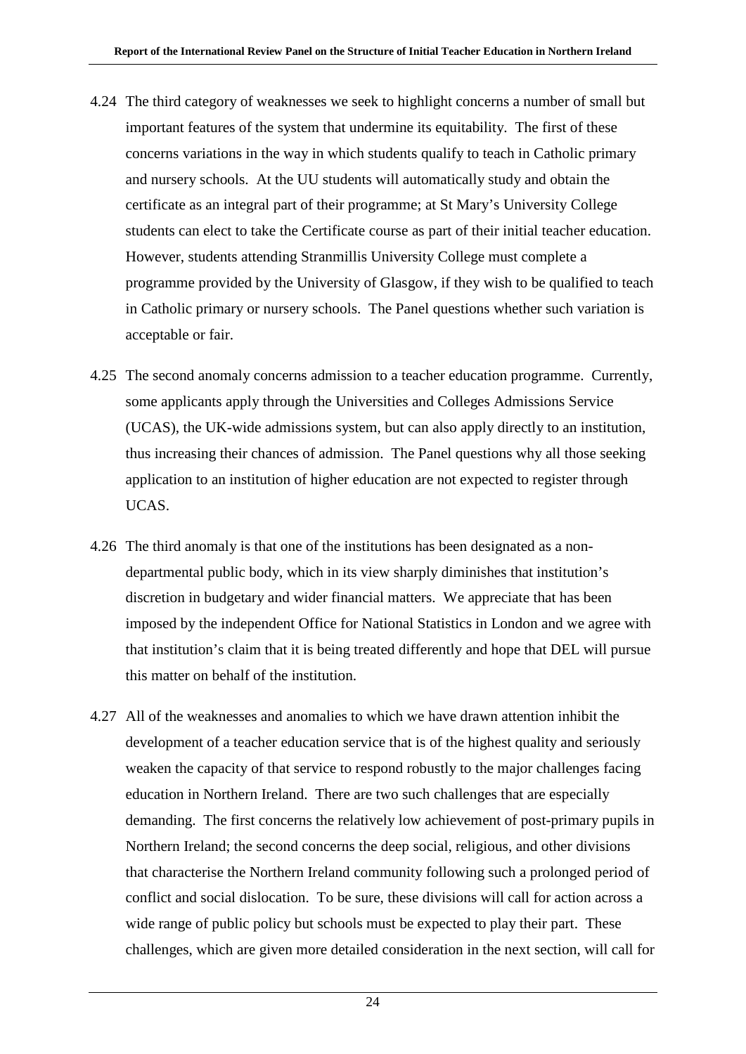4.24 The third category of weaknesses we seek to highlight concerns a number of small but important features of the system that undermine its equitability. The first of these concerns variations in the way in which students qualify to teach in Catholic primary and nursery schools. At the UU students will automatically study and obtain the certificate as an integral part of their programme; at St Mary's University College students can elect to take the Certificate course as part of their initial teacher education. However, students attending Stranmillis University College must complete a programme provided by the University of Glasgow, if they wish to be qualified to teach in Catholic primary or nursery schools. The Panel questions whether such variation is acceptable or fair.

4.25 The second anomaly concerns admission to a teacher education programme. Currently, some applicants apply through the Universities and Colleges Admissions Service (UCAS), the UK-wide admissions system, but can also apply directly to an institution, thus increasing their chances of admission. The Panel questions why all those seeking application to an institution of higher education are not expected to register through UCAS.

4.26 The third anomaly is that one of the institutions has been designated as a non-departmental public body, which in its view sharply diminishes that institution's discretion in budgetary and wider financial matters. We appreciate that has been imposed by the independent Office for National Statistics in London and we agree with that institution's claim that it is being treated differently and hope that DEL will pursue this matter on behalf of the institution.

4.27 All of the weaknesses and anomalies to which we have drawn attention inhibit the development of a teacher education service that is of the highest quality and seriously weaken the capacity of that service to respond robustly to the major challenges facing education in Northern Ireland. There are two such challenges that are especially demanding. The first concerns the relatively low achievement of post-primary pupils in Northern Ireland; the second concerns the deep social, religious, and other divisions that characterise the Northern Ireland community following such a prolonged period of conflict and social dislocation. To be sure, these divisions will call for action across a wide range of public policy but schools must be expected to play their part. These challenges, which are given more detailed consideration in the next section, will call for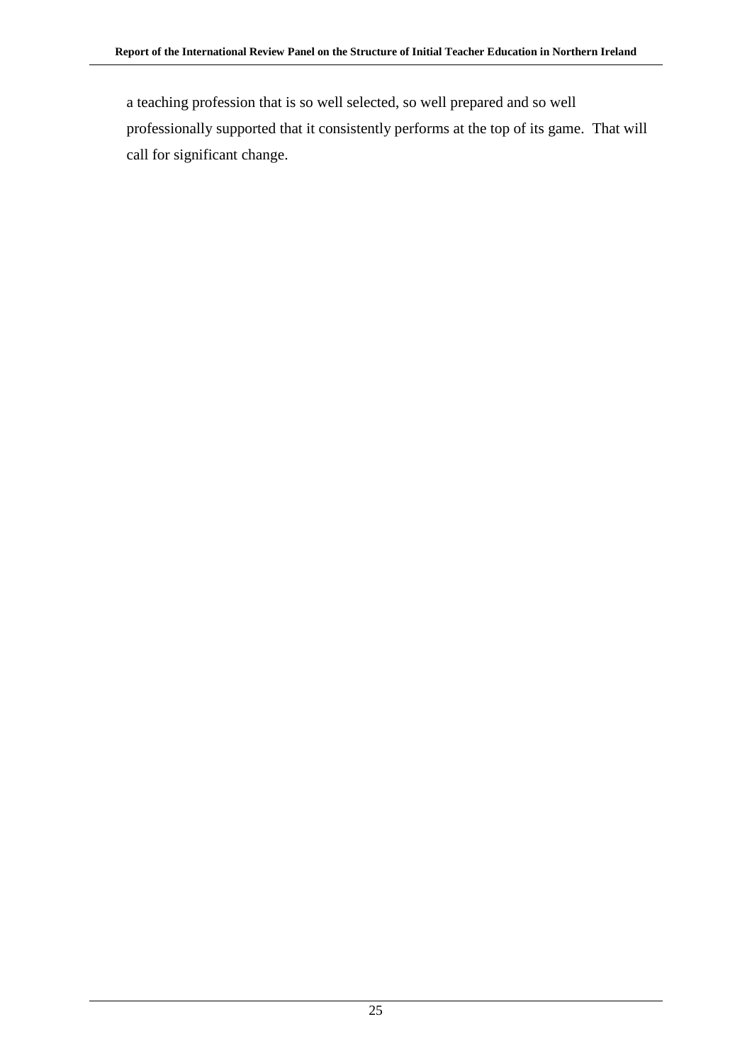a teaching profession that is so well selected, so well prepared and so well professionally supported that it consistently performs at the top of its game. That will call for significant change.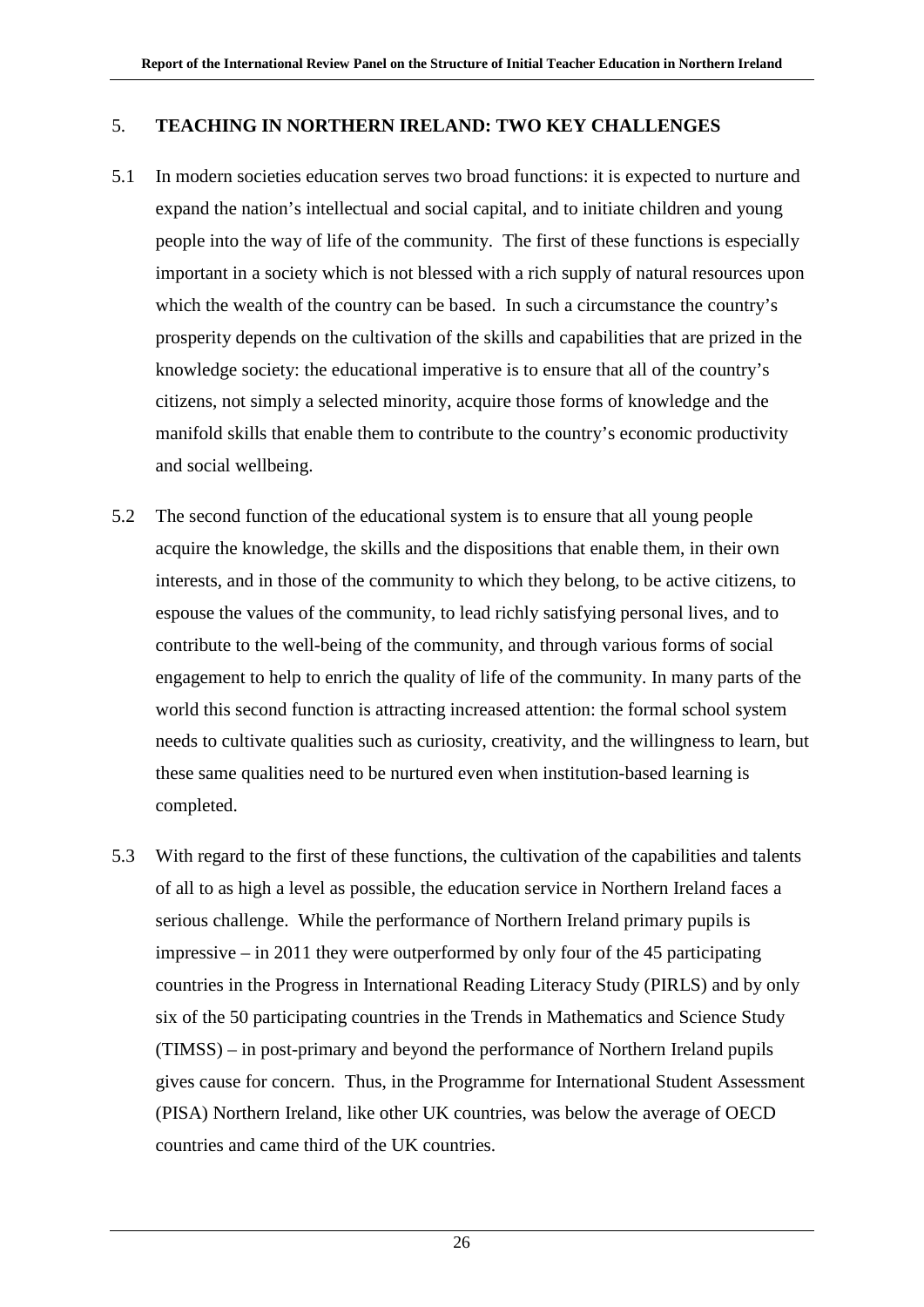## 5. TEACHING IN NORTHERN IRELAND: TWO KEY CHALLENGES

5.1 In modern societies education serves two broad functions: it is expected to nurture and expand the nation's intellectual and social capital, and to initiate children and young people into the way of life of the community. The first of these functions is especially important in a society which is not blessed with a rich supply of natural resources upon which the wealth of the country can be based. In such a circumstance the country's prosperity depends on the cultivation of the skills and capabilities that are prized in the knowledge society: the educational imperative is to ensure that all of the country's citizens, not simply a selected minority, acquire those forms of knowledge and the manifold skills that enable them to contribute to the country's economic productivity and social wellbeing.

5.2 The second function of the educational system is to ensure that all young people acquire the knowledge, the skills and the dispositions that enable them, in their own interests, and in those of the community to which they belong, to be active citizens, to espouse the values of the community, to lead richly satisfying personal lives, and to contribute to the well-being of the community, and through various forms of social engagement to help to enrich the quality of life of the community. In many parts of the world this second function is attracting increased attention: the formal school system needs to cultivate qualities such as curiosity, creativity, and the willingness to learn, but these same qualities need to be nurtured even when institution-based learning is completed.

5.3 With regard to the first of these functions, the cultivation of the capabilities and talents of all to as high a level as possible, the education service in Northern Ireland faces a serious challenge. While the performance of Northern Ireland primary pupils is impressive – in 2011 they were outperformed by only four of the 45 participating countries in the Progress in International Reading Literacy Study (PIRLS) and by only six of the 50 participating countries in the Trends in Mathematics and Science Study (TIMSS) – in post-primary and beyond the performance of Northern Ireland pupils gives cause for concern. Thus, in the Programme for International Student Assessment (PISA) Northern Ireland, like other UK countries, was below the average of OECD countries and came third of the UK countries.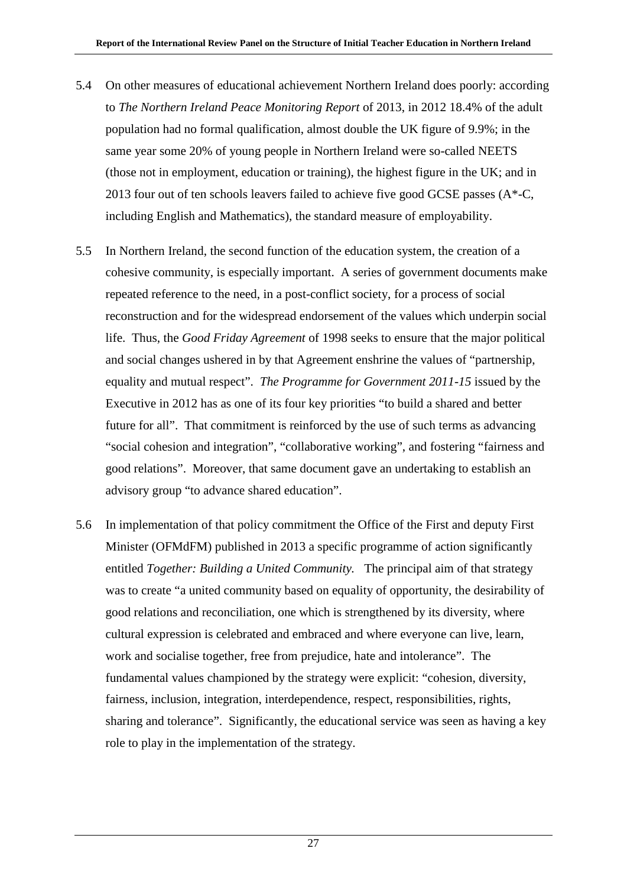5.4 On other measures of educational achievement Northern Ireland does poorly: according to *The Northern Ireland Peace Monitoring Report* of 2013, in 2012 18.4% of the adult population had no formal qualification, almost double the UK figure of 9.9%; in the same year some 20% of young people in Northern Ireland were so-called NEETS (those not in employment, education or training), the highest figure in the UK; and in 2013 four out of ten schools leavers failed to achieve five good GCSE passes (A*-C, including English and Mathematics), the standard measure of employability.

5.5 In Northern Ireland, the second function of the education system, the creation of a cohesive community, is especially important. A series of government documents make repeated reference to the need, in a post-conflict society, for a process of social reconstruction and for the widespread endorsement of the values which underpin social life. Thus, the *Good Friday Agreement* of 1998 seeks to ensure that the major political and social changes ushered in by that Agreement enshrine the values of "partnership, equality and mutual respect". *The Programme for Government 2011-15* issued by the Executive in 2012 has as one of its four key priorities "to build a shared and better future for all". That commitment is reinforced by the use of such terms as advancing "social cohesion and integration", "collaborative working", and fostering "fairness and good relations". Moreover, that same document gave an undertaking to establish an advisory group "to advance shared education".

5.6 In implementation of that policy commitment the Office of the First and deputy First Minister (OFMdFM) published in 2013 a specific programme of action significantly entitled *Together: Building a United Community.* The principal aim of that strategy was to create "a united community based on equality of opportunity, the desirability of good relations and reconciliation, one which is strengthened by its diversity, where cultural expression is celebrated and embraced and where everyone can live, learn, work and socialise together, free from prejudice, hate and intolerance". The fundamental values championed by the strategy were explicit: "cohesion, diversity, fairness, inclusion, integration, interdependence, respect, responsibilities, rights, sharing and tolerance". Significantly, the educational service was seen as having a key role to play in the implementation of the strategy.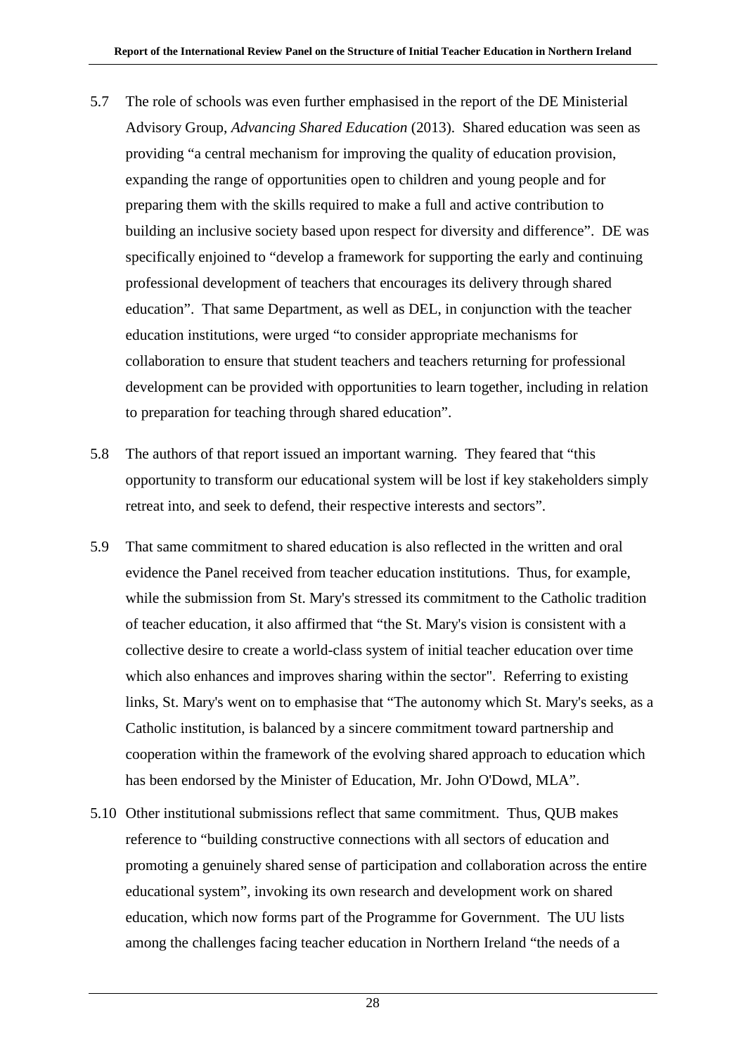5.7 The role of schools was even further emphasised in the report of the DE Ministerial Advisory Group, *Advancing Shared Education* (2013). Shared education was seen as providing "a central mechanism for improving the quality of education provision, expanding the range of opportunities open to children and young people and for preparing them with the skills required to make a full and active contribution to building an inclusive society based upon respect for diversity and difference". DE was specifically enjoined to "develop a framework for supporting the early and continuing professional development of teachers that encourages its delivery through shared education". That same Department, as well as DEL, in conjunction with the teacher education institutions, were urged "to consider appropriate mechanisms for collaboration to ensure that student teachers and teachers returning for professional development can be provided with opportunities to learn together, including in relation to preparation for teaching through shared education".

5.8 The authors of that report issued an important warning. They feared that "this opportunity to transform our educational system will be lost if key stakeholders simply retreat into, and seek to defend, their respective interests and sectors".

5.9 That same commitment to shared education is also reflected in the written and oral evidence the Panel received from teacher education institutions. Thus, for example, while the submission from St. Mary's stressed its commitment to the Catholic tradition of teacher education, it also affirmed that "the St. Mary's vision is consistent with a collective desire to create a world-class system of initial teacher education over time which also enhances and improves sharing within the sector". Referring to existing links, St. Mary's went on to emphasise that "The autonomy which St. Mary's seeks, as a Catholic institution, is balanced by a sincere commitment toward partnership and cooperation within the framework of the evolving shared approach to education which has been endorsed by the Minister of Education, Mr. John O'Dowd, MLA".

5.10 Other institutional submissions reflect that same commitment. Thus, QUB makes reference to "building constructive connections with all sectors of education and promoting a genuinely shared sense of participation and collaboration across the entire educational system", invoking its own research and development work on shared education, which now forms part of the Programme for Government. The UU lists among the challenges facing teacher education in Northern Ireland "the needs of a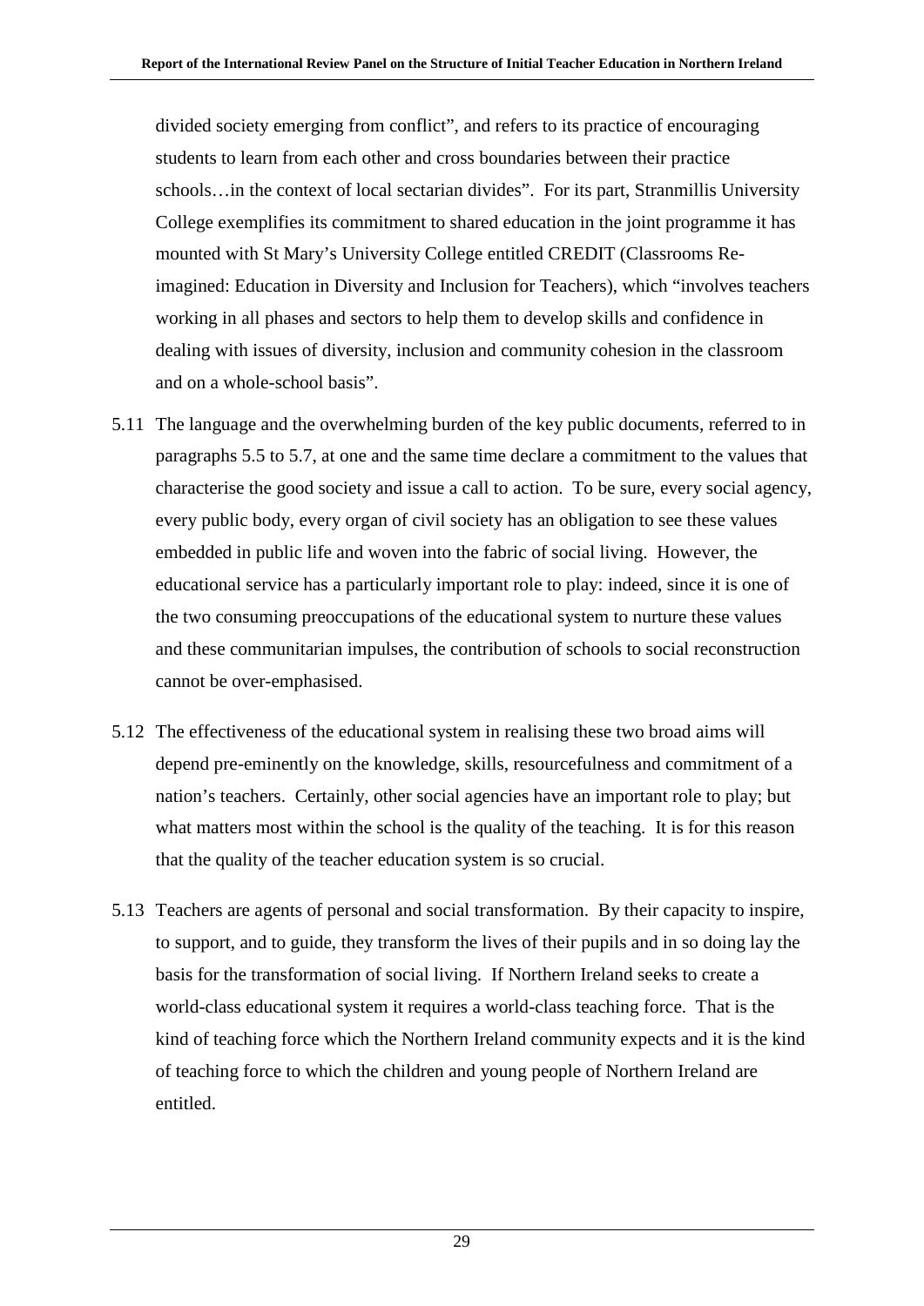divided society emerging from conflict", and refers to its practice of encouraging students to learn from each other and cross boundaries between their practice schools…in the context of local sectarian divides". For its part, Stranmillis University College exemplifies its commitment to shared education in the joint programme it has mounted with St Mary's University College entitled CREDIT (Classrooms Re-imagined: Education in Diversity and Inclusion for Teachers), which "involves teachers working in all phases and sectors to help them to develop skills and confidence in dealing with issues of diversity, inclusion and community cohesion in the classroom and on a whole-school basis".

5.11 The language and the overwhelming burden of the key public documents, referred to in paragraphs 5.5 to 5.7, at one and the same time declare a commitment to the values that characterise the good society and issue a call to action. To be sure, every social agency, every public body, every organ of civil society has an obligation to see these values embedded in public life and woven into the fabric of social living. However, the educational service has a particularly important role to play: indeed, since it is one of the two consuming preoccupations of the educational system to nurture these values and these communitarian impulses, the contribution of schools to social reconstruction cannot be over-emphasised.

5.12 The effectiveness of the educational system in realising these two broad aims will depend pre-eminently on the knowledge, skills, resourcefulness and commitment of a nation's teachers. Certainly, other social agencies have an important role to play; but what matters most within the school is the quality of the teaching. It is for this reason that the quality of the teacher education system is so crucial.

5.13 Teachers are agents of personal and social transformation. By their capacity to inspire, to support, and to guide, they transform the lives of their pupils and in so doing lay the basis for the transformation of social living. If Northern Ireland seeks to create a world-class educational system it requires a world-class teaching force. That is the kind of teaching force which the Northern Ireland community expects and it is the kind of teaching force to which the children and young people of Northern Ireland are entitled.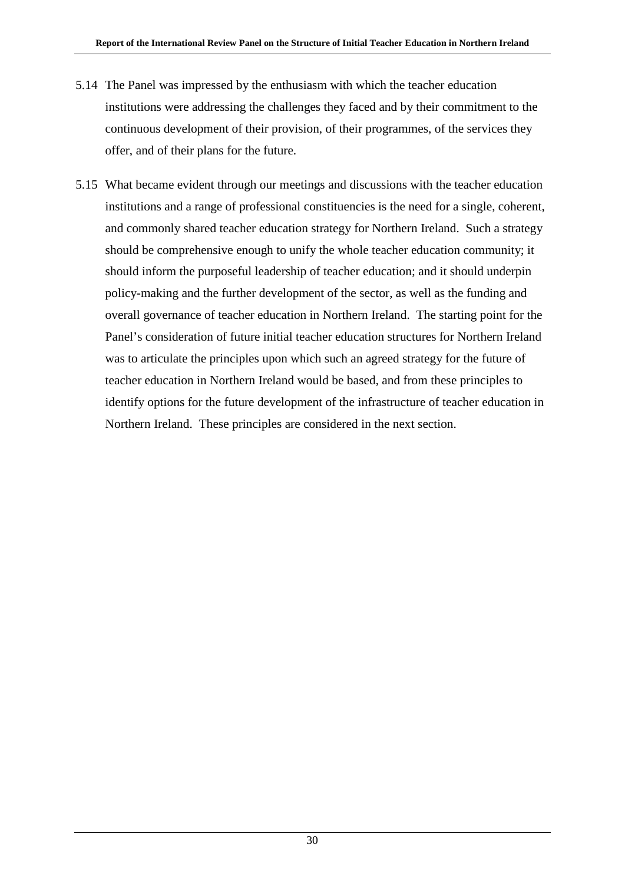5.14 The Panel was impressed by the enthusiasm with which the teacher education institutions were addressing the challenges they faced and by their commitment to the continuous development of their provision, of their programmes, of the services they offer, and of their plans for the future.

5.15 What became evident through our meetings and discussions with the teacher education institutions and a range of professional constituencies is the need for a single, coherent, and commonly shared teacher education strategy for Northern Ireland. Such a strategy should be comprehensive enough to unify the whole teacher education community; it should inform the purposeful leadership of teacher education; and it should underpin policy-making and the further development of the sector, as well as the funding and overall governance of teacher education in Northern Ireland. The starting point for the Panel's consideration of future initial teacher education structures for Northern Ireland was to articulate the principles upon which such an agreed strategy for the future of teacher education in Northern Ireland would be based, and from these principles to identify options for the future development of the infrastructure of teacher education in Northern Ireland. These principles are considered in the next section.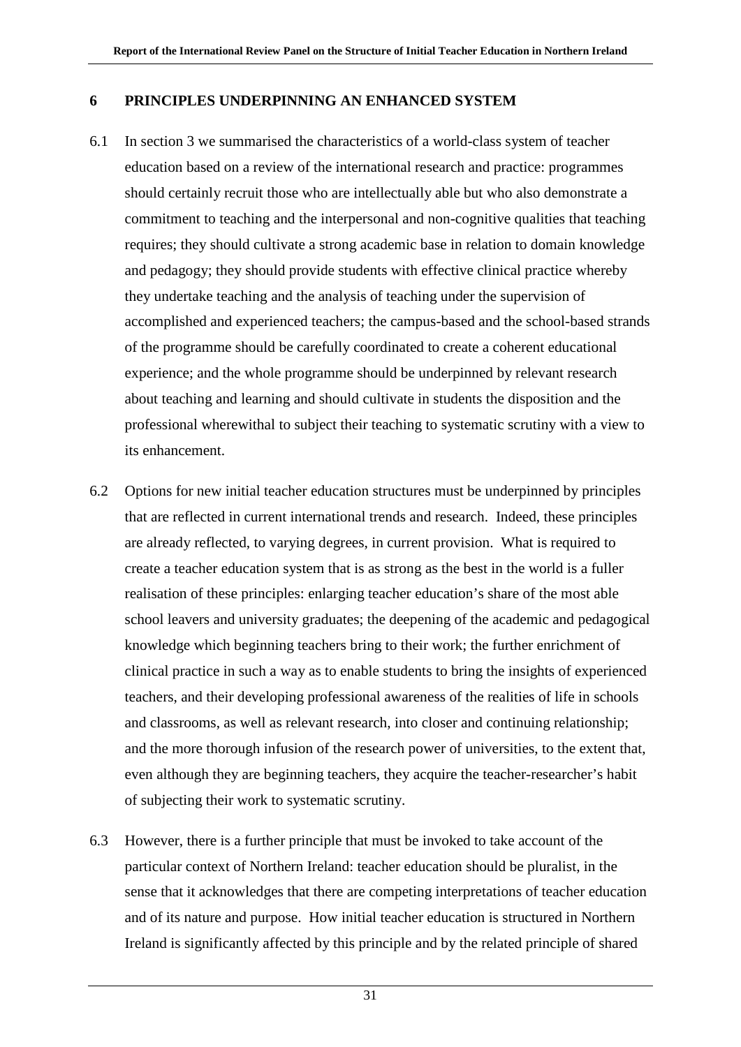## 6 PRINCIPLES UNDERPINNING AN ENHANCED SYSTEM

6.1 In section 3 we summarised the characteristics of a world-class system of teacher education based on a review of the international research and practice: programmes should certainly recruit those who are intellectually able but who also demonstrate a commitment to teaching and the interpersonal and non-cognitive qualities that teaching requires; they should cultivate a strong academic base in relation to domain knowledge and pedagogy; they should provide students with effective clinical practice whereby they undertake teaching and the analysis of teaching under the supervision of accomplished and experienced teachers; the campus-based and the school-based strands of the programme should be carefully coordinated to create a coherent educational experience; and the whole programme should be underpinned by relevant research about teaching and learning and should cultivate in students the disposition and the professional wherewithal to subject their teaching to systematic scrutiny with a view to its enhancement.

6.2 Options for new initial teacher education structures must be underpinned by principles that are reflected in current international trends and research. Indeed, these principles are already reflected, to varying degrees, in current provision. What is required to create a teacher education system that is as strong as the best in the world is a fuller realisation of these principles: enlarging teacher education's share of the most able school leavers and university graduates; the deepening of the academic and pedagogical knowledge which beginning teachers bring to their work; the further enrichment of clinical practice in such a way as to enable students to bring the insights of experienced teachers, and their developing professional awareness of the realities of life in schools and classrooms, as well as relevant research, into closer and continuing relationship; and the more thorough infusion of the research power of universities, to the extent that, even although they are beginning teachers, they acquire the teacher-researcher's habit of subjecting their work to systematic scrutiny.

6.3 However, there is a further principle that must be invoked to take account of the particular context of Northern Ireland: teacher education should be pluralist, in the sense that it acknowledges that there are competing interpretations of teacher education and of its nature and purpose. How initial teacher education is structured in Northern Ireland is significantly affected by this principle and by the related principle of shared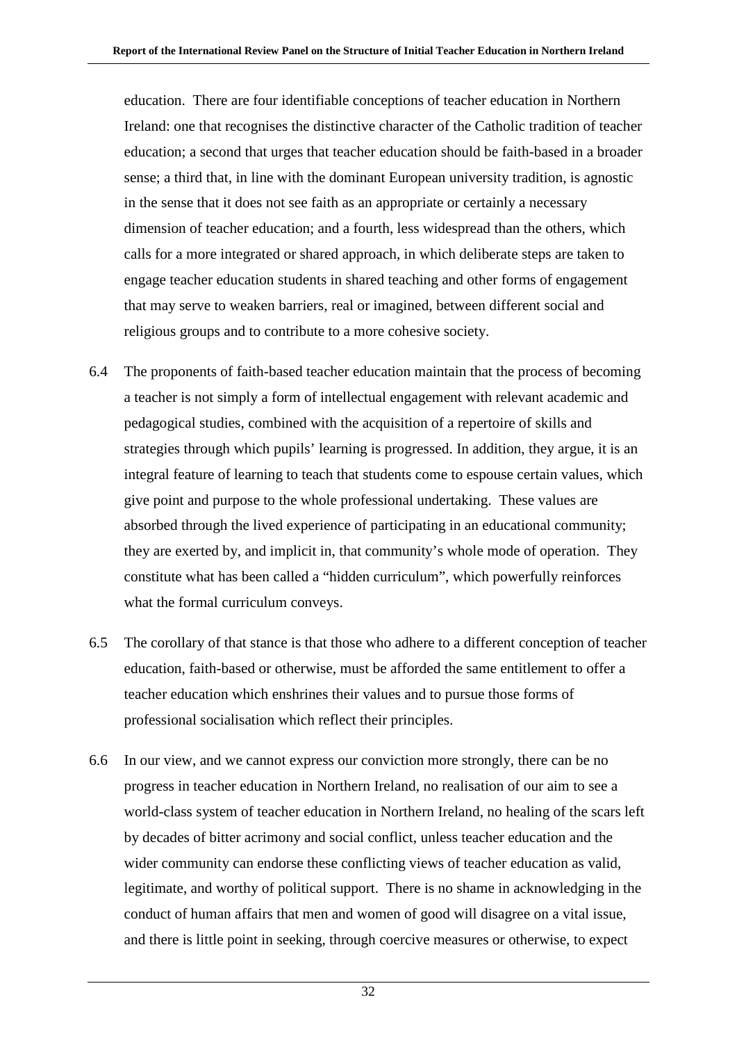education. There are four identifiable conceptions of teacher education in Northern Ireland: one that recognises the distinctive character of the Catholic tradition of teacher education; a second that urges that teacher education should be faith-based in a broader sense; a third that, in line with the dominant European university tradition, is agnostic in the sense that it does not see faith as an appropriate or certainly a necessary dimension of teacher education; and a fourth, less widespread than the others, which calls for a more integrated or shared approach, in which deliberate steps are taken to engage teacher education students in shared teaching and other forms of engagement that may serve to weaken barriers, real or imagined, between different social and religious groups and to contribute to a more cohesive society.

6.4 The proponents of faith-based teacher education maintain that the process of becoming a teacher is not simply a form of intellectual engagement with relevant academic and pedagogical studies, combined with the acquisition of a repertoire of skills and strategies through which pupils' learning is progressed. In addition, they argue, it is an integral feature of learning to teach that students come to espouse certain values, which give point and purpose to the whole professional undertaking. These values are absorbed through the lived experience of participating in an educational community; they are exerted by, and implicit in, that community's whole mode of operation. They constitute what has been called a "hidden curriculum", which powerfully reinforces what the formal curriculum conveys.

6.5 The corollary of that stance is that those who adhere to a different conception of teacher education, faith-based or otherwise, must be afforded the same entitlement to offer a teacher education which enshrines their values and to pursue those forms of professional socialisation which reflect their principles.

6.6 In our view, and we cannot express our conviction more strongly, there can be no progress in teacher education in Northern Ireland, no realisation of our aim to see a world-class system of teacher education in Northern Ireland, no healing of the scars left by decades of bitter acrimony and social conflict, unless teacher education and the wider community can endorse these conflicting views of teacher education as valid, legitimate, and worthy of political support. There is no shame in acknowledging in the conduct of human affairs that men and women of good will disagree on a vital issue, and there is little point in seeking, through coercive measures or otherwise, to expect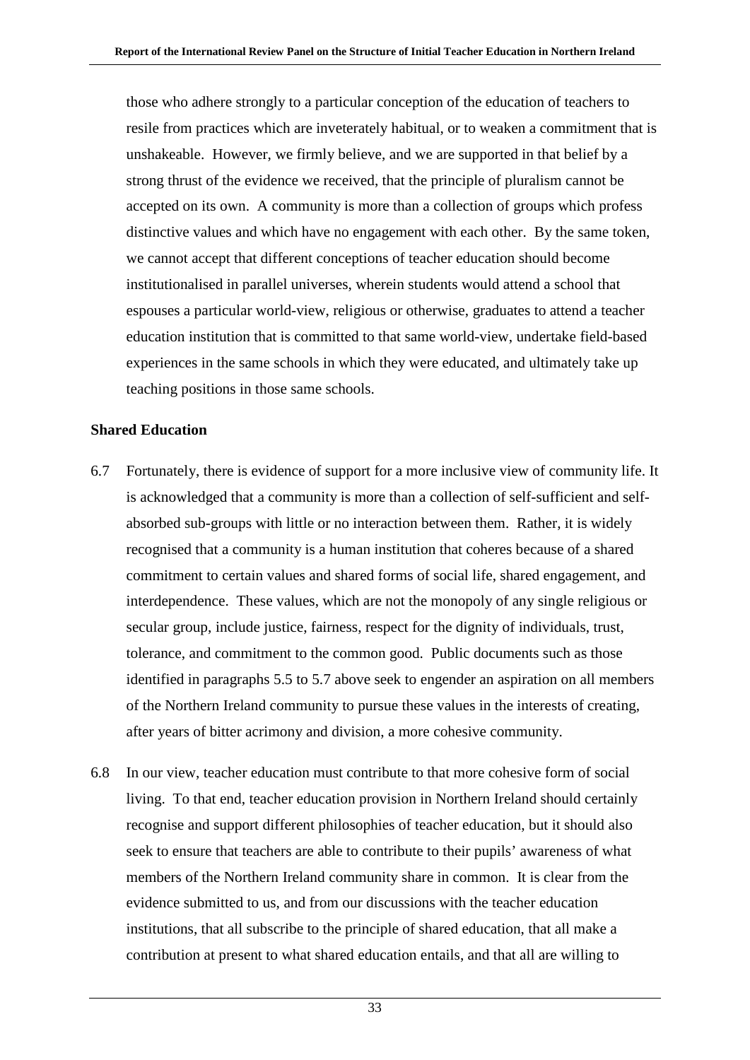those who adhere strongly to a particular conception of the education of teachers to resile from practices which are inveterately habitual, or to weaken a commitment that is unshakeable. However, we firmly believe, and we are supported in that belief by a strong thrust of the evidence we received, that the principle of pluralism cannot be accepted on its own. A community is more than a collection of groups which profess distinctive values and which have no engagement with each other. By the same token, we cannot accept that different conceptions of teacher education should become institutionalised in parallel universes, wherein students would attend a school that espouses a particular world-view, religious or otherwise, graduates to attend a teacher education institution that is committed to that same world-view, undertake field-based experiences in the same schools in which they were educated, and ultimately take up teaching positions in those same schools.

**Shared Education**

6.7 Fortunately, there is evidence of support for a more inclusive view of community life. It is acknowledged that a community is more than a collection of self-sufficient and self-absorbed sub-groups with little or no interaction between them. Rather, it is widely recognised that a community is a human institution that coheres because of a shared commitment to certain values and shared forms of social life, shared engagement, and interdependence. These values, which are not the monopoly of any single religious or secular group, include justice, fairness, respect for the dignity of individuals, trust, tolerance, and commitment to the common good. Public documents such as those identified in paragraphs 5.5 to 5.7 above seek to engender an aspiration on all members of the Northern Ireland community to pursue these values in the interests of creating, after years of bitter acrimony and division, a more cohesive community.

6.8 In our view, teacher education must contribute to that more cohesive form of social living. To that end, teacher education provision in Northern Ireland should certainly recognise and support different philosophies of teacher education, but it should also seek to ensure that teachers are able to contribute to their pupils' awareness of what members of the Northern Ireland community share in common. It is clear from the evidence submitted to us, and from our discussions with the teacher education institutions, that all subscribe to the principle of shared education, that all make a contribution at present to what shared education entails, and that all are willing to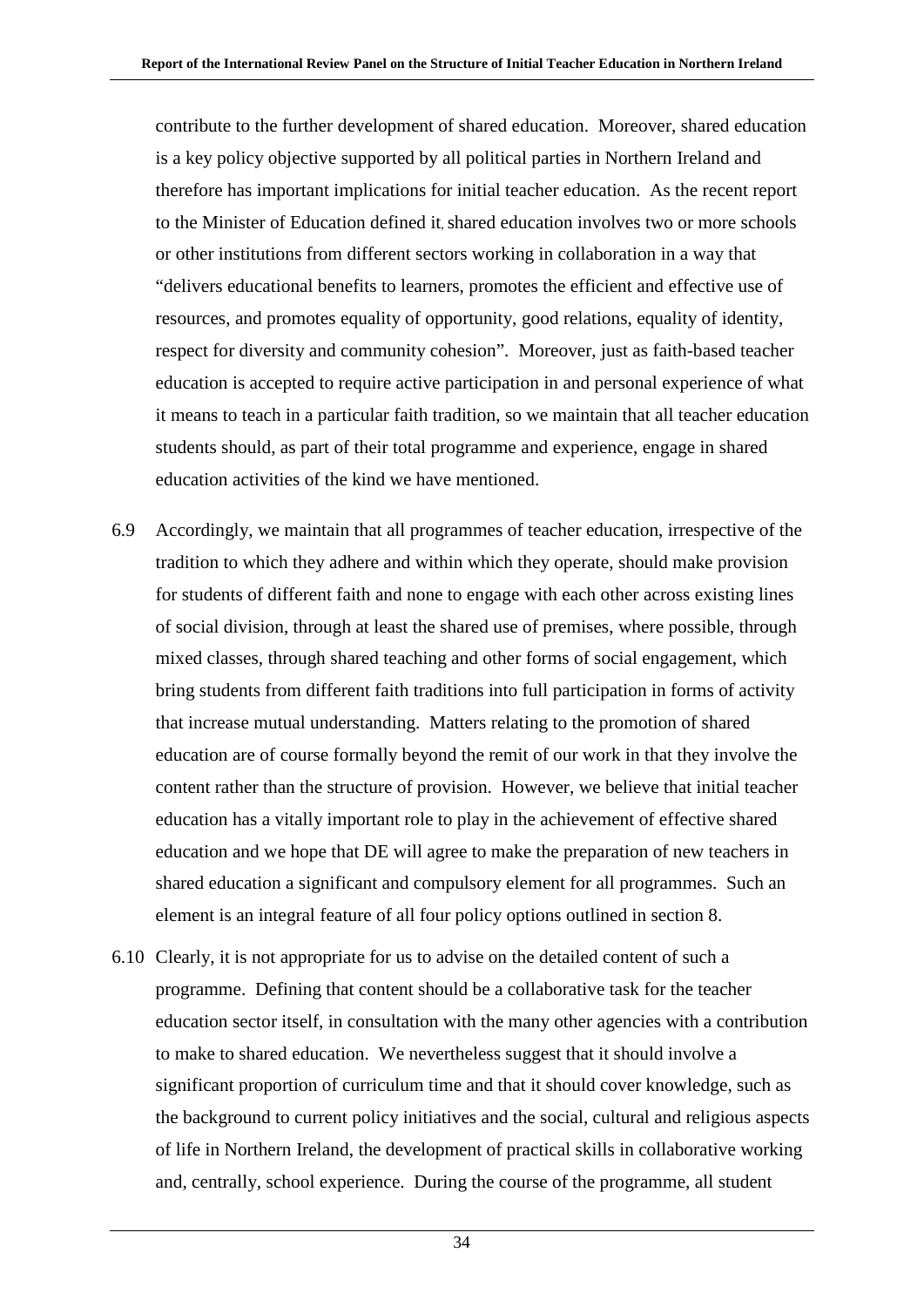contribute to the further development of shared education. Moreover, shared education is a key policy objective supported by all political parties in Northern Ireland and therefore has important implications for initial teacher education. As the recent report to the Minister of Education defined it, shared education involves two or more schools or other institutions from different sectors working in collaboration in a way that "delivers educational benefits to learners, promotes the efficient and effective use of resources, and promotes equality of opportunity, good relations, equality of identity, respect for diversity and community cohesion". Moreover, just as faith-based teacher education is accepted to require active participation in and personal experience of what it means to teach in a particular faith tradition, so we maintain that all teacher education students should, as part of their total programme and experience, engage in shared education activities of the kind we have mentioned.

6.9 Accordingly, we maintain that all programmes of teacher education, irrespective of the tradition to which they adhere and within which they operate, should make provision for students of different faith and none to engage with each other across existing lines of social division, through at least the shared use of premises, where possible, through mixed classes, through shared teaching and other forms of social engagement, which bring students from different faith traditions into full participation in forms of activity that increase mutual understanding. Matters relating to the promotion of shared education are of course formally beyond the remit of our work in that they involve the content rather than the structure of provision. However, we believe that initial teacher education has a vitally important role to play in the achievement of effective shared education and we hope that DE will agree to make the preparation of new teachers in shared education a significant and compulsory element for all programmes. Such an element is an integral feature of all four policy options outlined in section 8.

6.10 Clearly, it is not appropriate for us to advise on the detailed content of such a programme. Defining that content should be a collaborative task for the teacher education sector itself, in consultation with the many other agencies with a contribution to make to shared education. We nevertheless suggest that it should involve a significant proportion of curriculum time and that it should cover knowledge, such as the background to current policy initiatives and the social, cultural and religious aspects of life in Northern Ireland, the development of practical skills in collaborative working and, centrally, school experience. During the course of the programme, all student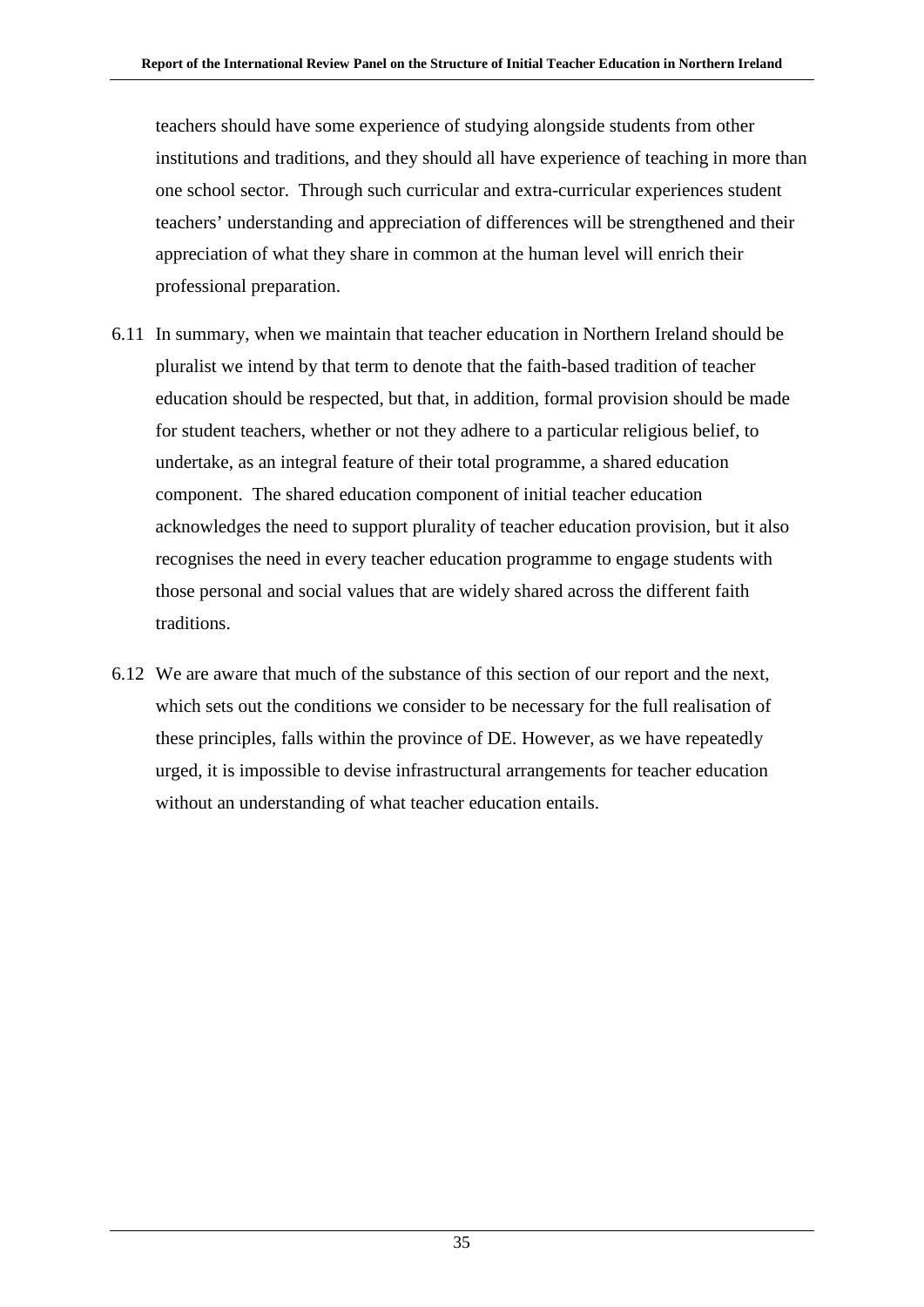teachers should have some experience of studying alongside students from other institutions and traditions, and they should all have experience of teaching in more than one school sector. Through such curricular and extra-curricular experiences student teachers' understanding and appreciation of differences will be strengthened and their appreciation of what they share in common at the human level will enrich their professional preparation.

6.11 In summary, when we maintain that teacher education in Northern Ireland should be pluralist we intend by that term to denote that the faith-based tradition of teacher education should be respected, but that, in addition, formal provision should be made for student teachers, whether or not they adhere to a particular religious belief, to undertake, as an integral feature of their total programme, a shared education component. The shared education component of initial teacher education acknowledges the need to support plurality of teacher education provision, but it also recognises the need in every teacher education programme to engage students with those personal and social values that are widely shared across the different faith traditions.

6.12 We are aware that much of the substance of this section of our report and the next, which sets out the conditions we consider to be necessary for the full realisation of these principles, falls within the province of DE. However, as we have repeatedly urged, it is impossible to devise infrastructural arrangements for teacher education without an understanding of what teacher education entails.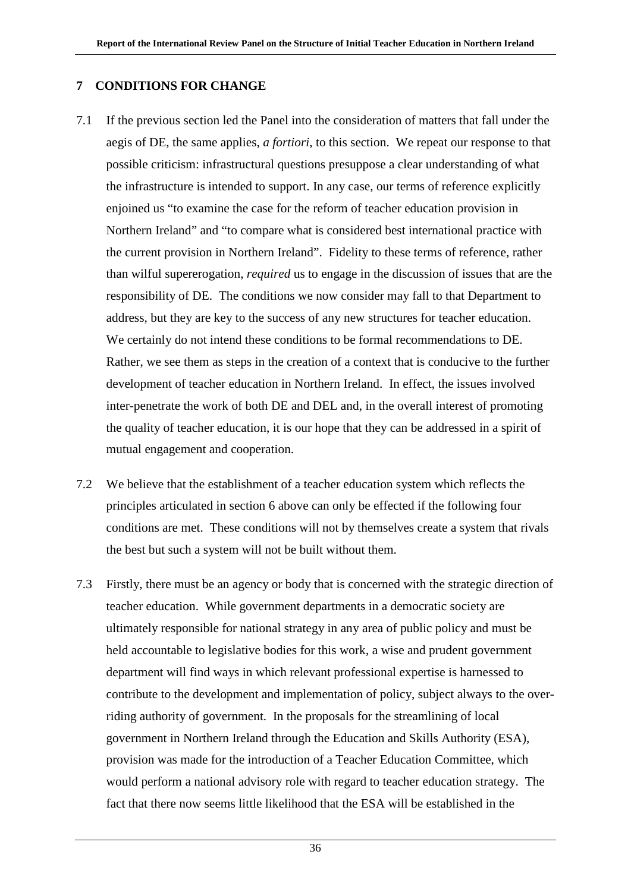## 7 CONDITIONS FOR CHANGE

7.1 If the previous section led the Panel into the consideration of matters that fall under the aegis of DE, the same applies, *a fortiori*, to this section. We repeat our response to that possible criticism: infrastructural questions presuppose a clear understanding of what the infrastructure is intended to support. In any case, our terms of reference explicitly enjoined us "to examine the case for the reform of teacher education provision in Northern Ireland" and "to compare what is considered best international practice with the current provision in Northern Ireland". Fidelity to these terms of reference, rather than wilful supererogation, *required* us to engage in the discussion of issues that are the responsibility of DE. The conditions we now consider may fall to that Department to address, but they are key to the success of any new structures for teacher education. We certainly do not intend these conditions to be formal recommendations to DE. Rather, we see them as steps in the creation of a context that is conducive to the further development of teacher education in Northern Ireland. In effect, the issues involved inter-penetrate the work of both DE and DEL and, in the overall interest of promoting the quality of teacher education, it is our hope that they can be addressed in a spirit of mutual engagement and cooperation.

7.2 We believe that the establishment of a teacher education system which reflects the principles articulated in section 6 above can only be effected if the following four conditions are met. These conditions will not by themselves create a system that rivals the best but such a system will not be built without them.

7.3 Firstly, there must be an agency or body that is concerned with the strategic direction of teacher education. While government departments in a democratic society are ultimately responsible for national strategy in any area of public policy and must be held accountable to legislative bodies for this work, a wise and prudent government department will find ways in which relevant professional expertise is harnessed to contribute to the development and implementation of policy, subject always to the over-riding authority of government. In the proposals for the streamlining of local government in Northern Ireland through the Education and Skills Authority (ESA), provision was made for the introduction of a Teacher Education Committee, which would perform a national advisory role with regard to teacher education strategy. The fact that there now seems little likelihood that the ESA will be established in the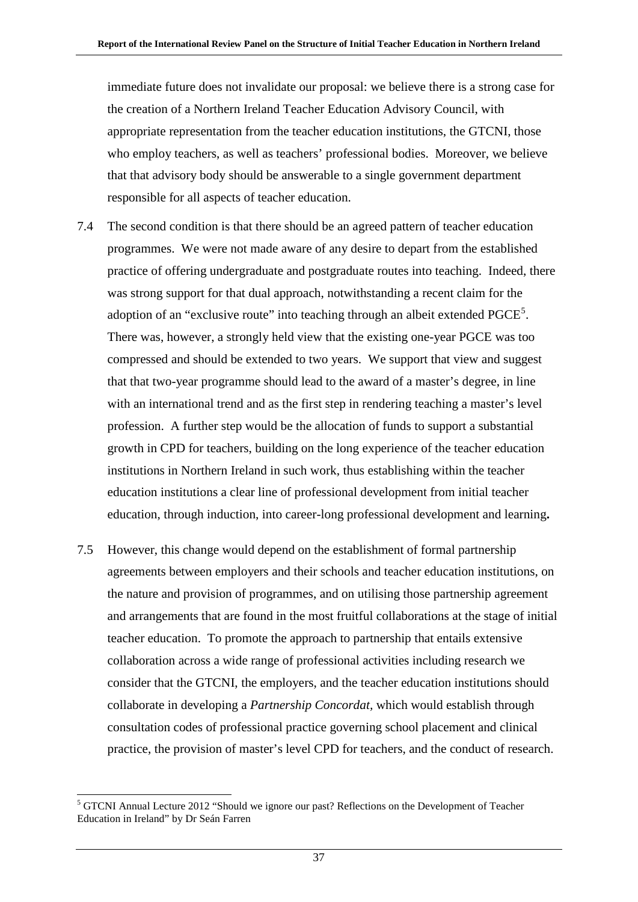immediate future does not invalidate our proposal: we believe there is a strong case for the creation of a Northern Ireland Teacher Education Advisory Council, with appropriate representation from the teacher education institutions, the GTCNI, those who employ teachers, as well as teachers' professional bodies. Moreover, we believe that that advisory body should be answerable to a single government department responsible for all aspects of teacher education.

7.4 The second condition is that there should be an agreed pattern of teacher education programmes. We were not made aware of any desire to depart from the established practice of offering undergraduate and postgraduate routes into teaching. Indeed, there was strong support for that dual approach, notwithstanding a recent claim for the adoption of an "exclusive route" into teaching through an albeit extended PGCE[5]. There was, however, a strongly held view that the existing one-year PGCE was too compressed and should be extended to two years. We support that view and suggest that that two-year programme should lead to the award of a master's degree, in line with an international trend and as the first step in rendering teaching a master's level profession. A further step would be the allocation of funds to support a substantial growth in CPD for teachers, building on the long experience of the teacher education institutions in Northern Ireland in such work, thus establishing within the teacher education institutions a clear line of professional development from initial teacher education, through induction, into career-long professional development and learning**.**

7.5 However, this change would depend on the establishment of formal partnership agreements between employers and their schools and teacher education institutions, on the nature and provision of programmes, and on utilising those partnership agreement and arrangements that are found in the most fruitful collaborations at the stage of initial teacher education. To promote the approach to partnership that entails extensive collaboration across a wide range of professional activities including research we consider that the GTCNI, the employers, and the teacher education institutions should collaborate in developing a *Partnership Concordat,* which would establish through consultation codes of professional practice governing school placement and clinical practice, the provision of master's level CPD for teachers, and the conduct of research.

---

[5] GTCNI Annual Lecture 2012 "Should we ignore our past? Reflections on the Development of Teacher Education in Ireland" by Dr Seán Farren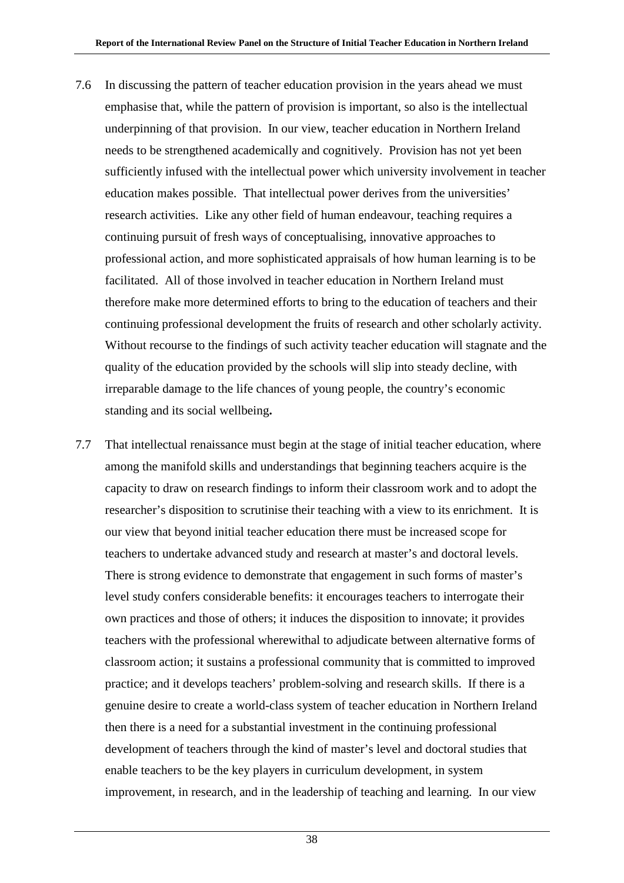7.6 In discussing the pattern of teacher education provision in the years ahead we must emphasise that, while the pattern of provision is important, so also is the intellectual underpinning of that provision. In our view, teacher education in Northern Ireland needs to be strengthened academically and cognitively. Provision has not yet been sufficiently infused with the intellectual power which university involvement in teacher education makes possible. That intellectual power derives from the universities' research activities. Like any other field of human endeavour, teaching requires a continuing pursuit of fresh ways of conceptualising, innovative approaches to professional action, and more sophisticated appraisals of how human learning is to be facilitated. All of those involved in teacher education in Northern Ireland must therefore make more determined efforts to bring to the education of teachers and their continuing professional development the fruits of research and other scholarly activity. Without recourse to the findings of such activity teacher education will stagnate and the quality of the education provided by the schools will slip into steady decline, with irreparable damage to the life chances of young people, the country's economic standing and its social wellbeing.

7.7 That intellectual renaissance must begin at the stage of initial teacher education, where among the manifold skills and understandings that beginning teachers acquire is the capacity to draw on research findings to inform their classroom work and to adopt the researcher's disposition to scrutinise their teaching with a view to its enrichment. It is our view that beyond initial teacher education there must be increased scope for teachers to undertake advanced study and research at master's and doctoral levels. There is strong evidence to demonstrate that engagement in such forms of master's level study confers considerable benefits: it encourages teachers to interrogate their own practices and those of others; it induces the disposition to innovate; it provides teachers with the professional wherewithal to adjudicate between alternative forms of classroom action; it sustains a professional community that is committed to improved practice; and it develops teachers' problem-solving and research skills. If there is a genuine desire to create a world-class system of teacher education in Northern Ireland then there is a need for a substantial investment in the continuing professional development of teachers through the kind of master's level and doctoral studies that enable teachers to be the key players in curriculum development, in system improvement, in research, and in the leadership of teaching and learning. In our view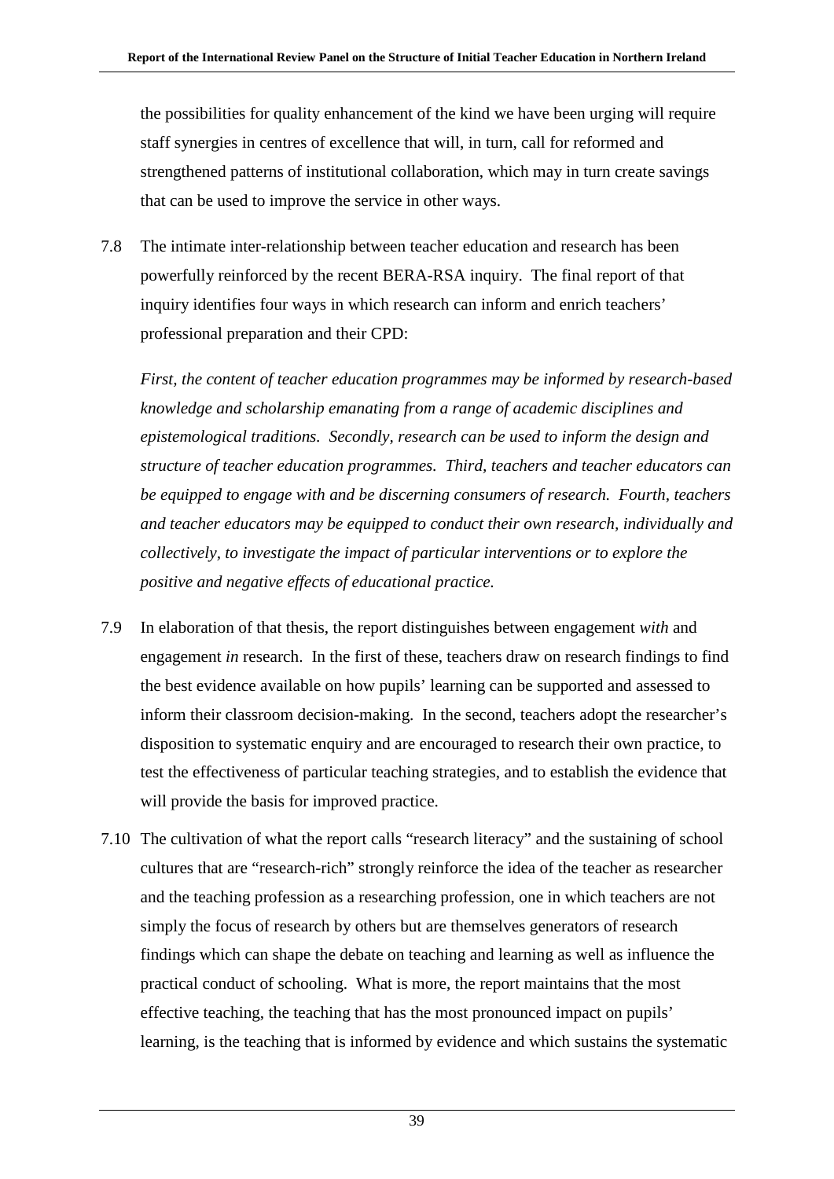the possibilities for quality enhancement of the kind we have been urging will require staff synergies in centres of excellence that will, in turn, call for reformed and strengthened patterns of institutional collaboration, which may in turn create savings that can be used to improve the service in other ways.

7.8 The intimate inter-relationship between teacher education and research has been powerfully reinforced by the recent BERA-RSA inquiry. The final report of that inquiry identifies four ways in which research can inform and enrich teachers' professional preparation and their CPD:

*First, the content of teacher education programmes may be informed by research-based knowledge and scholarship emanating from a range of academic disciplines and epistemological traditions. Secondly, research can be used to inform the design and structure of teacher education programmes. Third, teachers and teacher educators can be equipped to engage with and be discerning consumers of research. Fourth, teachers and teacher educators may be equipped to conduct their own research, individually and collectively, to investigate the impact of particular interventions or to explore the positive and negative effects of educational practice.*

7.9 In elaboration of that thesis, the report distinguishes between engagement *with* and engagement *in* research. In the first of these, teachers draw on research findings to find the best evidence available on how pupils' learning can be supported and assessed to inform their classroom decision-making. In the second, teachers adopt the researcher's disposition to systematic enquiry and are encouraged to research their own practice, to test the effectiveness of particular teaching strategies, and to establish the evidence that will provide the basis for improved practice.

7.10 The cultivation of what the report calls "research literacy" and the sustaining of school cultures that are "research-rich" strongly reinforce the idea of the teacher as researcher and the teaching profession as a researching profession, one in which teachers are not simply the focus of research by others but are themselves generators of research findings which can shape the debate on teaching and learning as well as influence the practical conduct of schooling. What is more, the report maintains that the most effective teaching, the teaching that has the most pronounced impact on pupils' learning, is the teaching that is informed by evidence and which sustains the systematic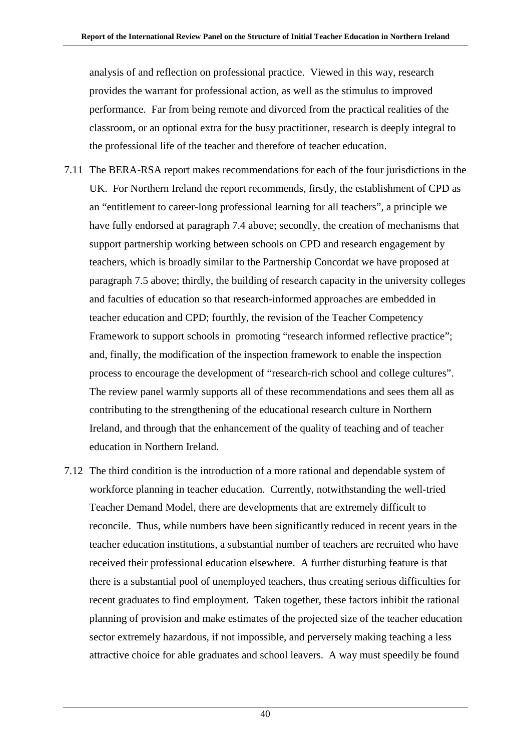analysis of and reflection on professional practice. Viewed in this way, research provides the warrant for professional action, as well as the stimulus to improved performance. Far from being remote and divorced from the practical realities of the classroom, or an optional extra for the busy practitioner, research is deeply integral to the professional life of the teacher and therefore of teacher education.

7.11 The BERA-RSA report makes recommendations for each of the four jurisdictions in the UK. For Northern Ireland the report recommends, firstly, the establishment of CPD as an "entitlement to career-long professional learning for all teachers", a principle we have fully endorsed at paragraph 7.4 above; secondly, the creation of mechanisms that support partnership working between schools on CPD and research engagement by teachers, which is broadly similar to the Partnership Concordat we have proposed at paragraph 7.5 above; thirdly, the building of research capacity in the university colleges and faculties of education so that research-informed approaches are embedded in teacher education and CPD; fourthly, the revision of the Teacher Competency Framework to support schools in promoting "research informed reflective practice"; and, finally, the modification of the inspection framework to enable the inspection process to encourage the development of "research-rich school and college cultures". The review panel warmly supports all of these recommendations and sees them all as contributing to the strengthening of the educational research culture in Northern Ireland, and through that the enhancement of the quality of teaching and of teacher education in Northern Ireland.

7.12 The third condition is the introduction of a more rational and dependable system of workforce planning in teacher education. Currently, notwithstanding the well-tried Teacher Demand Model, there are developments that are extremely difficult to reconcile. Thus, while numbers have been significantly reduced in recent years in the teacher education institutions, a substantial number of teachers are recruited who have received their professional education elsewhere. A further disturbing feature is that there is a substantial pool of unemployed teachers, thus creating serious difficulties for recent graduates to find employment. Taken together, these factors inhibit the rational planning of provision and make estimates of the projected size of the teacher education sector extremely hazardous, if not impossible, and perversely making teaching a less attractive choice for able graduates and school leavers. A way must speedily be found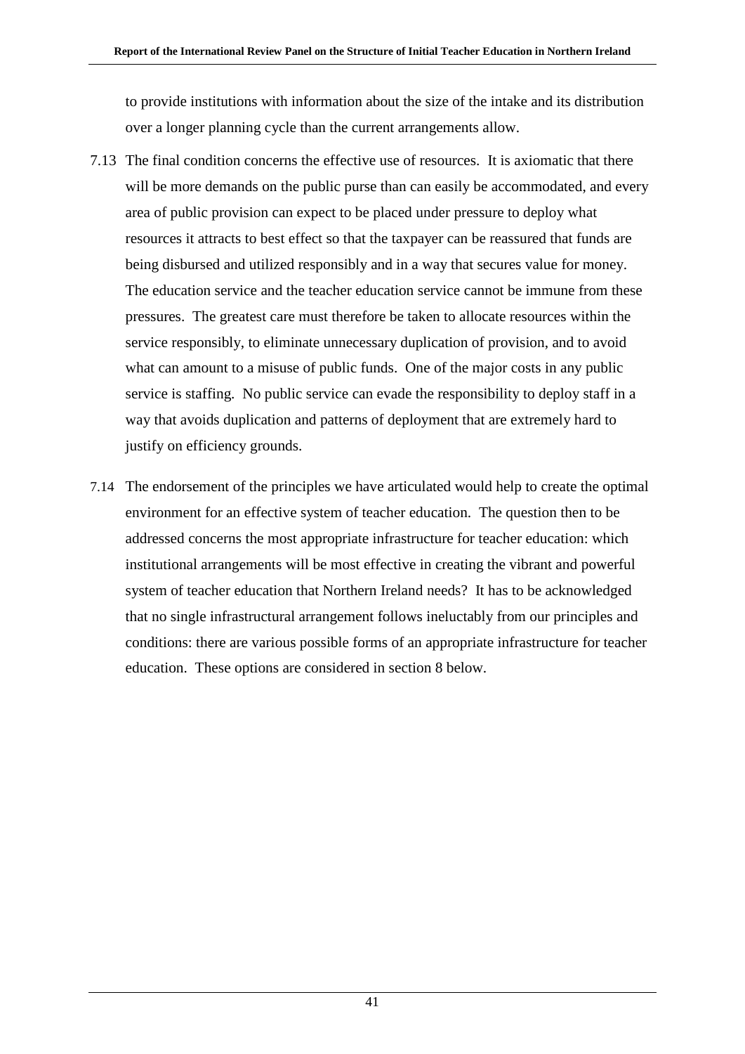to provide institutions with information about the size of the intake and its distribution over a longer planning cycle than the current arrangements allow.

7.13 The final condition concerns the effective use of resources. It is axiomatic that there will be more demands on the public purse than can easily be accommodated, and every area of public provision can expect to be placed under pressure to deploy what resources it attracts to best effect so that the taxpayer can be reassured that funds are being disbursed and utilized responsibly and in a way that secures value for money. The education service and the teacher education service cannot be immune from these pressures. The greatest care must therefore be taken to allocate resources within the service responsibly, to eliminate unnecessary duplication of provision, and to avoid what can amount to a misuse of public funds. One of the major costs in any public service is staffing. No public service can evade the responsibility to deploy staff in a way that avoids duplication and patterns of deployment that are extremely hard to justify on efficiency grounds.

7.14 The endorsement of the principles we have articulated would help to create the optimal environment for an effective system of teacher education. The question then to be addressed concerns the most appropriate infrastructure for teacher education: which institutional arrangements will be most effective in creating the vibrant and powerful system of teacher education that Northern Ireland needs? It has to be acknowledged that no single infrastructural arrangement follows ineluctably from our principles and conditions: there are various possible forms of an appropriate infrastructure for teacher education. These options are considered in section 8 below.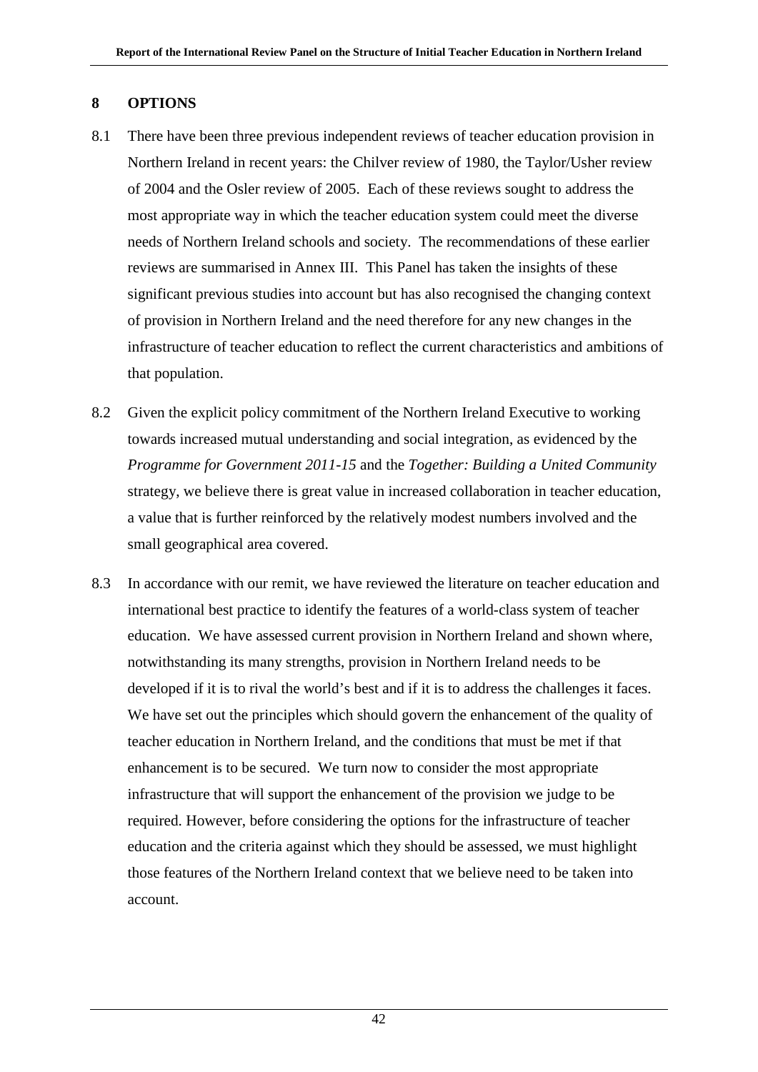## 8 OPTIONS

8.1 There have been three previous independent reviews of teacher education provision in Northern Ireland in recent years: the Chilver review of 1980, the Taylor/Usher review of 2004 and the Osler review of 2005. Each of these reviews sought to address the most appropriate way in which the teacher education system could meet the diverse needs of Northern Ireland schools and society. The recommendations of these earlier reviews are summarised in Annex III. This Panel has taken the insights of these significant previous studies into account but has also recognised the changing context of provision in Northern Ireland and the need therefore for any new changes in the infrastructure of teacher education to reflect the current characteristics and ambitions of that population.

8.2 Given the explicit policy commitment of the Northern Ireland Executive to working towards increased mutual understanding and social integration, as evidenced by the *Programme for Government 2011-15* and the *Together: Building a United Community* strategy, we believe there is great value in increased collaboration in teacher education, a value that is further reinforced by the relatively modest numbers involved and the small geographical area covered.

8.3 In accordance with our remit, we have reviewed the literature on teacher education and international best practice to identify the features of a world-class system of teacher education. We have assessed current provision in Northern Ireland and shown where, notwithstanding its many strengths, provision in Northern Ireland needs to be developed if it is to rival the world's best and if it is to address the challenges it faces. We have set out the principles which should govern the enhancement of the quality of teacher education in Northern Ireland, and the conditions that must be met if that enhancement is to be secured. We turn now to consider the most appropriate infrastructure that will support the enhancement of the provision we judge to be required. However, before considering the options for the infrastructure of teacher education and the criteria against which they should be assessed, we must highlight those features of the Northern Ireland context that we believe need to be taken into account.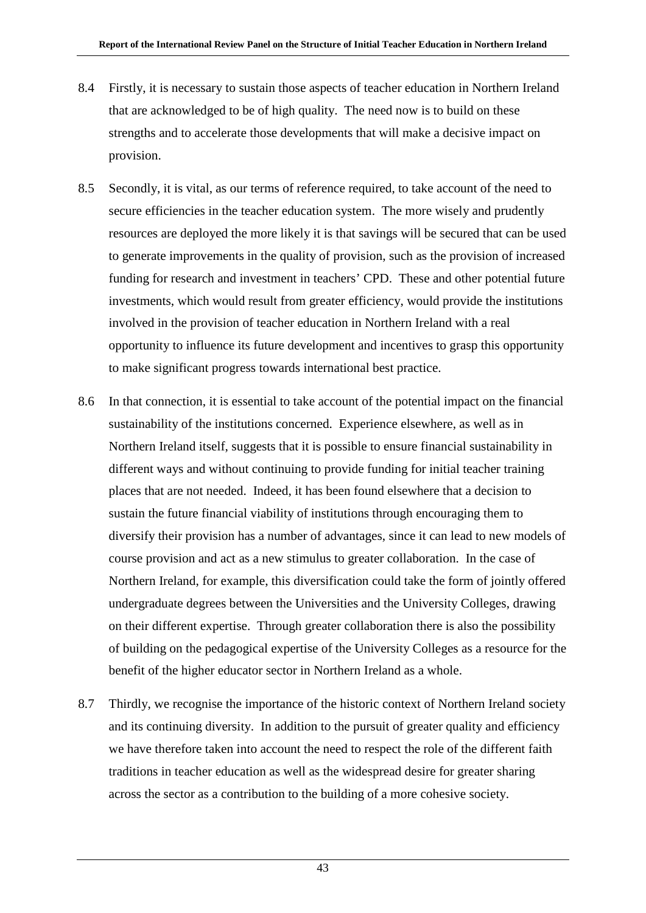8.4 Firstly, it is necessary to sustain those aspects of teacher education in Northern Ireland that are acknowledged to be of high quality. The need now is to build on these strengths and to accelerate those developments that will make a decisive impact on provision.

8.5 Secondly, it is vital, as our terms of reference required, to take account of the need to secure efficiencies in the teacher education system. The more wisely and prudently resources are deployed the more likely it is that savings will be secured that can be used to generate improvements in the quality of provision, such as the provision of increased funding for research and investment in teachers' CPD. These and other potential future investments, which would result from greater efficiency, would provide the institutions involved in the provision of teacher education in Northern Ireland with a real opportunity to influence its future development and incentives to grasp this opportunity to make significant progress towards international best practice.

8.6 In that connection, it is essential to take account of the potential impact on the financial sustainability of the institutions concerned. Experience elsewhere, as well as in Northern Ireland itself, suggests that it is possible to ensure financial sustainability in different ways and without continuing to provide funding for initial teacher training places that are not needed. Indeed, it has been found elsewhere that a decision to sustain the future financial viability of institutions through encouraging them to diversify their provision has a number of advantages, since it can lead to new models of course provision and act as a new stimulus to greater collaboration. In the case of Northern Ireland, for example, this diversification could take the form of jointly offered undergraduate degrees between the Universities and the University Colleges, drawing on their different expertise. Through greater collaboration there is also the possibility of building on the pedagogical expertise of the University Colleges as a resource for the benefit of the higher educator sector in Northern Ireland as a whole.

8.7 Thirdly, we recognise the importance of the historic context of Northern Ireland society and its continuing diversity. In addition to the pursuit of greater quality and efficiency we have therefore taken into account the need to respect the role of the different faith traditions in teacher education as well as the widespread desire for greater sharing across the sector as a contribution to the building of a more cohesive society.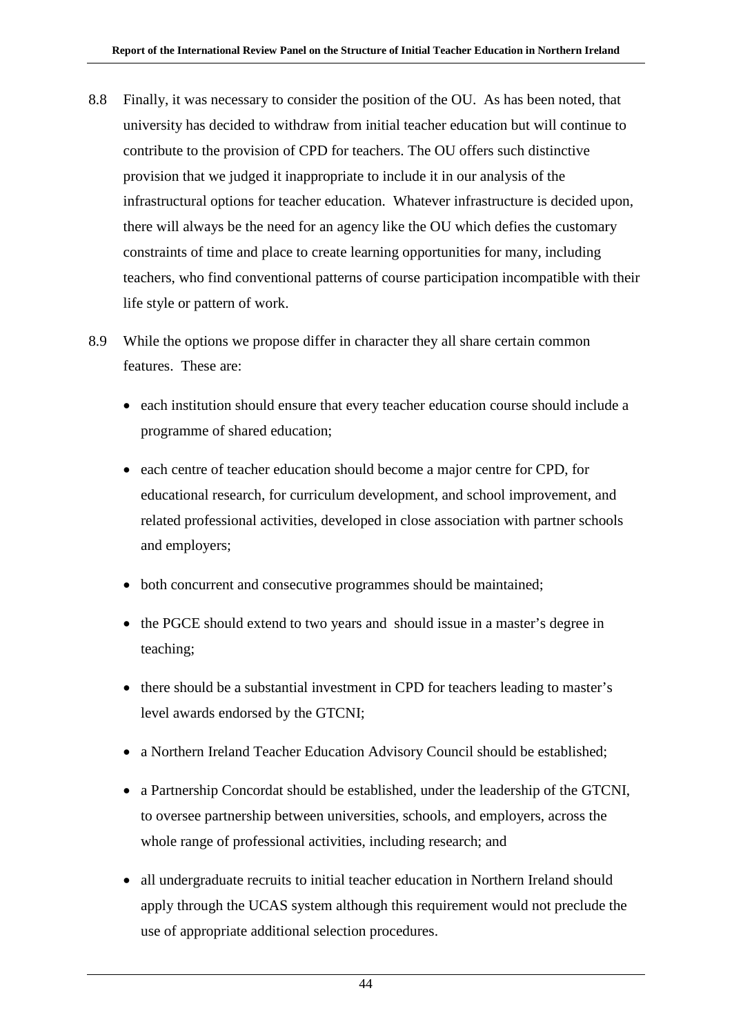8.8 Finally, it was necessary to consider the position of the OU. As has been noted, that university has decided to withdraw from initial teacher education but will continue to contribute to the provision of CPD for teachers. The OU offers such distinctive provision that we judged it inappropriate to include it in our analysis of the infrastructural options for teacher education. Whatever infrastructure is decided upon, there will always be the need for an agency like the OU which defies the customary constraints of time and place to create learning opportunities for many, including teachers, who find conventional patterns of course participation incompatible with their life style or pattern of work.

8.9 While the options we propose differ in character they all share certain common features. These are:

- each institution should ensure that every teacher education course should include a programme of shared education;
- each centre of teacher education should become a major centre for CPD, for educational research, for curriculum development, and school improvement, and related professional activities, developed in close association with partner schools and employers;
- both concurrent and consecutive programmes should be maintained;
- the PGCE should extend to two years and should issue in a master's degree in teaching;
- there should be a substantial investment in CPD for teachers leading to master's level awards endorsed by the GTCNI;
- a Northern Ireland Teacher Education Advisory Council should be established;
- a Partnership Concordat should be established, under the leadership of the GTCNI, to oversee partnership between universities, schools, and employers, across the whole range of professional activities, including research; and
- all undergraduate recruits to initial teacher education in Northern Ireland should apply through the UCAS system although this requirement would not preclude the use of appropriate additional selection procedures.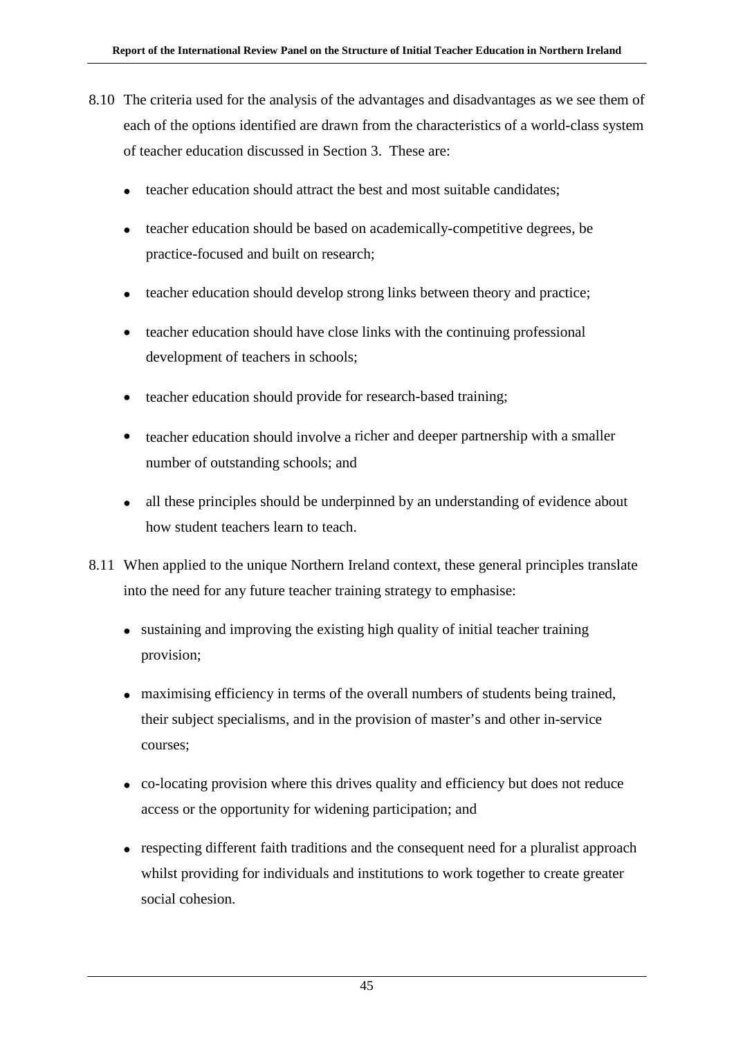8.10 The criteria used for the analysis of the advantages and disadvantages as we see them of each of the options identified are drawn from the characteristics of a world-class system of teacher education discussed in Section 3. These are:

- teacher education should attract the best and most suitable candidates;
- teacher education should be based on academically-competitive degrees, be practice-focused and built on research;
- teacher education should develop strong links between theory and practice;
- teacher education should have close links with the continuing professional development of teachers in schools;
- teacher education should provide for research-based training;
- teacher education should involve a richer and deeper partnership with a smaller number of outstanding schools; and
- all these principles should be underpinned by an understanding of evidence about how student teachers learn to teach.

8.11 When applied to the unique Northern Ireland context, these general principles translate into the need for any future teacher training strategy to emphasise:

- sustaining and improving the existing high quality of initial teacher training provision;
- maximising efficiency in terms of the overall numbers of students being trained, their subject specialisms, and in the provision of master's and other in-service courses;
- co-locating provision where this drives quality and efficiency but does not reduce access or the opportunity for widening participation; and
- respecting different faith traditions and the consequent need for a pluralist approach whilst providing for individuals and institutions to work together to create greater social cohesion.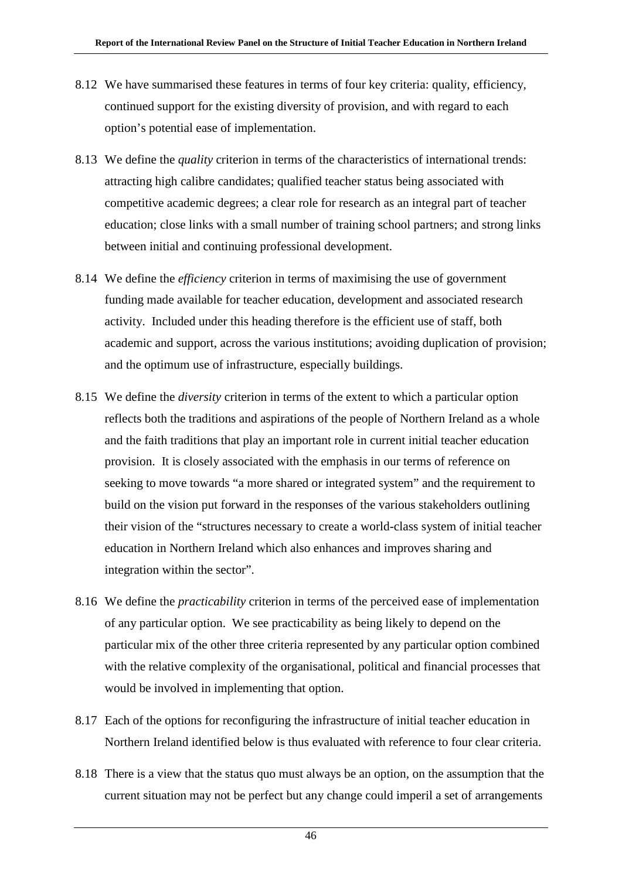8.12 We have summarised these features in terms of four key criteria: quality, efficiency, continued support for the existing diversity of provision, and with regard to each option's potential ease of implementation.

8.13 We define the *quality* criterion in terms of the characteristics of international trends: attracting high calibre candidates; qualified teacher status being associated with competitive academic degrees; a clear role for research as an integral part of teacher education; close links with a small number of training school partners; and strong links between initial and continuing professional development.

8.14 We define the *efficiency* criterion in terms of maximising the use of government funding made available for teacher education, development and associated research activity. Included under this heading therefore is the efficient use of staff, both academic and support, across the various institutions; avoiding duplication of provision; and the optimum use of infrastructure, especially buildings.

8.15 We define the *diversity* criterion in terms of the extent to which a particular option reflects both the traditions and aspirations of the people of Northern Ireland as a whole and the faith traditions that play an important role in current initial teacher education provision. It is closely associated with the emphasis in our terms of reference on seeking to move towards "a more shared or integrated system" and the requirement to build on the vision put forward in the responses of the various stakeholders outlining their vision of the "structures necessary to create a world-class system of initial teacher education in Northern Ireland which also enhances and improves sharing and integration within the sector".

8.16 We define the *practicability* criterion in terms of the perceived ease of implementation of any particular option. We see practicability as being likely to depend on the particular mix of the other three criteria represented by any particular option combined with the relative complexity of the organisational, political and financial processes that would be involved in implementing that option.

8.17 Each of the options for reconfiguring the infrastructure of initial teacher education in Northern Ireland identified below is thus evaluated with reference to four clear criteria.

8.18 There is a view that the status quo must always be an option, on the assumption that the current situation may not be perfect but any change could imperil a set of arrangements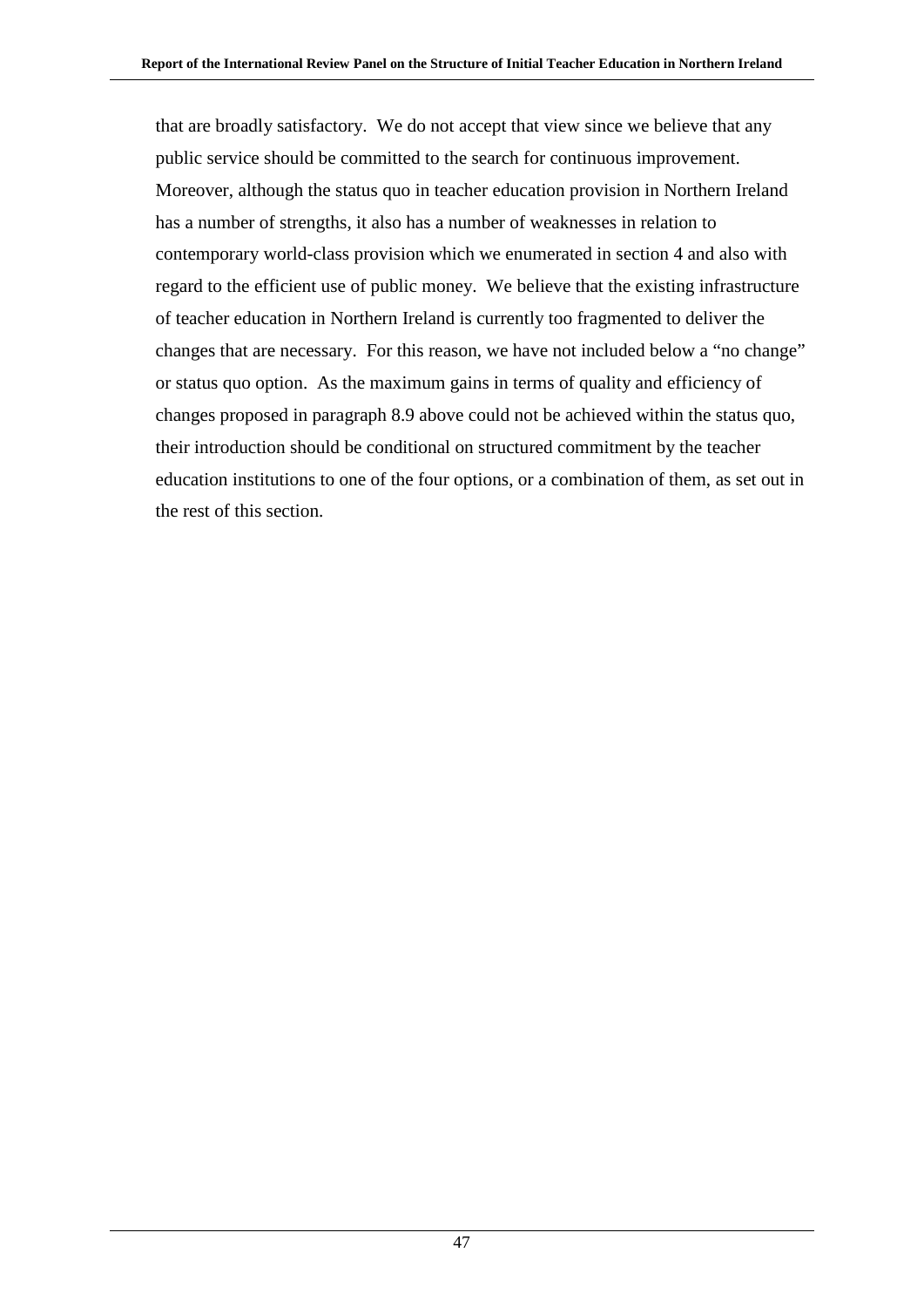that are broadly satisfactory. We do not accept that view since we believe that any public service should be committed to the search for continuous improvement. Moreover, although the status quo in teacher education provision in Northern Ireland has a number of strengths, it also has a number of weaknesses in relation to contemporary world-class provision which we enumerated in section 4 and also with regard to the efficient use of public money. We believe that the existing infrastructure of teacher education in Northern Ireland is currently too fragmented to deliver the changes that are necessary. For this reason, we have not included below a "no change" or status quo option. As the maximum gains in terms of quality and efficiency of changes proposed in paragraph 8.9 above could not be achieved within the status quo, their introduction should be conditional on structured commitment by the teacher education institutions to one of the four options, or a combination of them, as set out in the rest of this section.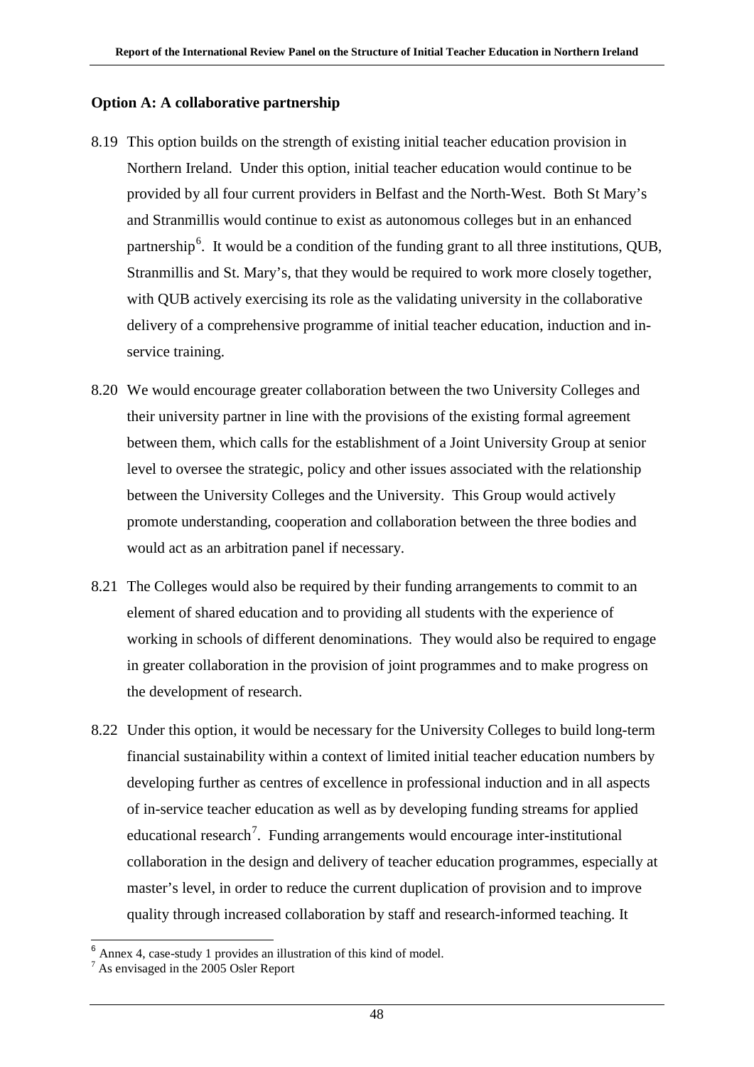**Option A: A collaborative partnership**

8.19 This option builds on the strength of existing initial teacher education provision in Northern Ireland. Under this option, initial teacher education would continue to be provided by all four current providers in Belfast and the North-West. Both St Mary's and Stranmillis would continue to exist as autonomous colleges but in an enhanced partnership[6]. It would be a condition of the funding grant to all three institutions, QUB, Stranmillis and St. Mary's, that they would be required to work more closely together, with QUB actively exercising its role as the validating university in the collaborative delivery of a comprehensive programme of initial teacher education, induction and in-service training.

8.20 We would encourage greater collaboration between the two University Colleges and their university partner in line with the provisions of the existing formal agreement between them, which calls for the establishment of a Joint University Group at senior level to oversee the strategic, policy and other issues associated with the relationship between the University Colleges and the University. This Group would actively promote understanding, cooperation and collaboration between the three bodies and would act as an arbitration panel if necessary.

8.21 The Colleges would also be required by their funding arrangements to commit to an element of shared education and to providing all students with the experience of working in schools of different denominations. They would also be required to engage in greater collaboration in the provision of joint programmes and to make progress on the development of research.

8.22 Under this option, it would be necessary for the University Colleges to build long-term financial sustainability within a context of limited initial teacher education numbers by developing further as centres of excellence in professional induction and in all aspects of in-service teacher education as well as by developing funding streams for applied educational research[7]. Funding arrangements would encourage inter-institutional collaboration in the design and delivery of teacher education programmes, especially at master's level, in order to reduce the current duplication of provision and to improve quality through increased collaboration by staff and research-informed teaching. It

[6] Annex 4, case-study 1 provides an illustration of this kind of model.

[7] As envisaged in the 2005 Osler Report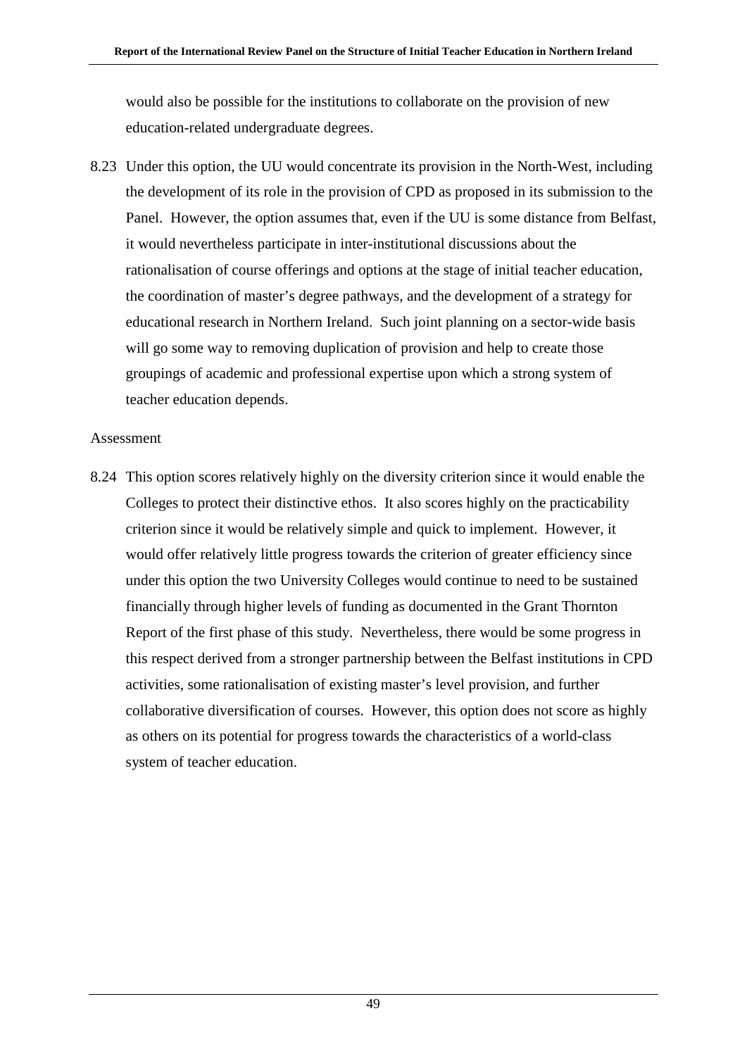would also be possible for the institutions to collaborate on the provision of new education-related undergraduate degrees.

8.23 Under this option, the UU would concentrate its provision in the North-West, including the development of its role in the provision of CPD as proposed in its submission to the Panel. However, the option assumes that, even if the UU is some distance from Belfast, it would nevertheless participate in inter-institutional discussions about the rationalisation of course offerings and options at the stage of initial teacher education, the coordination of master's degree pathways, and the development of a strategy for educational research in Northern Ireland. Such joint planning on a sector-wide basis will go some way to removing duplication of provision and help to create those groupings of academic and professional expertise upon which a strong system of teacher education depends.

Assessment

8.24 This option scores relatively highly on the diversity criterion since it would enable the Colleges to protect their distinctive ethos. It also scores highly on the practicability criterion since it would be relatively simple and quick to implement. However, it would offer relatively little progress towards the criterion of greater efficiency since under this option the two University Colleges would continue to need to be sustained financially through higher levels of funding as documented in the Grant Thornton Report of the first phase of this study. Nevertheless, there would be some progress in this respect derived from a stronger partnership between the Belfast institutions in CPD activities, some rationalisation of existing master's level provision, and further collaborative diversification of courses. However, this option does not score as highly as others on its potential for progress towards the characteristics of a world-class system of teacher education.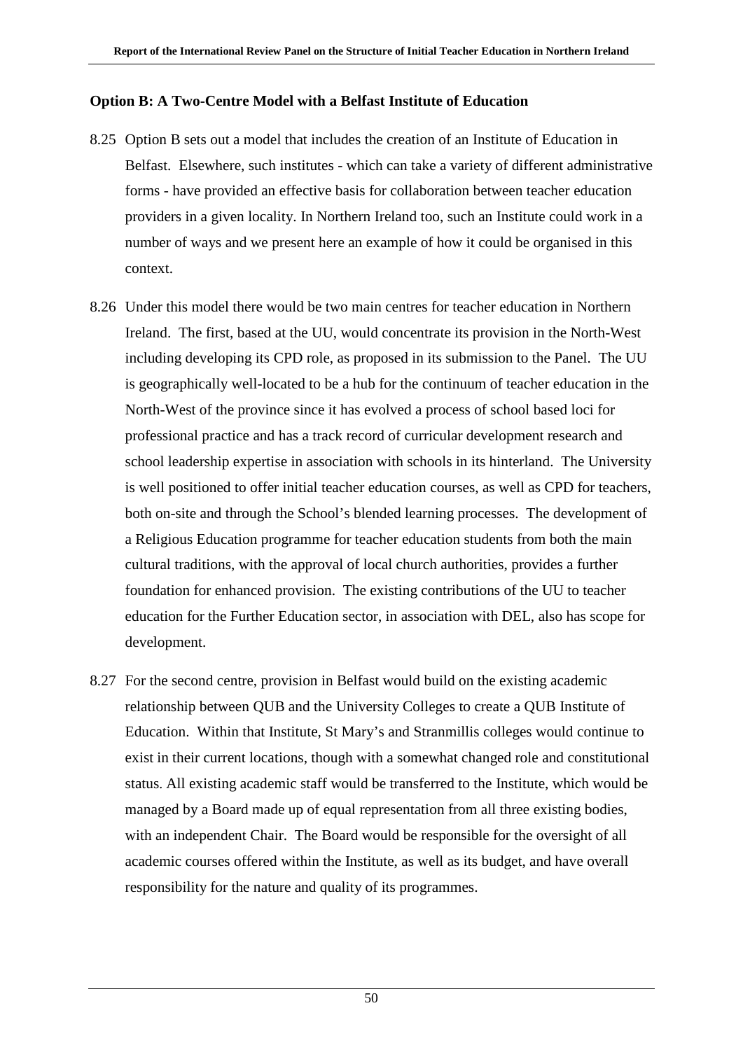**Option B: A Two-Centre Model with a Belfast Institute of Education**

8.25 Option B sets out a model that includes the creation of an Institute of Education in Belfast. Elsewhere, such institutes - which can take a variety of different administrative forms - have provided an effective basis for collaboration between teacher education providers in a given locality. In Northern Ireland too, such an Institute could work in a number of ways and we present here an example of how it could be organised in this context.

8.26 Under this model there would be two main centres for teacher education in Northern Ireland. The first, based at the UU, would concentrate its provision in the North-West including developing its CPD role, as proposed in its submission to the Panel. The UU is geographically well-located to be a hub for the continuum of teacher education in the North-West of the province since it has evolved a process of school based loci for professional practice and has a track record of curricular development research and school leadership expertise in association with schools in its hinterland. The University is well positioned to offer initial teacher education courses, as well as CPD for teachers, both on-site and through the School's blended learning processes. The development of a Religious Education programme for teacher education students from both the main cultural traditions, with the approval of local church authorities, provides a further foundation for enhanced provision. The existing contributions of the UU to teacher education for the Further Education sector, in association with DEL, also has scope for development.

8.27 For the second centre, provision in Belfast would build on the existing academic relationship between QUB and the University Colleges to create a QUB Institute of Education. Within that Institute, St Mary's and Stranmillis colleges would continue to exist in their current locations, though with a somewhat changed role and constitutional status. All existing academic staff would be transferred to the Institute, which would be managed by a Board made up of equal representation from all three existing bodies, with an independent Chair. The Board would be responsible for the oversight of all academic courses offered within the Institute, as well as its budget, and have overall responsibility for the nature and quality of its programmes.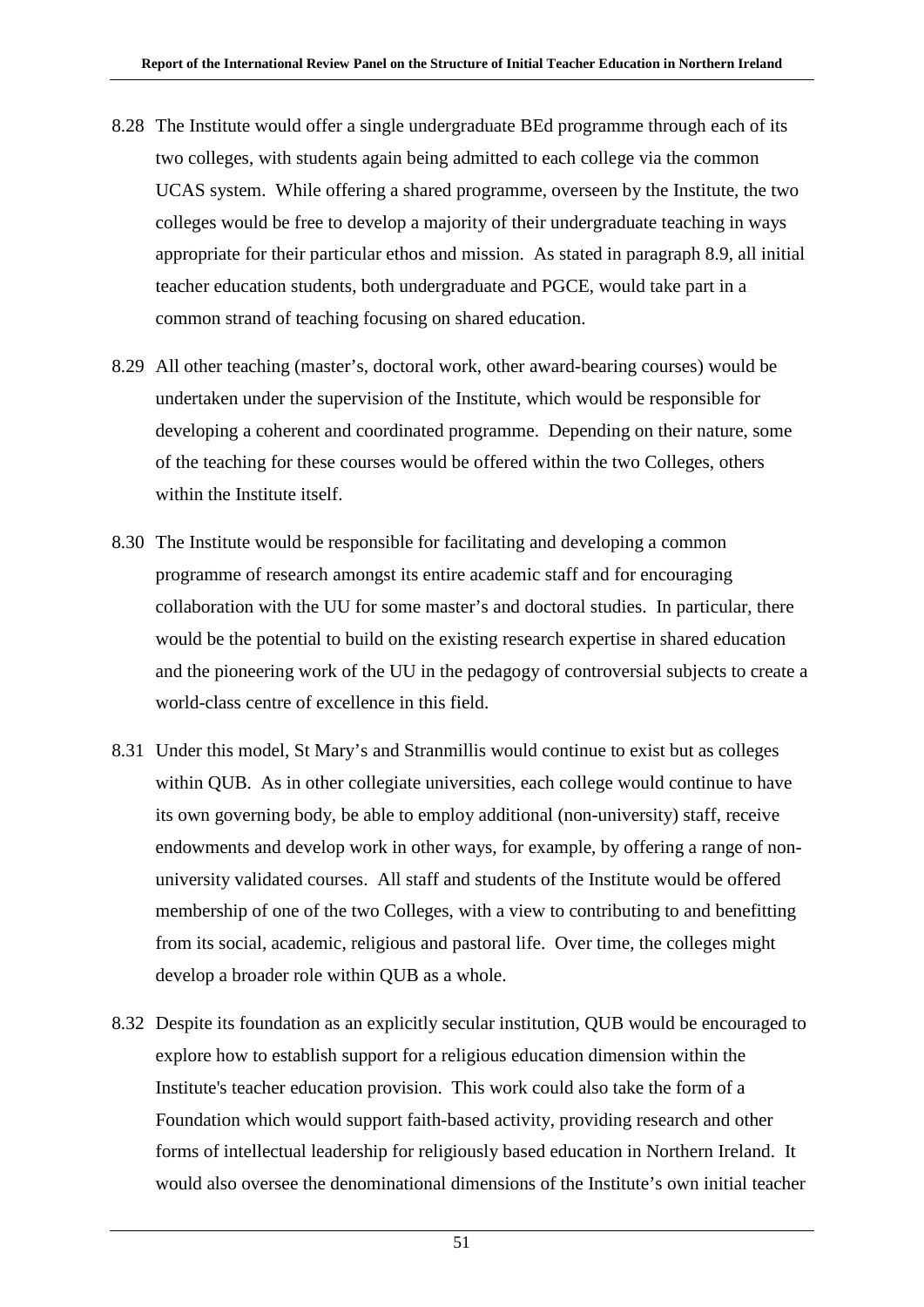8.28 The Institute would offer a single undergraduate BEd programme through each of its two colleges, with students again being admitted to each college via the common UCAS system. While offering a shared programme, overseen by the Institute, the two colleges would be free to develop a majority of their undergraduate teaching in ways appropriate for their particular ethos and mission. As stated in paragraph 8.9, all initial teacher education students, both undergraduate and PGCE, would take part in a common strand of teaching focusing on shared education.

8.29 All other teaching (master's, doctoral work, other award-bearing courses) would be undertaken under the supervision of the Institute, which would be responsible for developing a coherent and coordinated programme. Depending on their nature, some of the teaching for these courses would be offered within the two Colleges, others within the Institute itself.

8.30 The Institute would be responsible for facilitating and developing a common programme of research amongst its entire academic staff and for encouraging collaboration with the UU for some master's and doctoral studies. In particular, there would be the potential to build on the existing research expertise in shared education and the pioneering work of the UU in the pedagogy of controversial subjects to create a world-class centre of excellence in this field.

8.31 Under this model, St Mary's and Stranmillis would continue to exist but as colleges within QUB. As in other collegiate universities, each college would continue to have its own governing body, be able to employ additional (non-university) staff, receive endowments and develop work in other ways, for example, by offering a range of non-university validated courses. All staff and students of the Institute would be offered membership of one of the two Colleges, with a view to contributing to and benefitting from its social, academic, religious and pastoral life. Over time, the colleges might develop a broader role within QUB as a whole.

8.32 Despite its foundation as an explicitly secular institution, QUB would be encouraged to explore how to establish support for a religious education dimension within the Institute's teacher education provision. This work could also take the form of a Foundation which would support faith-based activity, providing research and other forms of intellectual leadership for religiously based education in Northern Ireland. It would also oversee the denominational dimensions of the Institute's own initial teacher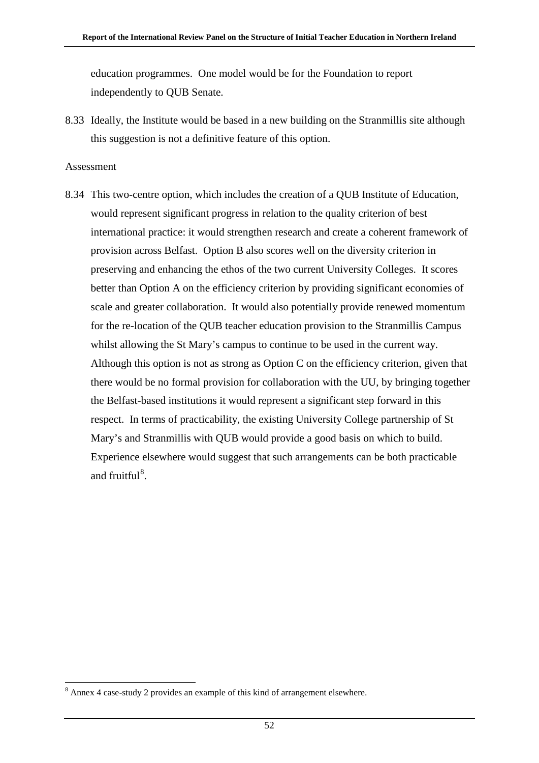education programmes. One model would be for the Foundation to report independently to QUB Senate.

8.33 Ideally, the Institute would be based in a new building on the Stranmillis site although this suggestion is not a definitive feature of this option.

Assessment

8.34 This two-centre option, which includes the creation of a QUB Institute of Education, would represent significant progress in relation to the quality criterion of best international practice: it would strengthen research and create a coherent framework of provision across Belfast. Option B also scores well on the diversity criterion in preserving and enhancing the ethos of the two current University Colleges. It scores better than Option A on the efficiency criterion by providing significant economies of scale and greater collaboration. It would also potentially provide renewed momentum for the re-location of the QUB teacher education provision to the Stranmillis Campus whilst allowing the St Mary's campus to continue to be used in the current way. Although this option is not as strong as Option C on the efficiency criterion, given that there would be no formal provision for collaboration with the UU, by bringing together the Belfast-based institutions it would represent a significant step forward in this respect. In terms of practicability, the existing University College partnership of St Mary's and Stranmillis with QUB would provide a good basis on which to build. Experience elsewhere would suggest that such arrangements can be both practicable and fruitful[8].

[8] Annex 4 case-study 2 provides an example of this kind of arrangement elsewhere.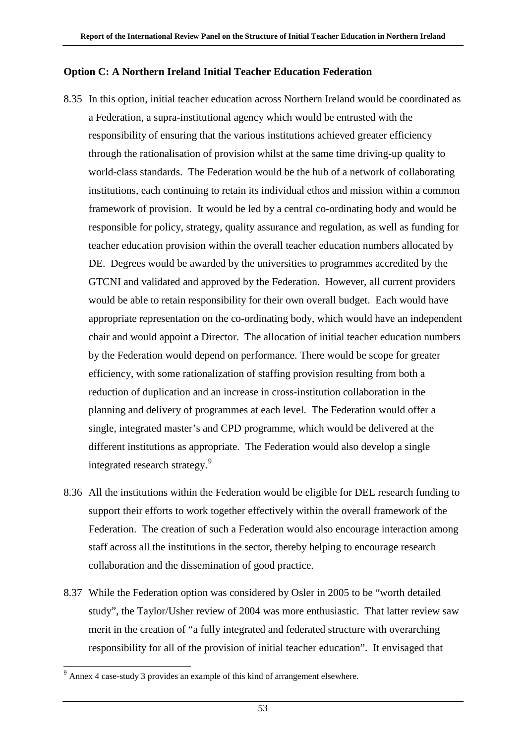### Option C: A Northern Ireland Initial Teacher Education Federation

8.35 In this option, initial teacher education across Northern Ireland would be coordinated as a Federation, a supra-institutional agency which would be entrusted with the responsibility of ensuring that the various institutions achieved greater efficiency through the rationalisation of provision whilst at the same time driving-up quality to world-class standards. The Federation would be the hub of a network of collaborating institutions, each continuing to retain its individual ethos and mission within a common framework of provision. It would be led by a central co-ordinating body and would be responsible for policy, strategy, quality assurance and regulation, as well as funding for teacher education provision within the overall teacher education numbers allocated by DE. Degrees would be awarded by the universities to programmes accredited by the GTCNI and validated and approved by the Federation. However, all current providers would be able to retain responsibility for their own overall budget. Each would have appropriate representation on the co-ordinating body, which would have an independent chair and would appoint a Director. The allocation of initial teacher education numbers by the Federation would depend on performance. There would be scope for greater efficiency, with some rationalization of staffing provision resulting from both a reduction of duplication and an increase in cross-institution collaboration in the planning and delivery of programmes at each level. The Federation would offer a single, integrated master's and CPD programme, which would be delivered at the different institutions as appropriate. The Federation would also develop a single integrated research strategy.[9]

8.36 All the institutions within the Federation would be eligible for DEL research funding to support their efforts to work together effectively within the overall framework of the Federation. The creation of such a Federation would also encourage interaction among staff across all the institutions in the sector, thereby helping to encourage research collaboration and the dissemination of good practice.

8.37 While the Federation option was considered by Osler in 2005 to be "worth detailed study", the Taylor/Usher review of 2004 was more enthusiastic. That latter review saw merit in the creation of "a fully integrated and federated structure with overarching responsibility for all of the provision of initial teacher education". It envisaged that

[9] Annex 4 case-study 3 provides an example of this kind of arrangement elsewhere.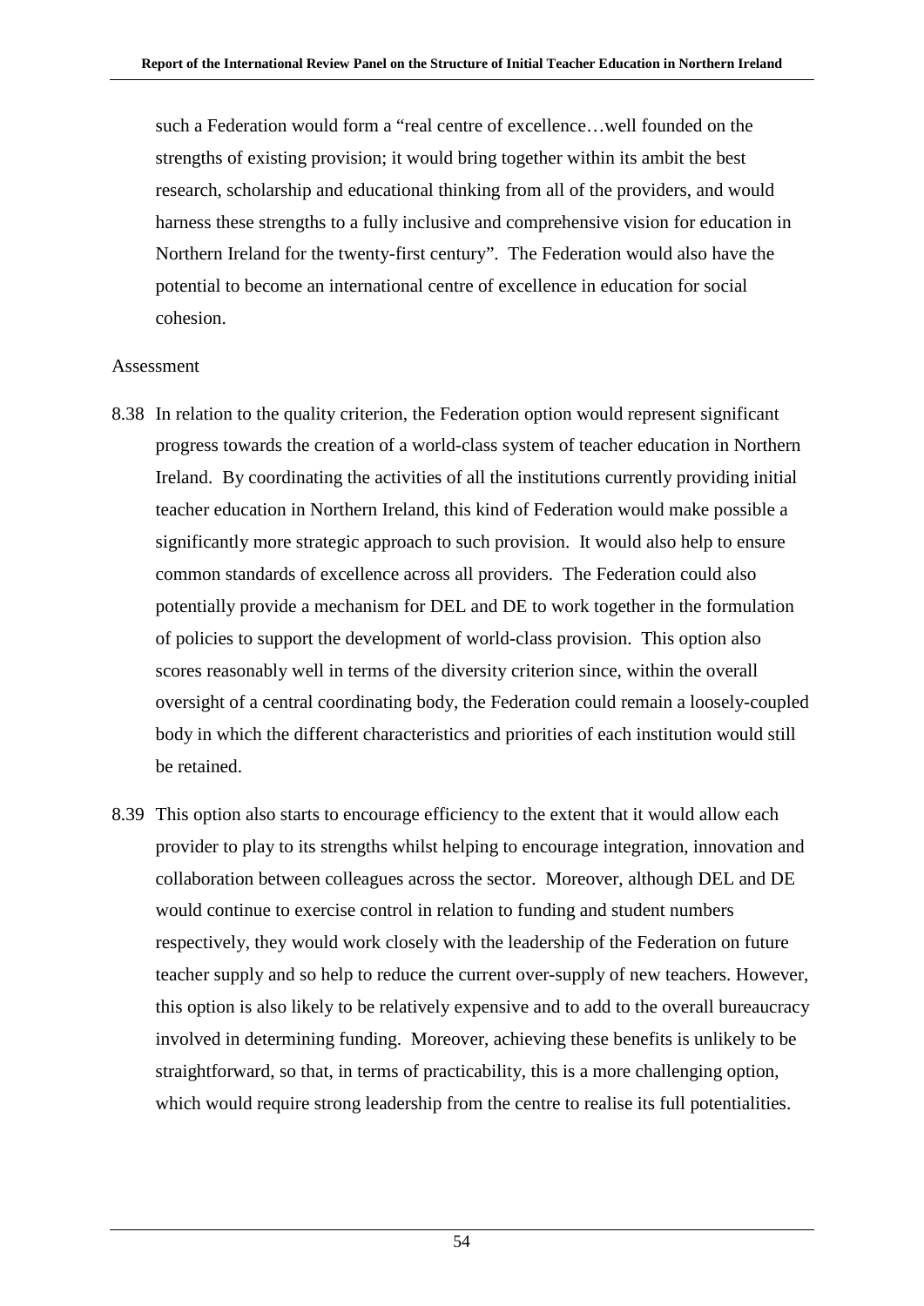such a Federation would form a "real centre of excellence…well founded on the strengths of existing provision; it would bring together within its ambit the best research, scholarship and educational thinking from all of the providers, and would harness these strengths to a fully inclusive and comprehensive vision for education in Northern Ireland for the twenty-first century". The Federation would also have the potential to become an international centre of excellence in education for social cohesion.

Assessment

8.38 In relation to the quality criterion, the Federation option would represent significant progress towards the creation of a world-class system of teacher education in Northern Ireland. By coordinating the activities of all the institutions currently providing initial teacher education in Northern Ireland, this kind of Federation would make possible a significantly more strategic approach to such provision. It would also help to ensure common standards of excellence across all providers. The Federation could also potentially provide a mechanism for DEL and DE to work together in the formulation of policies to support the development of world-class provision. This option also scores reasonably well in terms of the diversity criterion since, within the overall oversight of a central coordinating body, the Federation could remain a loosely-coupled body in which the different characteristics and priorities of each institution would still be retained.

8.39 This option also starts to encourage efficiency to the extent that it would allow each provider to play to its strengths whilst helping to encourage integration, innovation and collaboration between colleagues across the sector. Moreover, although DEL and DE would continue to exercise control in relation to funding and student numbers respectively, they would work closely with the leadership of the Federation on future teacher supply and so help to reduce the current over-supply of new teachers. However, this option is also likely to be relatively expensive and to add to the overall bureaucracy involved in determining funding. Moreover, achieving these benefits is unlikely to be straightforward, so that, in terms of practicability, this is a more challenging option, which would require strong leadership from the centre to realise its full potentialities.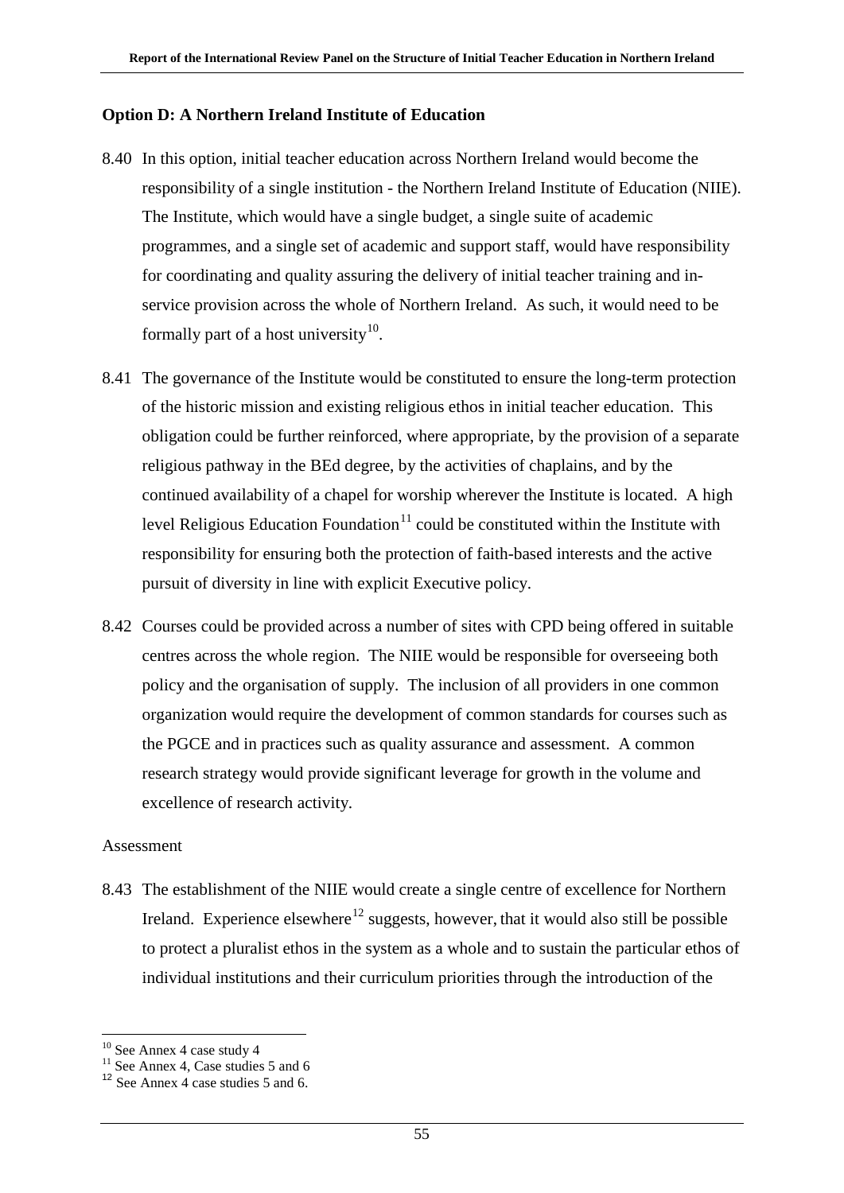### Option D: A Northern Ireland Institute of Education

8.40 In this option, initial teacher education across Northern Ireland would become the responsibility of a single institution - the Northern Ireland Institute of Education (NIIE). The Institute, which would have a single budget, a single suite of academic programmes, and a single set of academic and support staff, would have responsibility for coordinating and quality assuring the delivery of initial teacher training and in-service provision across the whole of Northern Ireland. As such, it would need to be formally part of a host university[10].

8.41 The governance of the Institute would be constituted to ensure the long-term protection of the historic mission and existing religious ethos in initial teacher education. This obligation could be further reinforced, where appropriate, by the provision of a separate religious pathway in the BEd degree, by the activities of chaplains, and by the continued availability of a chapel for worship wherever the Institute is located. A high level Religious Education Foundation[11] could be constituted within the Institute with responsibility for ensuring both the protection of faith-based interests and the active pursuit of diversity in line with explicit Executive policy.

8.42 Courses could be provided across a number of sites with CPD being offered in suitable centres across the whole region. The NIIE would be responsible for overseeing both policy and the organisation of supply. The inclusion of all providers in one common organization would require the development of common standards for courses such as the PGCE and in practices such as quality assurance and assessment. A common research strategy would provide significant leverage for growth in the volume and excellence of research activity.

Assessment

8.43 The establishment of the NIIE would create a single centre of excellence for Northern Ireland. Experience elsewhere[12] suggests, however, that it would also still be possible to protect a pluralist ethos in the system as a whole and to sustain the particular ethos of individual institutions and their curriculum priorities through the introduction of the

---

[10] See Annex 4 case study 4

[11] See Annex 4, Case studies 5 and 6

[12] See Annex 4 case studies 5 and 6.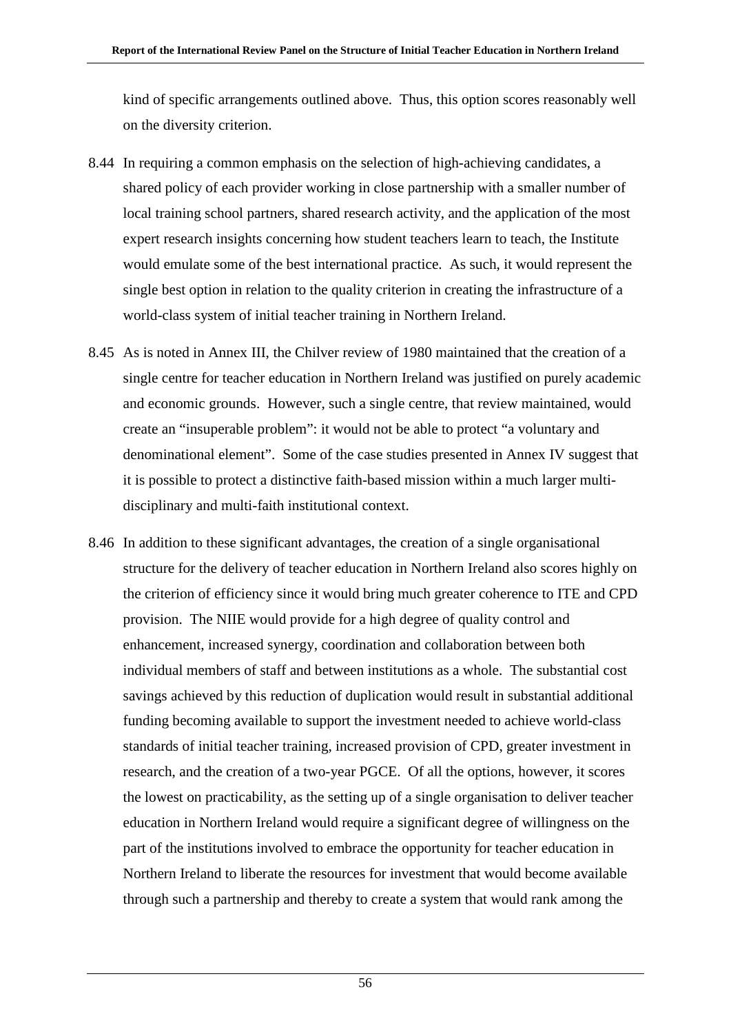kind of specific arrangements outlined above. Thus, this option scores reasonably well on the diversity criterion.

8.44 In requiring a common emphasis on the selection of high-achieving candidates, a shared policy of each provider working in close partnership with a smaller number of local training school partners, shared research activity, and the application of the most expert research insights concerning how student teachers learn to teach, the Institute would emulate some of the best international practice. As such, it would represent the single best option in relation to the quality criterion in creating the infrastructure of a world-class system of initial teacher training in Northern Ireland.

8.45 As is noted in Annex III, the Chilver review of 1980 maintained that the creation of a single centre for teacher education in Northern Ireland was justified on purely academic and economic grounds. However, such a single centre, that review maintained, would create an "insuperable problem": it would not be able to protect "a voluntary and denominational element". Some of the case studies presented in Annex IV suggest that it is possible to protect a distinctive faith-based mission within a much larger multi-disciplinary and multi-faith institutional context.

8.46 In addition to these significant advantages, the creation of a single organisational structure for the delivery of teacher education in Northern Ireland also scores highly on the criterion of efficiency since it would bring much greater coherence to ITE and CPD provision. The NIIE would provide for a high degree of quality control and enhancement, increased synergy, coordination and collaboration between both individual members of staff and between institutions as a whole. The substantial cost savings achieved by this reduction of duplication would result in substantial additional funding becoming available to support the investment needed to achieve world-class standards of initial teacher training, increased provision of CPD, greater investment in research, and the creation of a two-year PGCE. Of all the options, however, it scores the lowest on practicability, as the setting up of a single organisation to deliver teacher education in Northern Ireland would require a significant degree of willingness on the part of the institutions involved to embrace the opportunity for teacher education in Northern Ireland to liberate the resources for investment that would become available through such a partnership and thereby to create a system that would rank among the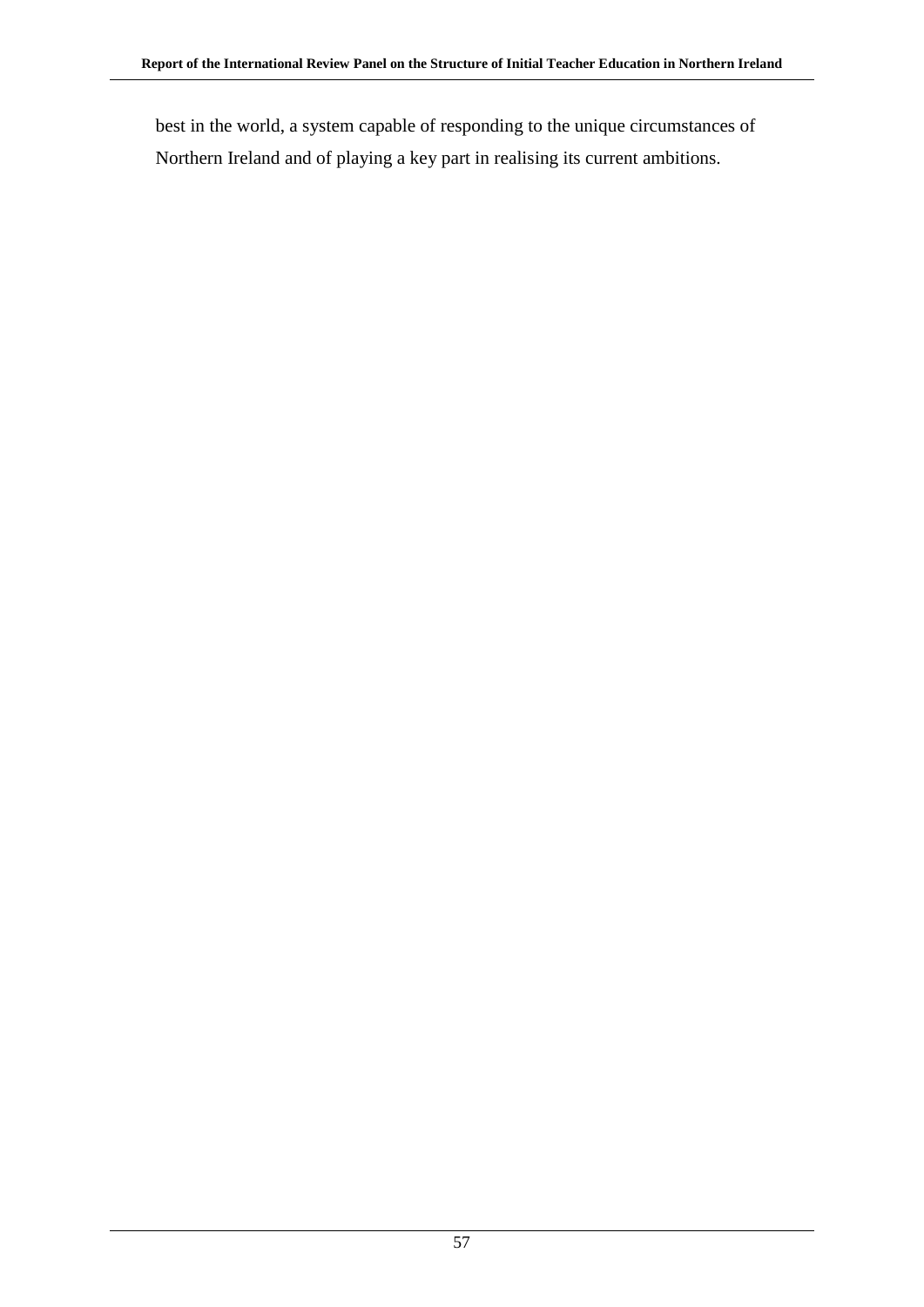best in the world, a system capable of responding to the unique circumstances of Northern Ireland and of playing a key part in realising its current ambitions.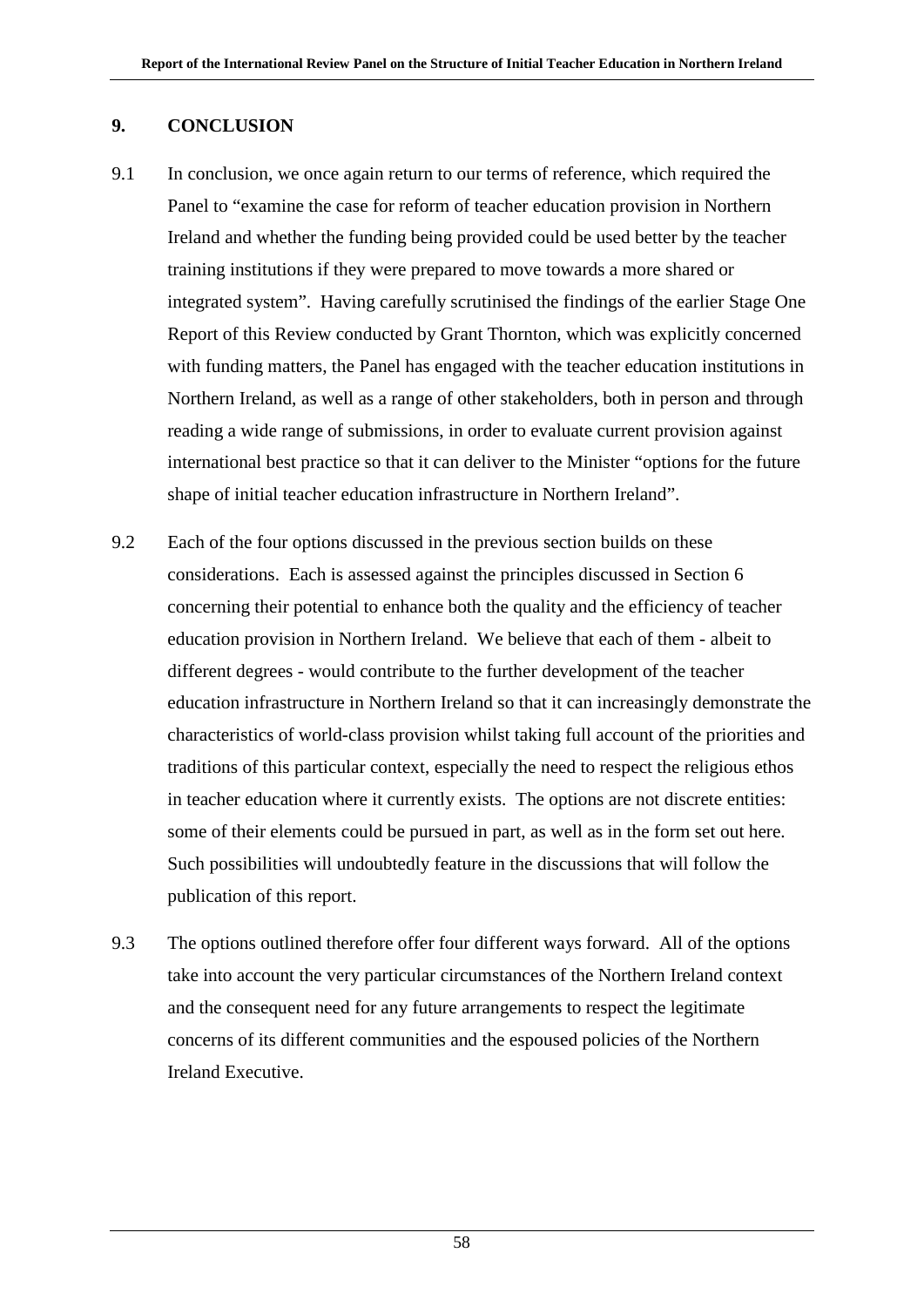## 9. CONCLUSION

9.1 In conclusion, we once again return to our terms of reference, which required the Panel to "examine the case for reform of teacher education provision in Northern Ireland and whether the funding being provided could be used better by the teacher training institutions if they were prepared to move towards a more shared or integrated system". Having carefully scrutinised the findings of the earlier Stage One Report of this Review conducted by Grant Thornton, which was explicitly concerned with funding matters, the Panel has engaged with the teacher education institutions in Northern Ireland, as well as a range of other stakeholders, both in person and through reading a wide range of submissions, in order to evaluate current provision against international best practice so that it can deliver to the Minister "options for the future shape of initial teacher education infrastructure in Northern Ireland".

9.2 Each of the four options discussed in the previous section builds on these considerations. Each is assessed against the principles discussed in Section 6 concerning their potential to enhance both the quality and the efficiency of teacher education provision in Northern Ireland. We believe that each of them - albeit to different degrees - would contribute to the further development of the teacher education infrastructure in Northern Ireland so that it can increasingly demonstrate the characteristics of world-class provision whilst taking full account of the priorities and traditions of this particular context, especially the need to respect the religious ethos in teacher education where it currently exists. The options are not discrete entities: some of their elements could be pursued in part, as well as in the form set out here. Such possibilities will undoubtedly feature in the discussions that will follow the publication of this report.

9.3 The options outlined therefore offer four different ways forward. All of the options take into account the very particular circumstances of the Northern Ireland context and the consequent need for any future arrangements to respect the legitimate concerns of its different communities and the espoused policies of the Northern Ireland Executive.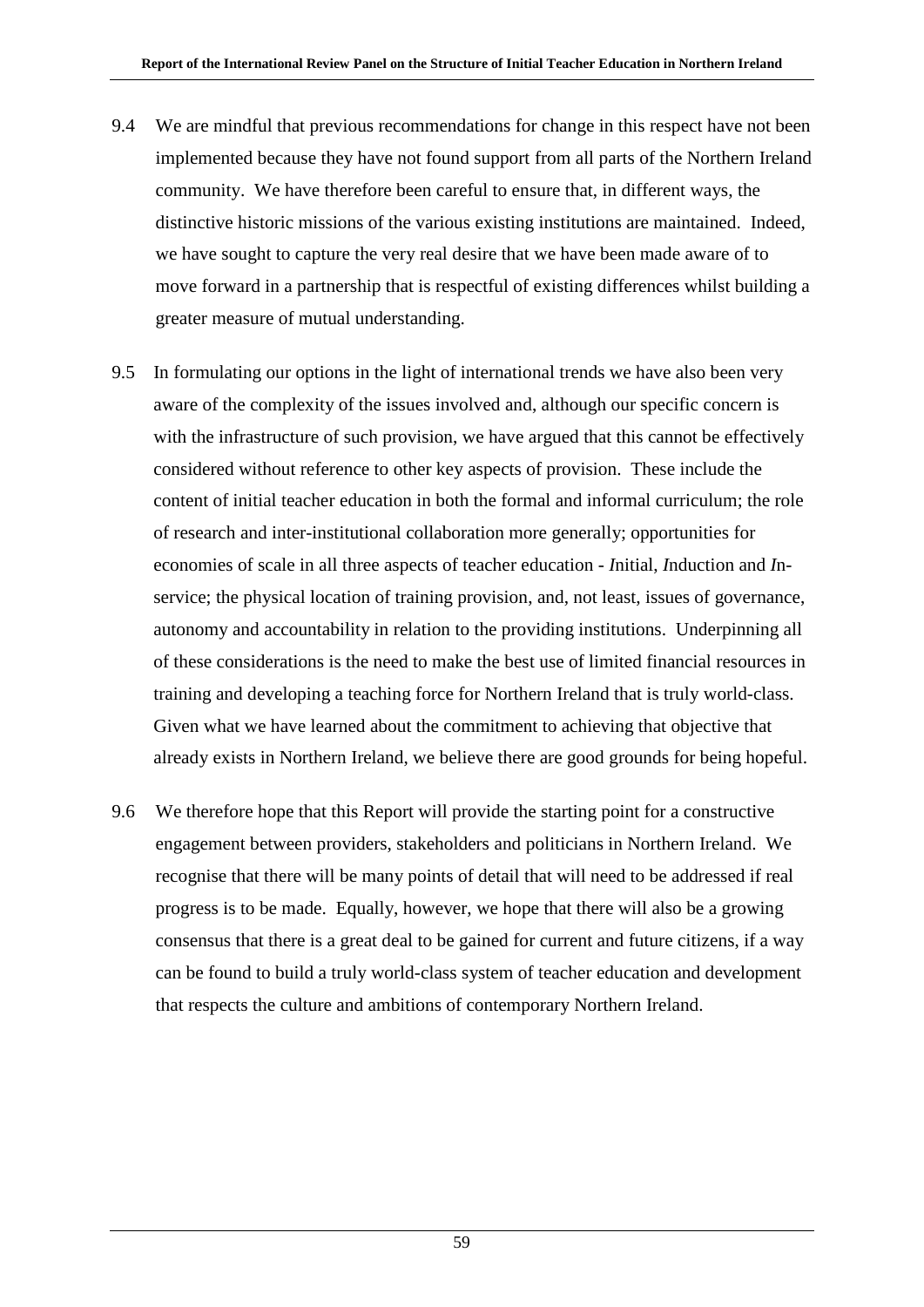9.4 We are mindful that previous recommendations for change in this respect have not been implemented because they have not found support from all parts of the Northern Ireland community. We have therefore been careful to ensure that, in different ways, the distinctive historic missions of the various existing institutions are maintained. Indeed, we have sought to capture the very real desire that we have been made aware of to move forward in a partnership that is respectful of existing differences whilst building a greater measure of mutual understanding.

9.5 In formulating our options in the light of international trends we have also been very aware of the complexity of the issues involved and, although our specific concern is with the infrastructure of such provision, we have argued that this cannot be effectively considered without reference to other key aspects of provision. These include the content of initial teacher education in both the formal and informal curriculum; the role of research and inter-institutional collaboration more generally; opportunities for economies of scale in all three aspects of teacher education - *I*nitial, *I*nduction and *I*n-service; the physical location of training provision, and, not least, issues of governance, autonomy and accountability in relation to the providing institutions. Underpinning all of these considerations is the need to make the best use of limited financial resources in training and developing a teaching force for Northern Ireland that is truly world-class. Given what we have learned about the commitment to achieving that objective that already exists in Northern Ireland, we believe there are good grounds for being hopeful.

9.6 We therefore hope that this Report will provide the starting point for a constructive engagement between providers, stakeholders and politicians in Northern Ireland. We recognise that there will be many points of detail that will need to be addressed if real progress is to be made. Equally, however, we hope that there will also be a growing consensus that there is a great deal to be gained for current and future citizens, if a way can be found to build a truly world-class system of teacher education and development that respects the culture and ambitions of contemporary Northern Ireland.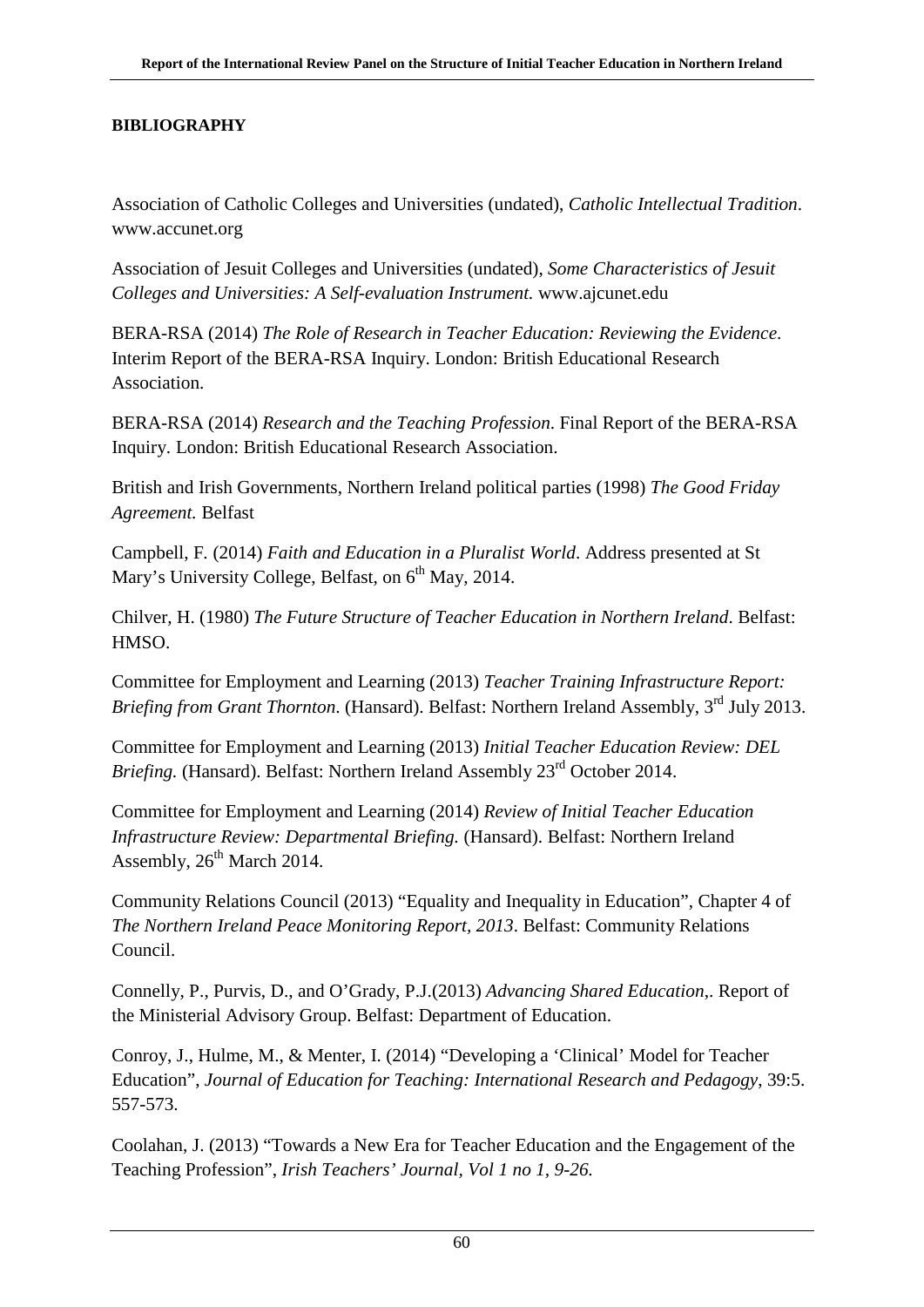**BIBLIOGRAPHY**

Association of Catholic Colleges and Universities (undated), *Catholic Intellectual Tradition*. www.accunet.org

Association of Jesuit Colleges and Universities (undated), *Some Characteristics of Jesuit Colleges and Universities: A Self-evaluation Instrument.* www.ajcunet.edu

BERA-RSA (2014) *The Role of Research in Teacher Education: Reviewing the Evidence*. Interim Report of the BERA-RSA Inquiry. London: British Educational Research Association.

BERA-RSA (2014) *Research and the Teaching Profession*. Final Report of the BERA-RSA Inquiry. London: British Educational Research Association.

British and Irish Governments, Northern Ireland political parties (1998) *The Good Friday Agreement.* Belfast

Campbell, F. (2014) *Faith and Education in a Pluralist World*. Address presented at St Mary's University College, Belfast, on 6th May, 2014.

Chilver, H. (1980) *The Future Structure of Teacher Education in Northern Ireland*. Belfast: HMSO.

Committee for Employment and Learning (2013) *Teacher Training Infrastructure Report: Briefing from Grant Thornton*. (Hansard). Belfast: Northern Ireland Assembly, 3rd July 2013.

Committee for Employment and Learning (2013) *Initial Teacher Education Review: DEL Briefing.* (Hansard). Belfast: Northern Ireland Assembly 23rd October 2014.

Committee for Employment and Learning (2014) *Review of Initial Teacher Education Infrastructure Review: Departmental Briefing.* (Hansard). Belfast: Northern Ireland Assembly, 26th March 2014.

Community Relations Council (2013) "Equality and Inequality in Education", Chapter 4 of *The Northern Ireland Peace Monitoring Report, 2013*. Belfast: Community Relations Council.

Connelly, P., Purvis, D., and O'Grady, P.J.(2013) *Advancing Shared Education,*. Report of the Ministerial Advisory Group. Belfast: Department of Education.

Conroy, J., Hulme, M., & Menter, I. (2014) "Developing a 'Clinical' Model for Teacher Education", *Journal of Education for Teaching: International Research and Pedagogy*, 39:5. 557-573.

Coolahan, J. (2013) "Towards a New Era for Teacher Education and the Engagement of the Teaching Profession", *Irish Teachers' Journal, Vol 1 no 1, 9-26.*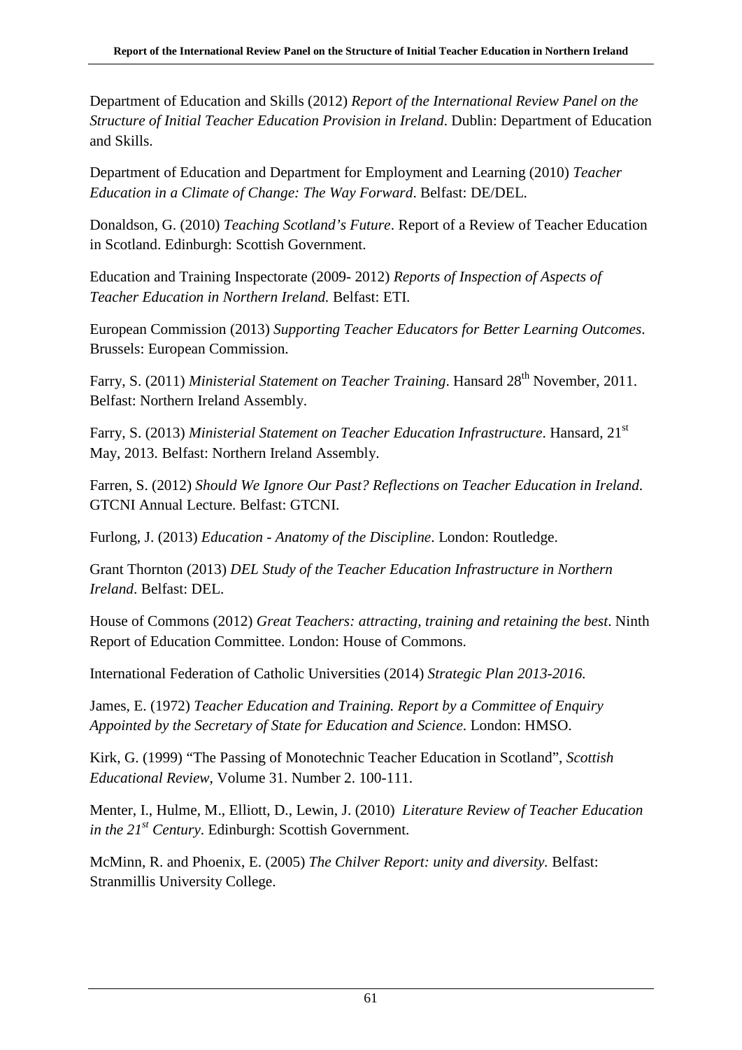Department of Education and Skills (2012) *Report of the International Review Panel on the Structure of Initial Teacher Education Provision in Ireland*. Dublin: Department of Education and Skills.

Department of Education and Department for Employment and Learning (2010) *Teacher Education in a Climate of Change: The Way Forward*. Belfast: DE/DEL.

Donaldson, G. (2010) *Teaching Scotland's Future*. Report of a Review of Teacher Education in Scotland. Edinburgh: Scottish Government.

Education and Training Inspectorate (2009- 2012) *Reports of Inspection of Aspects of Teacher Education in Northern Ireland.* Belfast: ETI.

European Commission (2013) *Supporting Teacher Educators for Better Learning Outcomes*. Brussels: European Commission.

Farry, S. (2011) *Ministerial Statement on Teacher Training*. Hansard 28th November, 2011. Belfast: Northern Ireland Assembly.

Farry, S. (2013) *Ministerial Statement on Teacher Education Infrastructure*. Hansard, 21st May, 2013. Belfast: Northern Ireland Assembly.

Farren, S. (2012) *Should We Ignore Our Past? Reflections on Teacher Education in Ireland.* GTCNI Annual Lecture. Belfast: GTCNI.

Furlong, J. (2013) *Education - Anatomy of the Discipline*. London: Routledge.

Grant Thornton (2013) *DEL Study of the Teacher Education Infrastructure in Northern Ireland*. Belfast: DEL.

House of Commons (2012) *Great Teachers: attracting, training and retaining the best*. Ninth Report of Education Committee. London: House of Commons.

International Federation of Catholic Universities (2014) *Strategic Plan 2013-2016.*

James, E. (1972) *Teacher Education and Training. Report by a Committee of Enquiry Appointed by the Secretary of State for Education and Science*. London: HMSO.

Kirk, G. (1999) "The Passing of Monotechnic Teacher Education in Scotland", *Scottish Educational Review*, Volume 31. Number 2. 100-111.

Menter, I., Hulme, M., Elliott, D., Lewin, J. (2010) *Literature Review of Teacher Education in the 21st Century*. Edinburgh: Scottish Government.

McMinn, R. and Phoenix, E. (2005) *The Chilver Report: unity and diversity*. Belfast: Stranmillis University College.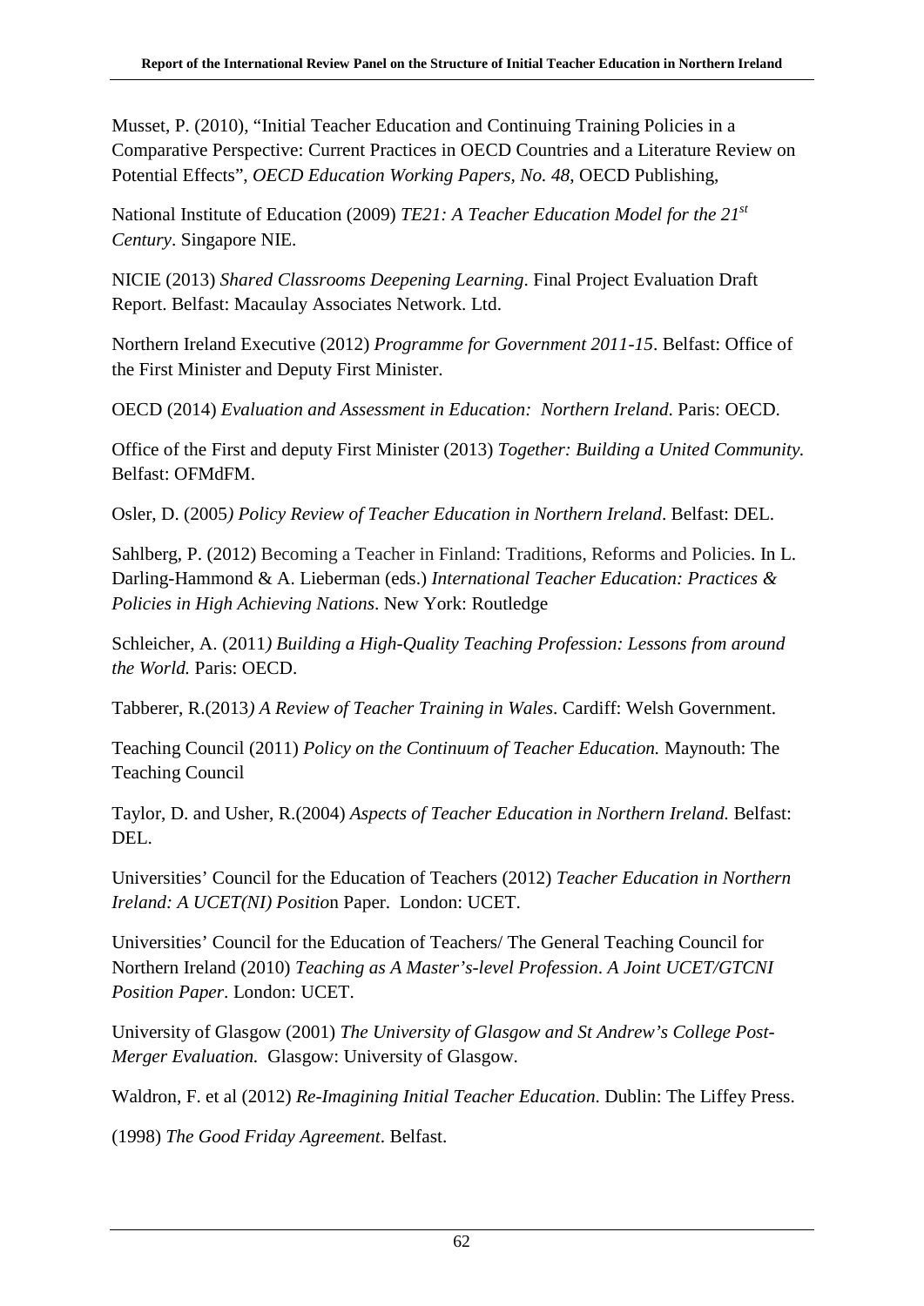Musset, P. (2010), "Initial Teacher Education and Continuing Training Policies in a Comparative Perspective: Current Practices in OECD Countries and a Literature Review on Potential Effects", *OECD Education Working Papers, No. 48*, OECD Publishing,

National Institute of Education (2009) *TE21: A Teacher Education Model for the 21st Century*. Singapore NIE.

NICIE (2013) *Shared Classrooms Deepening Learning*. Final Project Evaluation Draft Report. Belfast: Macaulay Associates Network. Ltd.

Northern Ireland Executive (2012) *Programme for Government 2011-15*. Belfast: Office of the First Minister and Deputy First Minister.

OECD (2014) *Evaluation and Assessment in Education: Northern Ireland*. Paris: OECD.

Office of the First and deputy First Minister (2013) *Together: Building a United Community.* Belfast: OFMdFM.

Osler, D. (2005*) Policy Review of Teacher Education in Northern Ireland*. Belfast: DEL.

Sahlberg, P. (2012) Becoming a Teacher in Finland: Traditions, Reforms and Policies. In L. Darling-Hammond & A. Lieberman (eds.) *International Teacher Education: Practices & Policies in High Achieving Nations*. New York: Routledge

Schleicher, A. (2011*) Building a High-Quality Teaching Profession: Lessons from around the World.* Paris: OECD.

Tabberer, R.(2013*) A Review of Teacher Training in Wales*. Cardiff: Welsh Government.

Teaching Council (2011) *Policy on the Continuum of Teacher Education.* Maynouth: The Teaching Council

Taylor, D. and Usher, R.(2004) *Aspects of Teacher Education in Northern Ireland.* Belfast: DEL.

Universities' Council for the Education of Teachers (2012) *Teacher Education in Northern Ireland: A UCET(NI) Positio*n Paper. London: UCET.

Universities' Council for the Education of Teachers/ The General Teaching Council for Northern Ireland (2010) *Teaching as A Master's-level Profession*. *A Joint UCET/GTCNI Position Paper*. London: UCET.

University of Glasgow (2001) *The University of Glasgow and St Andrew's College Post-Merger Evaluation.* Glasgow: University of Glasgow.

Waldron, F. et al (2012) *Re-Imagining Initial Teacher Education*. Dublin: The Liffey Press.

(1998) *The Good Friday Agreement*. Belfast.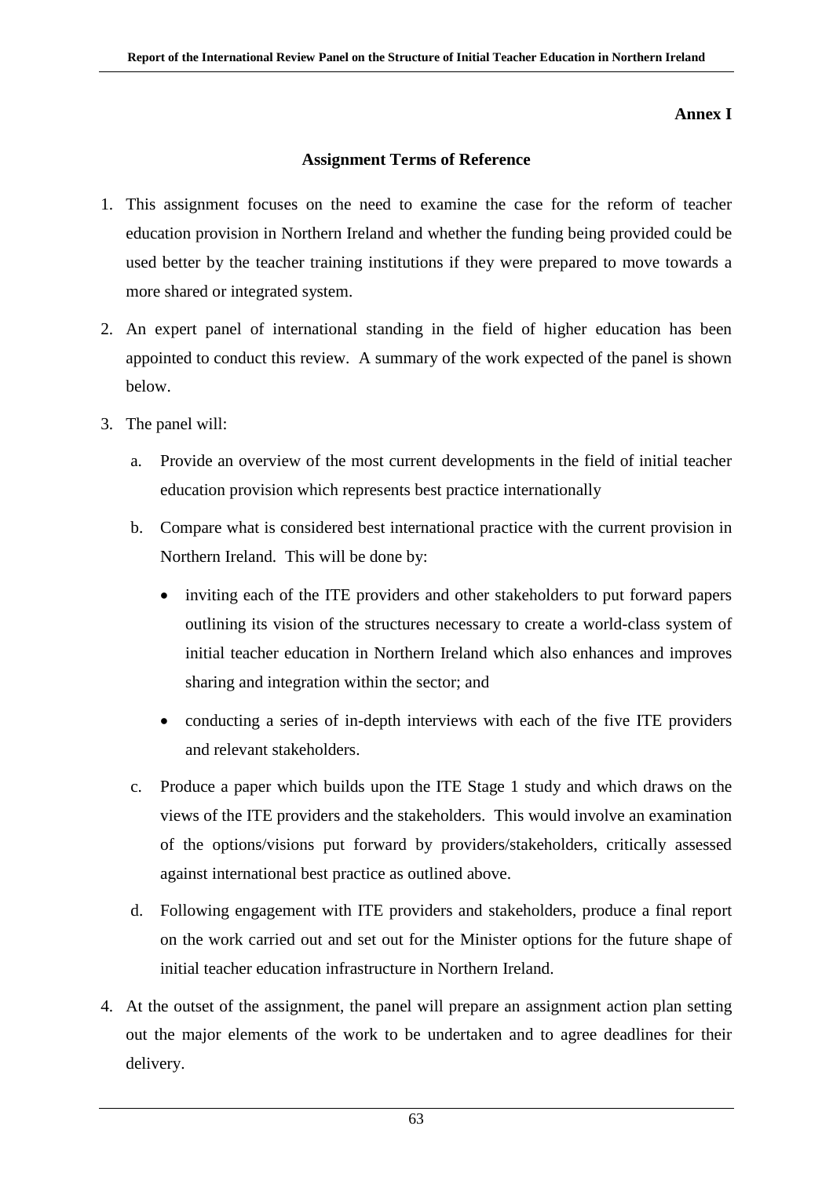**Annex I**

## Assignment Terms of Reference

1. This assignment focuses on the need to examine the case for the reform of teacher education provision in Northern Ireland and whether the funding being provided could be used better by the teacher training institutions if they were prepared to move towards a more shared or integrated system.

2. An expert panel of international standing in the field of higher education has been appointed to conduct this review. A summary of the work expected of the panel is shown below.

3. The panel will:

   a. Provide an overview of the most current developments in the field of initial teacher education provision which represents best practice internationally

   b. Compare what is considered best international practice with the current provision in Northern Ireland. This will be done by:

      - inviting each of the ITE providers and other stakeholders to put forward papers outlining its vision of the structures necessary to create a world-class system of initial teacher education in Northern Ireland which also enhances and improves sharing and integration within the sector; and

      - conducting a series of in-depth interviews with each of the five ITE providers and relevant stakeholders.

   c. Produce a paper which builds upon the ITE Stage 1 study and which draws on the views of the ITE providers and the stakeholders. This would involve an examination of the options/visions put forward by providers/stakeholders, critically assessed against international best practice as outlined above.

   d. Following engagement with ITE providers and stakeholders, produce a final report on the work carried out and set out for the Minister options for the future shape of initial teacher education infrastructure in Northern Ireland.

4. At the outset of the assignment, the panel will prepare an assignment action plan setting out the major elements of the work to be undertaken and to agree deadlines for their delivery.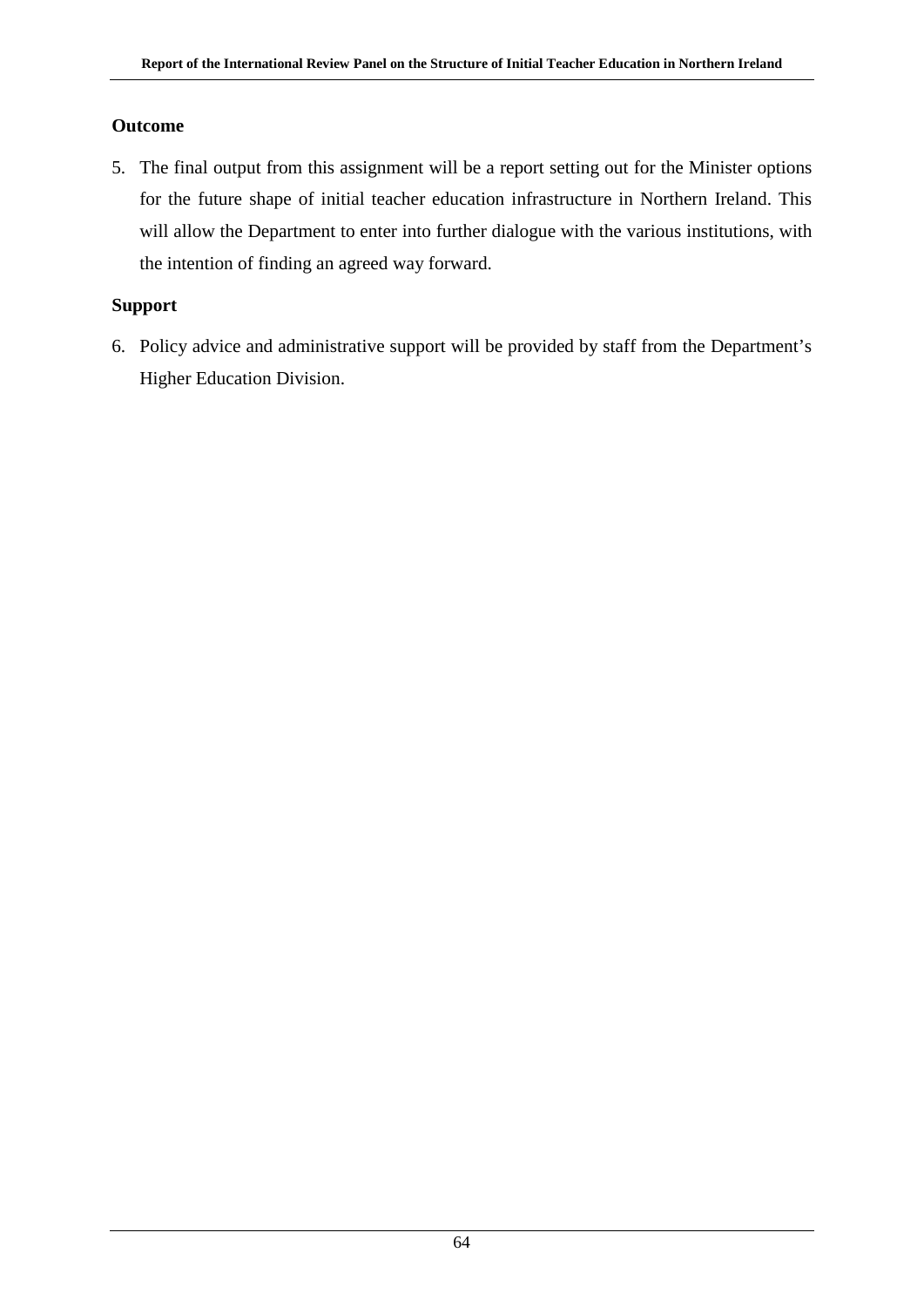**Outcome**

5. The final output from this assignment will be a report setting out for the Minister options for the future shape of initial teacher education infrastructure in Northern Ireland. This will allow the Department to enter into further dialogue with the various institutions, with the intention of finding an agreed way forward.

**Support**

6. Policy advice and administrative support will be provided by staff from the Department's Higher Education Division.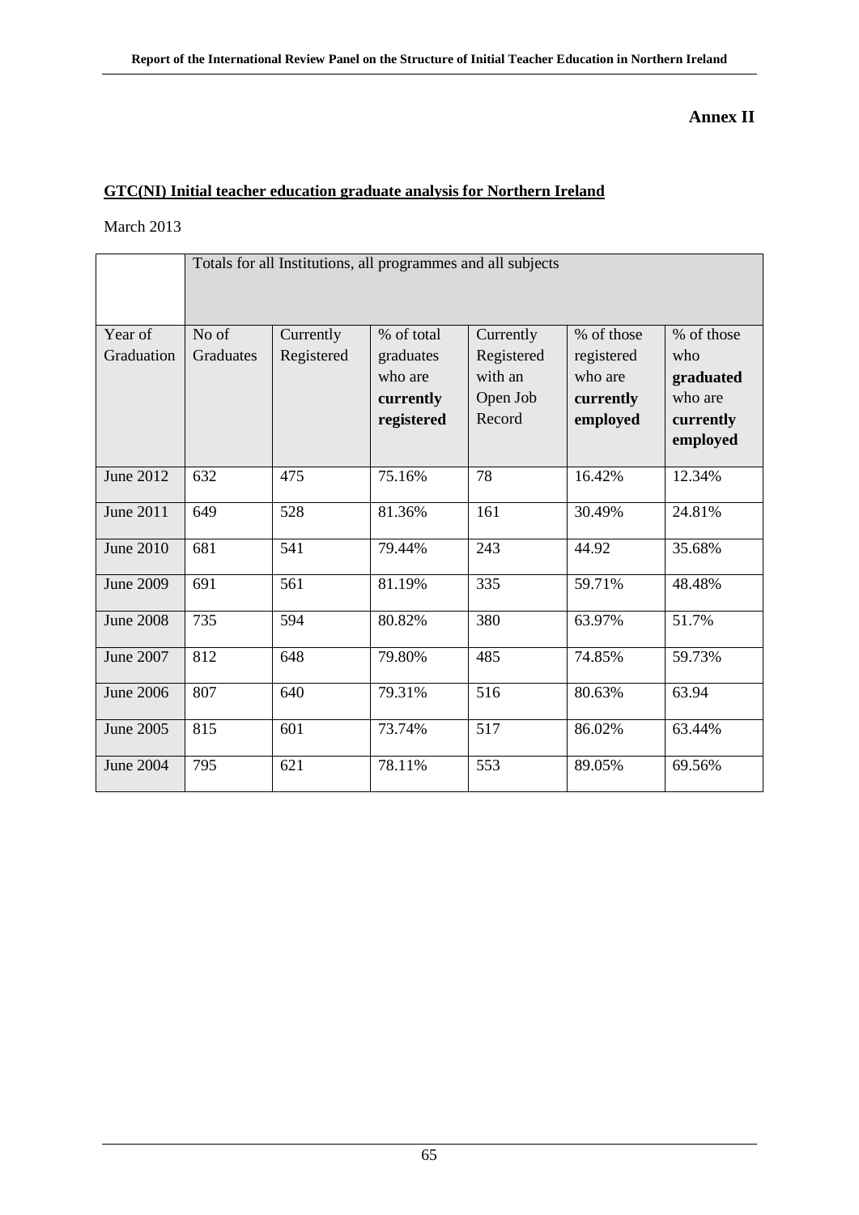**Annex II**

## GTC(NI) Initial teacher education graduate analysis for Northern Ireland

March 2013

| | Totals for all Institutions, all programmes and all subjects | | | | | |
|---|---|---|---|---|---|---|
| Year of Graduation | No of Graduates | Currently Registered | % of total graduates who are **currently registered** | Currently Registered with an Open Job Record | % of those registered who are **currently employed** | % of those who **graduated** who are **currently employed** |
| June 2012 | 632 | 475 | 75.16% | 78 | 16.42% | 12.34% |
| June 2011 | 649 | 528 | 81.36% | 161 | 30.49% | 24.81% |
| June 2010 | 681 | 541 | 79.44% | 243 | 44.92 | 35.68% |
| June 2009 | 691 | 561 | 81.19% | 335 | 59.71% | 48.48% |
| June 2008 | 735 | 594 | 80.82% | 380 | 63.97% | 51.7% |
| June 2007 | 812 | 648 | 79.80% | 485 | 74.85% | 59.73% |
| June 2006 | 807 | 640 | 79.31% | 516 | 80.63% | 63.94 |
| June 2005 | 815 | 601 | 73.74% | 517 | 86.02% | 63.44% |
| June 2004 | 795 | 621 | 78.11% | 553 | 89.05% | 69.56% |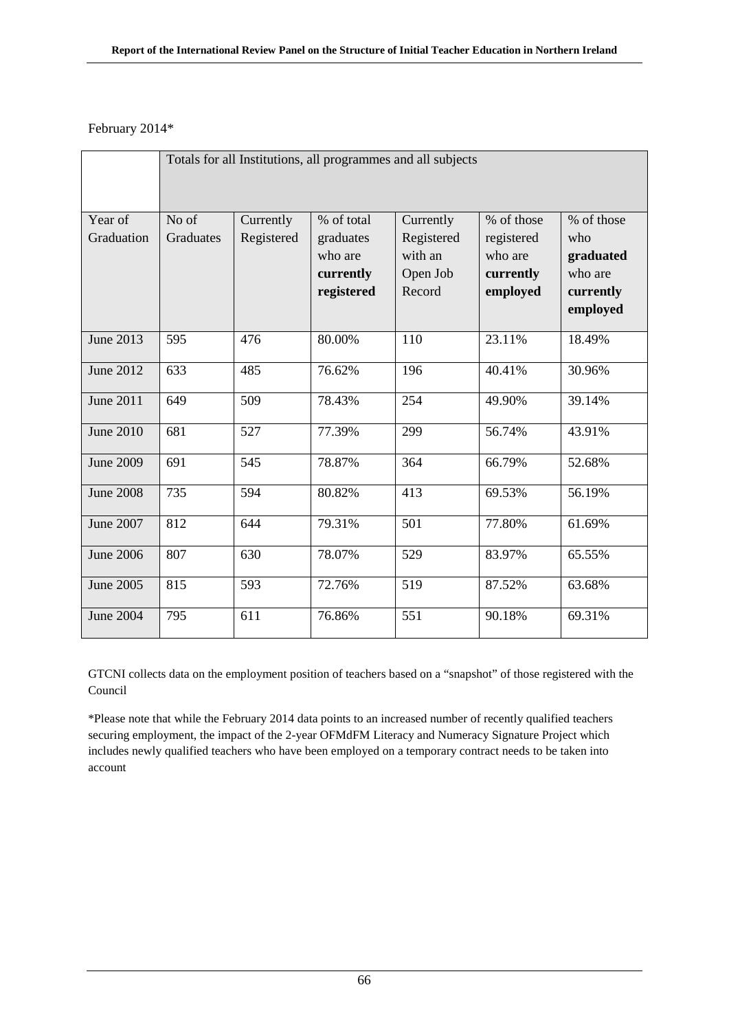February 2014*

| | Totals for all Institutions, all programmes and all subjects | | | | | |
|---|---|---|---|---|---|---|
| Year of Graduation | No of Graduates | Currently Registered | % of total graduates who are **currently registered** | Currently Registered with an Open Job Record | % of those registered who are **currently employed** | % of those who **graduated** who are **currently employed** |
| June 2013 | 595 | 476 | 80.00% | 110 | 23.11% | 18.49% |
| June 2012 | 633 | 485 | 76.62% | 196 | 40.41% | 30.96% |
| June 2011 | 649 | 509 | 78.43% | 254 | 49.90% | 39.14% |
| June 2010 | 681 | 527 | 77.39% | 299 | 56.74% | 43.91% |
| June 2009 | 691 | 545 | 78.87% | 364 | 66.79% | 52.68% |
| June 2008 | 735 | 594 | 80.82% | 413 | 69.53% | 56.19% |
| June 2007 | 812 | 644 | 79.31% | 501 | 77.80% | 61.69% |
| June 2006 | 807 | 630 | 78.07% | 529 | 83.97% | 65.55% |
| June 2005 | 815 | 593 | 72.76% | 519 | 87.52% | 63.68% |
| June 2004 | 795 | 611 | 76.86% | 551 | 90.18% | 69.31% |

GTCNI collects data on the employment position of teachers based on a "snapshot" of those registered with the Council

*Please note that while the February 2014 data points to an increased number of recently qualified teachers securing employment, the impact of the 2-year OFMdFM Literacy and Numeracy Signature Project which includes newly qualified teachers who have been employed on a temporary contract needs to be taken into account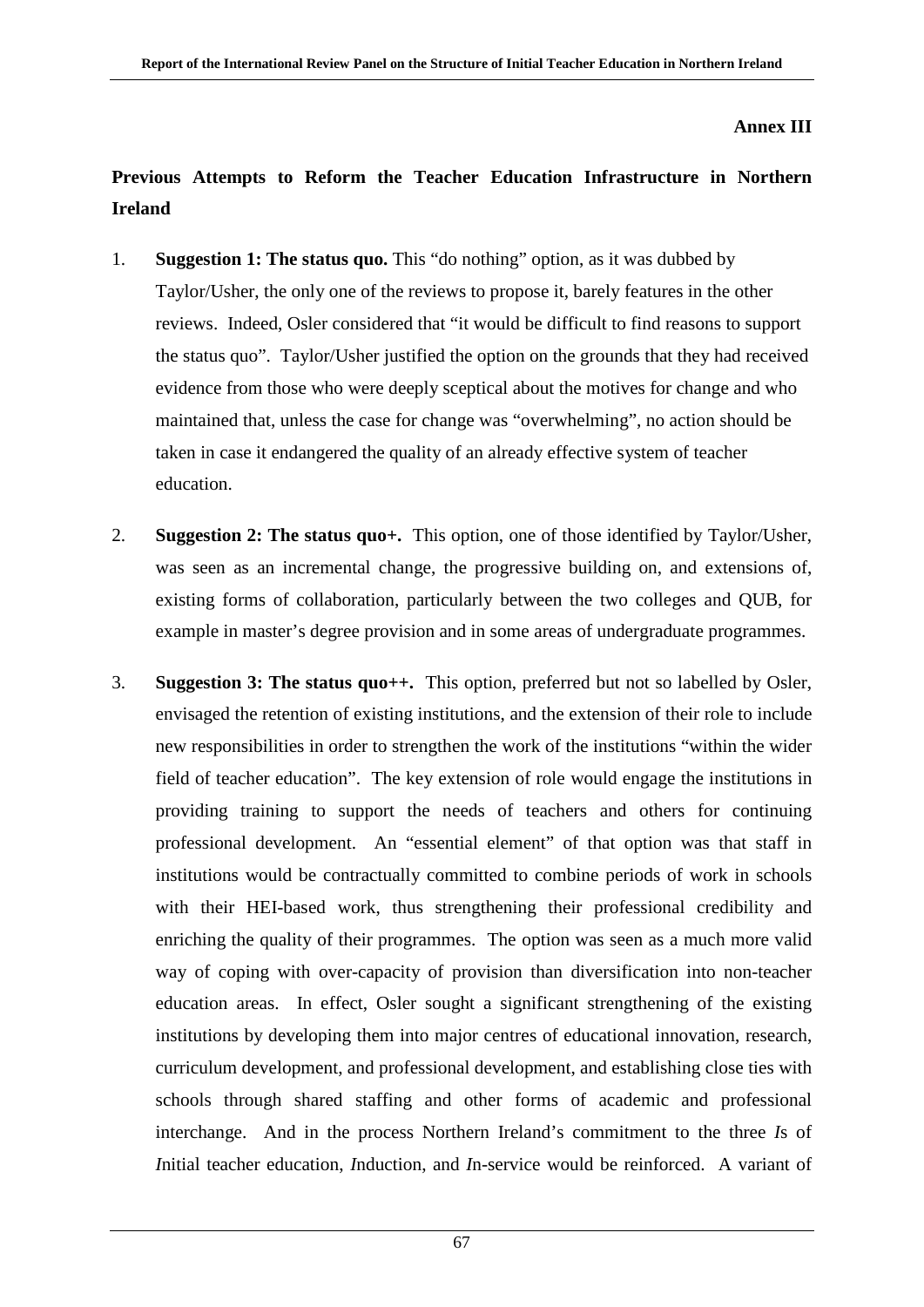**Annex III**

## Previous Attempts to Reform the Teacher Education Infrastructure in Northern Ireland

1. **Suggestion 1: The status quo.** This "do nothing" option, as it was dubbed by Taylor/Usher, the only one of the reviews to propose it, barely features in the other reviews. Indeed, Osler considered that "it would be difficult to find reasons to support the status quo". Taylor/Usher justified the option on the grounds that they had received evidence from those who were deeply sceptical about the motives for change and who maintained that, unless the case for change was "overwhelming", no action should be taken in case it endangered the quality of an already effective system of teacher education.

2. **Suggestion 2: The status quo+.** This option, one of those identified by Taylor/Usher, was seen as an incremental change, the progressive building on, and extensions of, existing forms of collaboration, particularly between the two colleges and QUB, for example in master's degree provision and in some areas of undergraduate programmes.

3. **Suggestion 3: The status quo++.** This option, preferred but not so labelled by Osler, envisaged the retention of existing institutions, and the extension of their role to include new responsibilities in order to strengthen the work of the institutions "within the wider field of teacher education". The key extension of role would engage the institutions in providing training to support the needs of teachers and others for continuing professional development. An "essential element" of that option was that staff in institutions would be contractually committed to combine periods of work in schools with their HEI-based work, thus strengthening their professional credibility and enriching the quality of their programmes. The option was seen as a much more valid way of coping with over-capacity of provision than diversification into non-teacher education areas. In effect, Osler sought a significant strengthening of the existing institutions by developing them into major centres of educational innovation, research, curriculum development, and professional development, and establishing close ties with schools through shared staffing and other forms of academic and professional interchange. And in the process Northern Ireland's commitment to the three *I*s of *I*nitial teacher education, *I*nduction, and *I*n-service would be reinforced. A variant of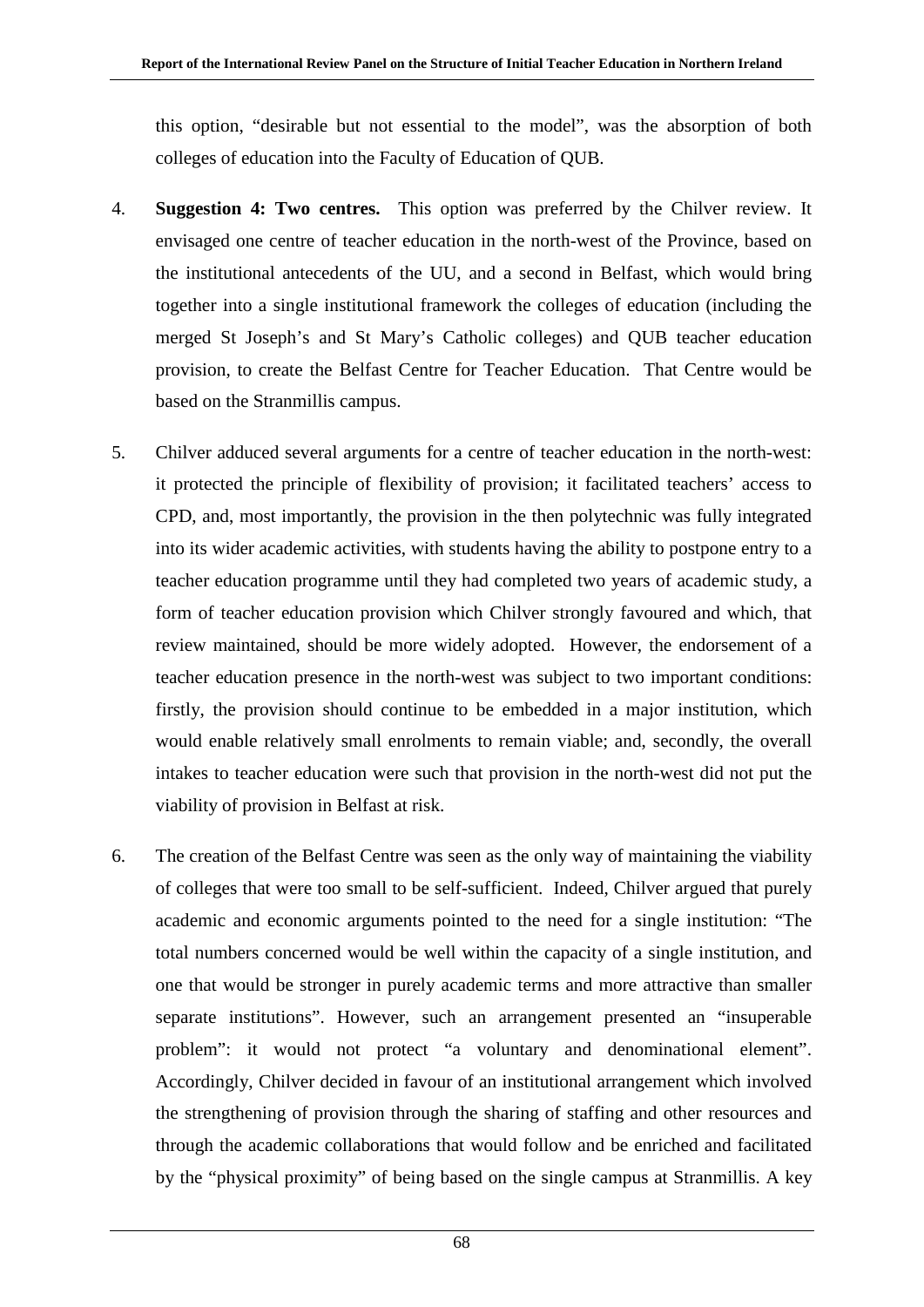this option, "desirable but not essential to the model", was the absorption of both colleges of education into the Faculty of Education of QUB.

4. **Suggestion 4: Two centres.** This option was preferred by the Chilver review. It envisaged one centre of teacher education in the north-west of the Province, based on the institutional antecedents of the UU, and a second in Belfast, which would bring together into a single institutional framework the colleges of education (including the merged St Joseph's and St Mary's Catholic colleges) and QUB teacher education provision, to create the Belfast Centre for Teacher Education. That Centre would be based on the Stranmillis campus.

5. Chilver adduced several arguments for a centre of teacher education in the north-west: it protected the principle of flexibility of provision; it facilitated teachers' access to CPD, and, most importantly, the provision in the then polytechnic was fully integrated into its wider academic activities, with students having the ability to postpone entry to a teacher education programme until they had completed two years of academic study, a form of teacher education provision which Chilver strongly favoured and which, that review maintained, should be more widely adopted. However, the endorsement of a teacher education presence in the north-west was subject to two important conditions: firstly, the provision should continue to be embedded in a major institution, which would enable relatively small enrolments to remain viable; and, secondly, the overall intakes to teacher education were such that provision in the north-west did not put the viability of provision in Belfast at risk.

6. The creation of the Belfast Centre was seen as the only way of maintaining the viability of colleges that were too small to be self-sufficient. Indeed, Chilver argued that purely academic and economic arguments pointed to the need for a single institution: "The total numbers concerned would be well within the capacity of a single institution, and one that would be stronger in purely academic terms and more attractive than smaller separate institutions". However, such an arrangement presented an "insuperable problem": it would not protect "a voluntary and denominational element". Accordingly, Chilver decided in favour of an institutional arrangement which involved the strengthening of provision through the sharing of staffing and other resources and through the academic collaborations that would follow and be enriched and facilitated by the "physical proximity" of being based on the single campus at Stranmillis. A key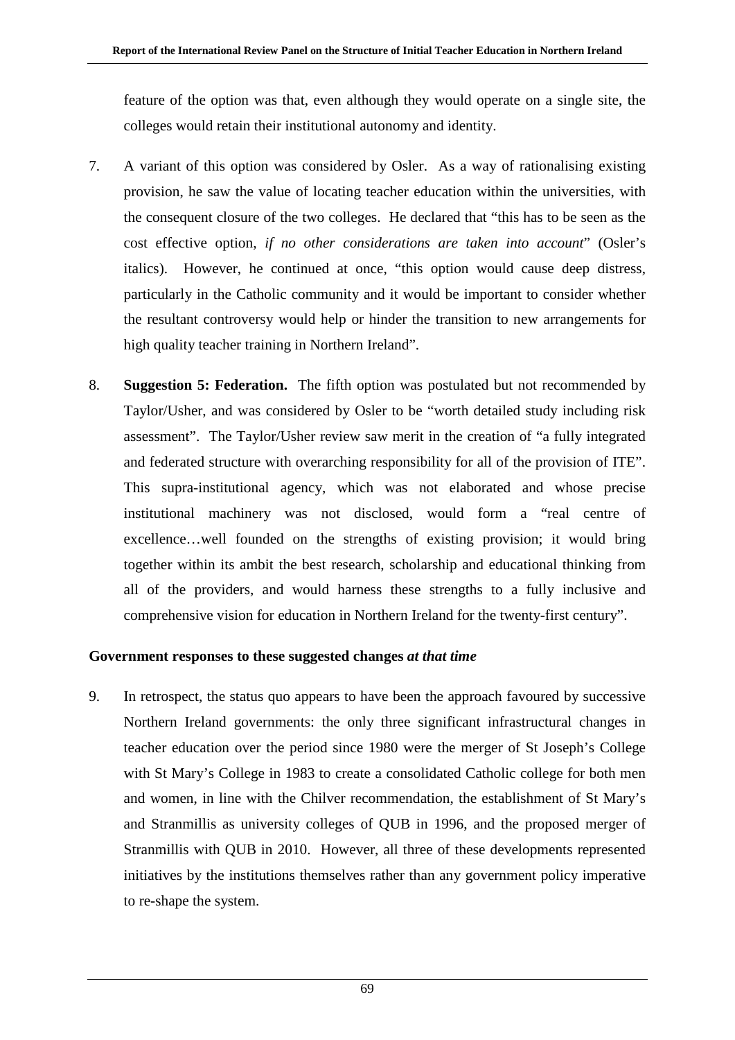feature of the option was that, even although they would operate on a single site, the colleges would retain their institutional autonomy and identity.

7. A variant of this option was considered by Osler. As a way of rationalising existing provision, he saw the value of locating teacher education within the universities, with the consequent closure of the two colleges. He declared that "this has to be seen as the cost effective option, *if no other considerations are taken into account*" (Osler's italics). However, he continued at once, "this option would cause deep distress, particularly in the Catholic community and it would be important to consider whether the resultant controversy would help or hinder the transition to new arrangements for high quality teacher training in Northern Ireland".

8. **Suggestion 5: Federation.** The fifth option was postulated but not recommended by Taylor/Usher, and was considered by Osler to be "worth detailed study including risk assessment". The Taylor/Usher review saw merit in the creation of "a fully integrated and federated structure with overarching responsibility for all of the provision of ITE". This supra-institutional agency, which was not elaborated and whose precise institutional machinery was not disclosed, would form a "real centre of excellence…well founded on the strengths of existing provision; it would bring together within its ambit the best research, scholarship and educational thinking from all of the providers, and would harness these strengths to a fully inclusive and comprehensive vision for education in Northern Ireland for the twenty-first century".

**Government responses to these suggested changes *at that time***

9. In retrospect, the status quo appears to have been the approach favoured by successive Northern Ireland governments: the only three significant infrastructural changes in teacher education over the period since 1980 were the merger of St Joseph's College with St Mary's College in 1983 to create a consolidated Catholic college for both men and women, in line with the Chilver recommendation, the establishment of St Mary's and Stranmillis as university colleges of QUB in 1996, and the proposed merger of Stranmillis with QUB in 2010. However, all three of these developments represented initiatives by the institutions themselves rather than any government policy imperative to re-shape the system.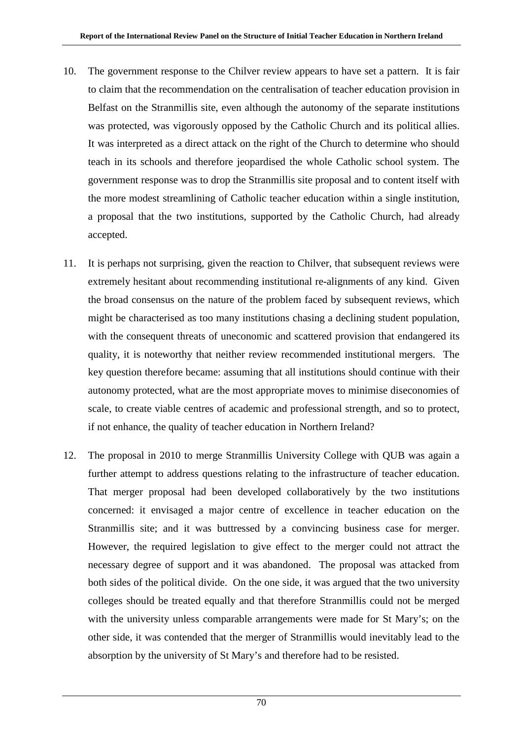10. The government response to the Chilver review appears to have set a pattern. It is fair to claim that the recommendation on the centralisation of teacher education provision in Belfast on the Stranmillis site, even although the autonomy of the separate institutions was protected, was vigorously opposed by the Catholic Church and its political allies. It was interpreted as a direct attack on the right of the Church to determine who should teach in its schools and therefore jeopardised the whole Catholic school system. The government response was to drop the Stranmillis site proposal and to content itself with the more modest streamlining of Catholic teacher education within a single institution, a proposal that the two institutions, supported by the Catholic Church, had already accepted.

11. It is perhaps not surprising, given the reaction to Chilver, that subsequent reviews were extremely hesitant about recommending institutional re-alignments of any kind. Given the broad consensus on the nature of the problem faced by subsequent reviews, which might be characterised as too many institutions chasing a declining student population, with the consequent threats of uneconomic and scattered provision that endangered its quality, it is noteworthy that neither review recommended institutional mergers. The key question therefore became: assuming that all institutions should continue with their autonomy protected, what are the most appropriate moves to minimise diseconomies of scale, to create viable centres of academic and professional strength, and so to protect, if not enhance, the quality of teacher education in Northern Ireland?

12. The proposal in 2010 to merge Stranmillis University College with QUB was again a further attempt to address questions relating to the infrastructure of teacher education. That merger proposal had been developed collaboratively by the two institutions concerned: it envisaged a major centre of excellence in teacher education on the Stranmillis site; and it was buttressed by a convincing business case for merger. However, the required legislation to give effect to the merger could not attract the necessary degree of support and it was abandoned. The proposal was attacked from both sides of the political divide. On the one side, it was argued that the two university colleges should be treated equally and that therefore Stranmillis could not be merged with the university unless comparable arrangements were made for St Mary's; on the other side, it was contended that the merger of Stranmillis would inevitably lead to the absorption by the university of St Mary's and therefore had to be resisted.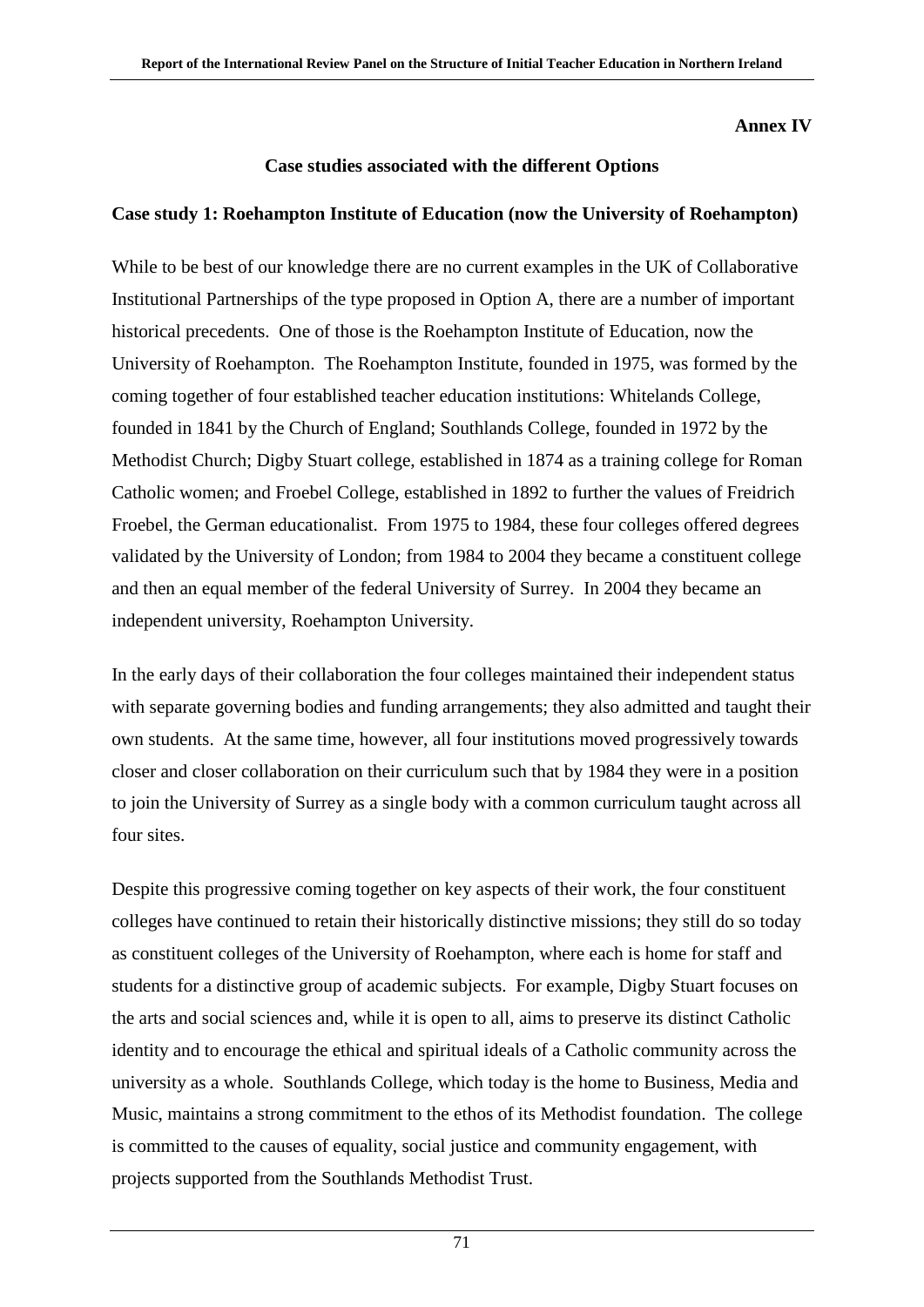**Annex IV**

## Case studies associated with the different Options

### Case study 1: Roehampton Institute of Education (now the University of Roehampton)

While to be best of our knowledge there are no current examples in the UK of Collaborative Institutional Partnerships of the type proposed in Option A, there are a number of important historical precedents. One of those is the Roehampton Institute of Education, now the University of Roehampton. The Roehampton Institute, founded in 1975, was formed by the coming together of four established teacher education institutions: Whitelands College, founded in 1841 by the Church of England; Southlands College, founded in 1972 by the Methodist Church; Digby Stuart college, established in 1874 as a training college for Roman Catholic women; and Froebel College, established in 1892 to further the values of Freidrich Froebel, the German educationalist. From 1975 to 1984, these four colleges offered degrees validated by the University of London; from 1984 to 2004 they became a constituent college and then an equal member of the federal University of Surrey. In 2004 they became an independent university, Roehampton University.

In the early days of their collaboration the four colleges maintained their independent status with separate governing bodies and funding arrangements; they also admitted and taught their own students. At the same time, however, all four institutions moved progressively towards closer and closer collaboration on their curriculum such that by 1984 they were in a position to join the University of Surrey as a single body with a common curriculum taught across all four sites.

Despite this progressive coming together on key aspects of their work, the four constituent colleges have continued to retain their historically distinctive missions; they still do so today as constituent colleges of the University of Roehampton, where each is home for staff and students for a distinctive group of academic subjects. For example, Digby Stuart focuses on the arts and social sciences and, while it is open to all, aims to preserve its distinct Catholic identity and to encourage the ethical and spiritual ideals of a Catholic community across the university as a whole. Southlands College, which today is the home to Business, Media and Music, maintains a strong commitment to the ethos of its Methodist foundation. The college is committed to the causes of equality, social justice and community engagement, with projects supported from the Southlands Methodist Trust.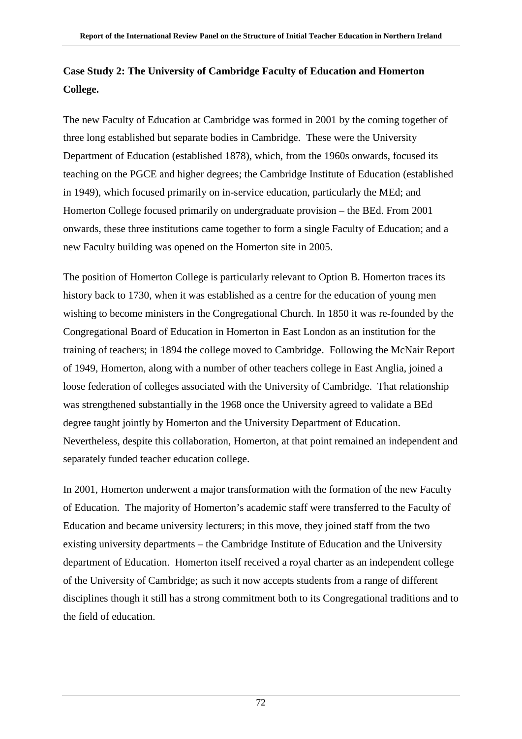## Case Study 2: The University of Cambridge Faculty of Education and Homerton College.

The new Faculty of Education at Cambridge was formed in 2001 by the coming together of three long established but separate bodies in Cambridge. These were the University Department of Education (established 1878), which, from the 1960s onwards, focused its teaching on the PGCE and higher degrees; the Cambridge Institute of Education (established in 1949), which focused primarily on in-service education, particularly the MEd; and Homerton College focused primarily on undergraduate provision – the BEd. From 2001 onwards, these three institutions came together to form a single Faculty of Education; and a new Faculty building was opened on the Homerton site in 2005.

The position of Homerton College is particularly relevant to Option B. Homerton traces its history back to 1730, when it was established as a centre for the education of young men wishing to become ministers in the Congregational Church. In 1850 it was re-founded by the Congregational Board of Education in Homerton in East London as an institution for the training of teachers; in 1894 the college moved to Cambridge. Following the McNair Report of 1949, Homerton, along with a number of other teachers college in East Anglia, joined a loose federation of colleges associated with the University of Cambridge. That relationship was strengthened substantially in the 1968 once the University agreed to validate a BEd degree taught jointly by Homerton and the University Department of Education. Nevertheless, despite this collaboration, Homerton, at that point remained an independent and separately funded teacher education college.

In 2001, Homerton underwent a major transformation with the formation of the new Faculty of Education. The majority of Homerton's academic staff were transferred to the Faculty of Education and became university lecturers; in this move, they joined staff from the two existing university departments – the Cambridge Institute of Education and the University department of Education. Homerton itself received a royal charter as an independent college of the University of Cambridge; as such it now accepts students from a range of different disciplines though it still has a strong commitment both to its Congregational traditions and to the field of education.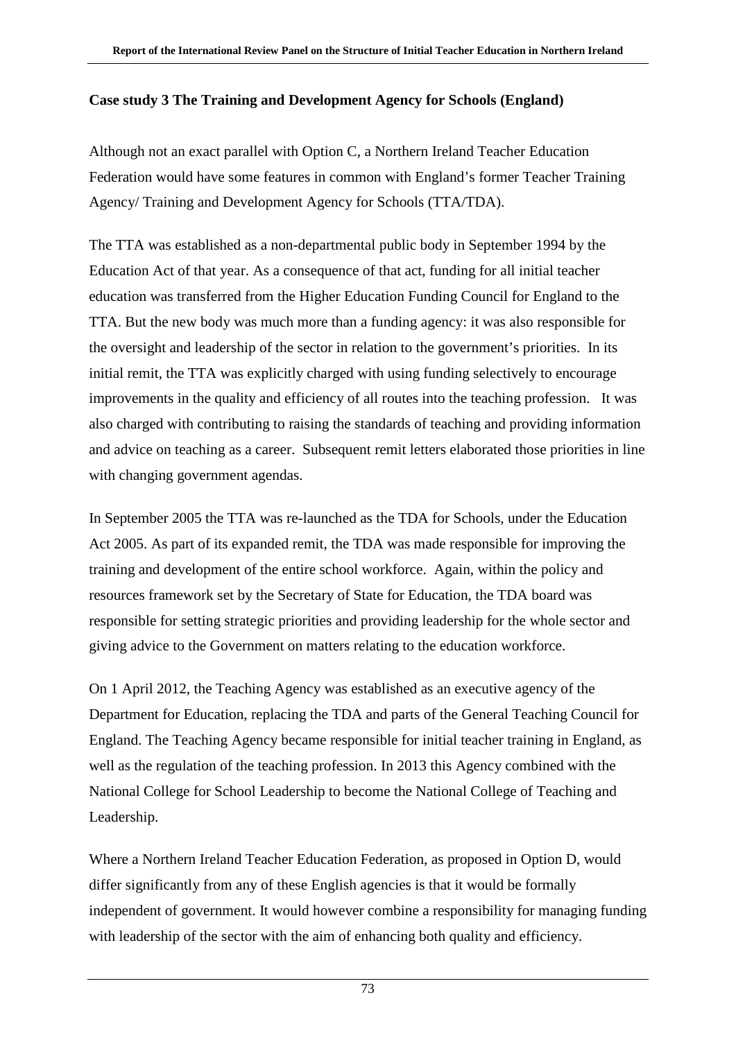### Case study 3 The Training and Development Agency for Schools (England)

Although not an exact parallel with Option C, a Northern Ireland Teacher Education Federation would have some features in common with England's former Teacher Training Agency/ Training and Development Agency for Schools (TTA/TDA).

The TTA was established as a non-departmental public body in September 1994 by the Education Act of that year. As a consequence of that act, funding for all initial teacher education was transferred from the Higher Education Funding Council for England to the TTA. But the new body was much more than a funding agency: it was also responsible for the oversight and leadership of the sector in relation to the government's priorities. In its initial remit, the TTA was explicitly charged with using funding selectively to encourage improvements in the quality and efficiency of all routes into the teaching profession. It was also charged with contributing to raising the standards of teaching and providing information and advice on teaching as a career. Subsequent remit letters elaborated those priorities in line with changing government agendas.

In September 2005 the TTA was re-launched as the TDA for Schools, under the Education Act 2005. As part of its expanded remit, the TDA was made responsible for improving the training and development of the entire school workforce. Again, within the policy and resources framework set by the Secretary of State for Education, the TDA board was responsible for setting strategic priorities and providing leadership for the whole sector and giving advice to the Government on matters relating to the education workforce.

On 1 April 2012, the Teaching Agency was established as an executive agency of the Department for Education, replacing the TDA and parts of the General Teaching Council for England. The Teaching Agency became responsible for initial teacher training in England, as well as the regulation of the teaching profession. In 2013 this Agency combined with the National College for School Leadership to become the National College of Teaching and Leadership.

Where a Northern Ireland Teacher Education Federation, as proposed in Option D, would differ significantly from any of these English agencies is that it would be formally independent of government. It would however combine a responsibility for managing funding with leadership of the sector with the aim of enhancing both quality and efficiency.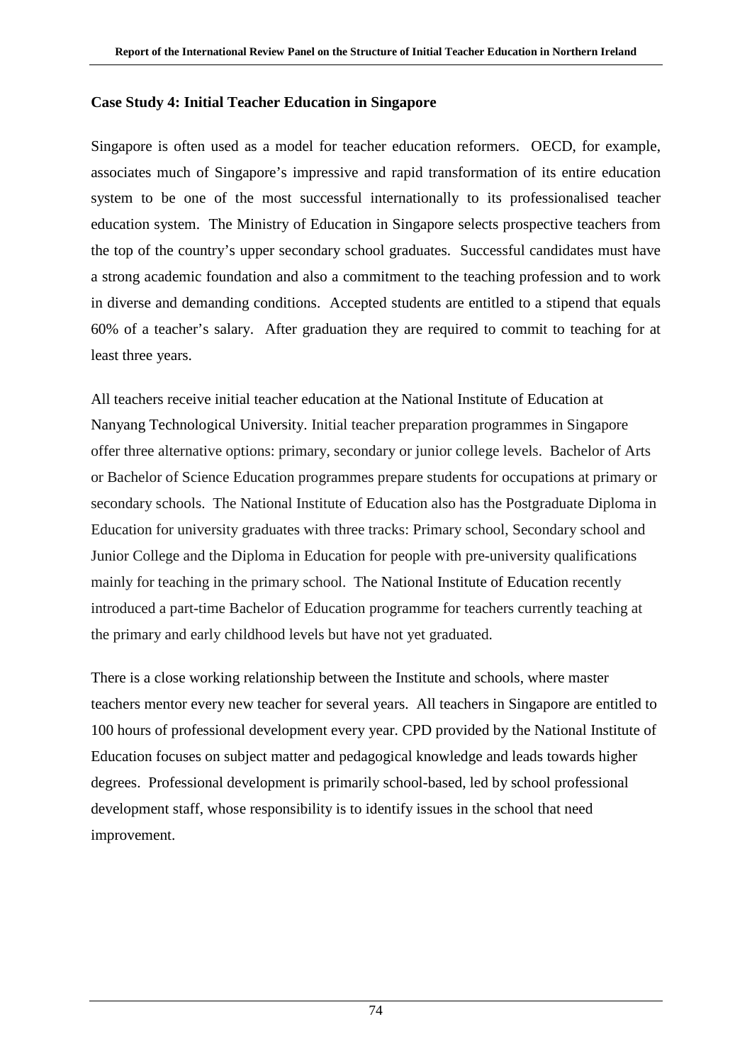### Case Study 4: Initial Teacher Education in Singapore

Singapore is often used as a model for teacher education reformers. OECD, for example, associates much of Singapore's impressive and rapid transformation of its entire education system to be one of the most successful internationally to its professionalised teacher education system. The Ministry of Education in Singapore selects prospective teachers from the top of the country's upper secondary school graduates. Successful candidates must have a strong academic foundation and also a commitment to the teaching profession and to work in diverse and demanding conditions. Accepted students are entitled to a stipend that equals 60% of a teacher's salary. After graduation they are required to commit to teaching for at least three years.

All teachers receive initial teacher education at the National Institute of Education at Nanyang Technological University. Initial teacher preparation programmes in Singapore offer three alternative options: primary, secondary or junior college levels. Bachelor of Arts or Bachelor of Science Education programmes prepare students for occupations at primary or secondary schools. The National Institute of Education also has the Postgraduate Diploma in Education for university graduates with three tracks: Primary school, Secondary school and Junior College and the Diploma in Education for people with pre-university qualifications mainly for teaching in the primary school. The National Institute of Education recently introduced a part-time Bachelor of Education programme for teachers currently teaching at the primary and early childhood levels but have not yet graduated.

There is a close working relationship between the Institute and schools, where master teachers mentor every new teacher for several years. All teachers in Singapore are entitled to 100 hours of professional development every year. CPD provided by the National Institute of Education focuses on subject matter and pedagogical knowledge and leads towards higher degrees. Professional development is primarily school-based, led by school professional development staff, whose responsibility is to identify issues in the school that need improvement.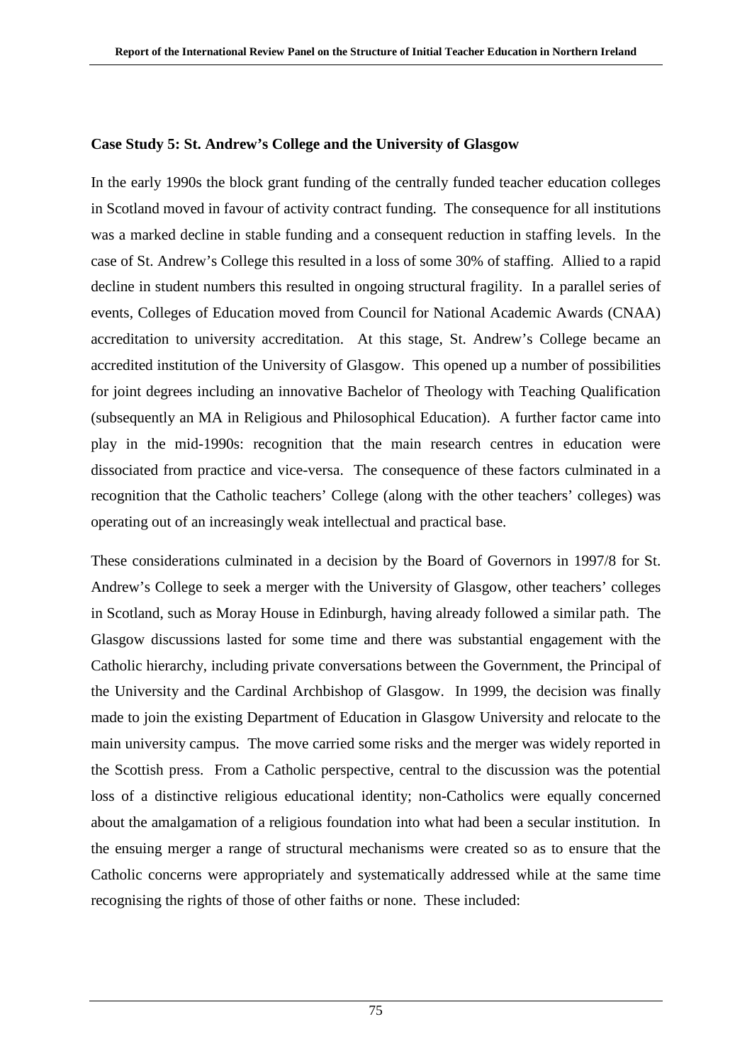**Case Study 5: St. Andrew's College and the University of Glasgow**

In the early 1990s the block grant funding of the centrally funded teacher education colleges in Scotland moved in favour of activity contract funding. The consequence for all institutions was a marked decline in stable funding and a consequent reduction in staffing levels. In the case of St. Andrew's College this resulted in a loss of some 30% of staffing. Allied to a rapid decline in student numbers this resulted in ongoing structural fragility. In a parallel series of events, Colleges of Education moved from Council for National Academic Awards (CNAA) accreditation to university accreditation. At this stage, St. Andrew's College became an accredited institution of the University of Glasgow. This opened up a number of possibilities for joint degrees including an innovative Bachelor of Theology with Teaching Qualification (subsequently an MA in Religious and Philosophical Education). A further factor came into play in the mid-1990s: recognition that the main research centres in education were dissociated from practice and vice-versa. The consequence of these factors culminated in a recognition that the Catholic teachers' College (along with the other teachers' colleges) was operating out of an increasingly weak intellectual and practical base.

These considerations culminated in a decision by the Board of Governors in 1997/8 for St. Andrew's College to seek a merger with the University of Glasgow, other teachers' colleges in Scotland, such as Moray House in Edinburgh, having already followed a similar path. The Glasgow discussions lasted for some time and there was substantial engagement with the Catholic hierarchy, including private conversations between the Government, the Principal of the University and the Cardinal Archbishop of Glasgow. In 1999, the decision was finally made to join the existing Department of Education in Glasgow University and relocate to the main university campus. The move carried some risks and the merger was widely reported in the Scottish press. From a Catholic perspective, central to the discussion was the potential loss of a distinctive religious educational identity; non-Catholics were equally concerned about the amalgamation of a religious foundation into what had been a secular institution. In the ensuing merger a range of structural mechanisms were created so as to ensure that the Catholic concerns were appropriately and systematically addressed while at the same time recognising the rights of those of other faiths or none. These included: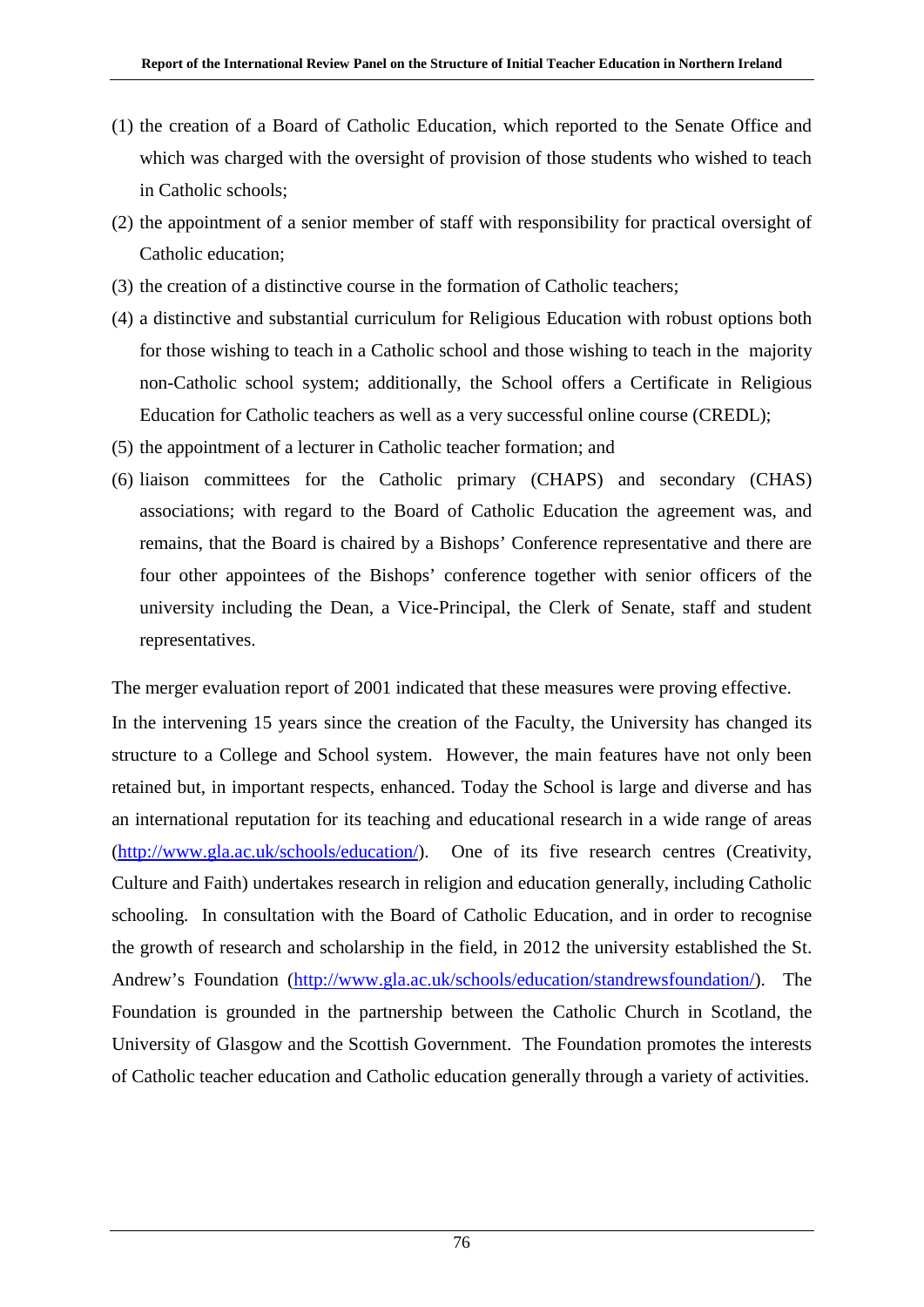(1) the creation of a Board of Catholic Education, which reported to the Senate Office and which was charged with the oversight of provision of those students who wished to teach in Catholic schools;
(2) the appointment of a senior member of staff with responsibility for practical oversight of Catholic education;
(3) the creation of a distinctive course in the formation of Catholic teachers;
(4) a distinctive and substantial curriculum for Religious Education with robust options both for those wishing to teach in a Catholic school and those wishing to teach in the majority non-Catholic school system; additionally, the School offers a Certificate in Religious Education for Catholic teachers as well as a very successful online course (CREDL);
(5) the appointment of a lecturer in Catholic teacher formation; and
(6) liaison committees for the Catholic primary (CHAPS) and secondary (CHAS) associations; with regard to the Board of Catholic Education the agreement was, and remains, that the Board is chaired by a Bishops' Conference representative and there are four other appointees of the Bishops' conference together with senior officers of the university including the Dean, a Vice-Principal, the Clerk of Senate, staff and student representatives.

The merger evaluation report of 2001 indicated that these measures were proving effective.

In the intervening 15 years since the creation of the Faculty, the University has changed its structure to a College and School system. However, the main features have not only been retained but, in important respects, enhanced. Today the School is large and diverse and has an international reputation for its teaching and educational research in a wide range of areas (http://www.gla.ac.uk/schools/education/). One of its five research centres (Creativity, Culture and Faith) undertakes research in religion and education generally, including Catholic schooling. In consultation with the Board of Catholic Education, and in order to recognise the growth of research and scholarship in the field, in 2012 the university established the St. Andrew's Foundation (http://www.gla.ac.uk/schools/education/standrewsfoundation/). The Foundation is grounded in the partnership between the Catholic Church in Scotland, the University of Glasgow and the Scottish Government. The Foundation promotes the interests of Catholic teacher education and Catholic education generally through a variety of activities.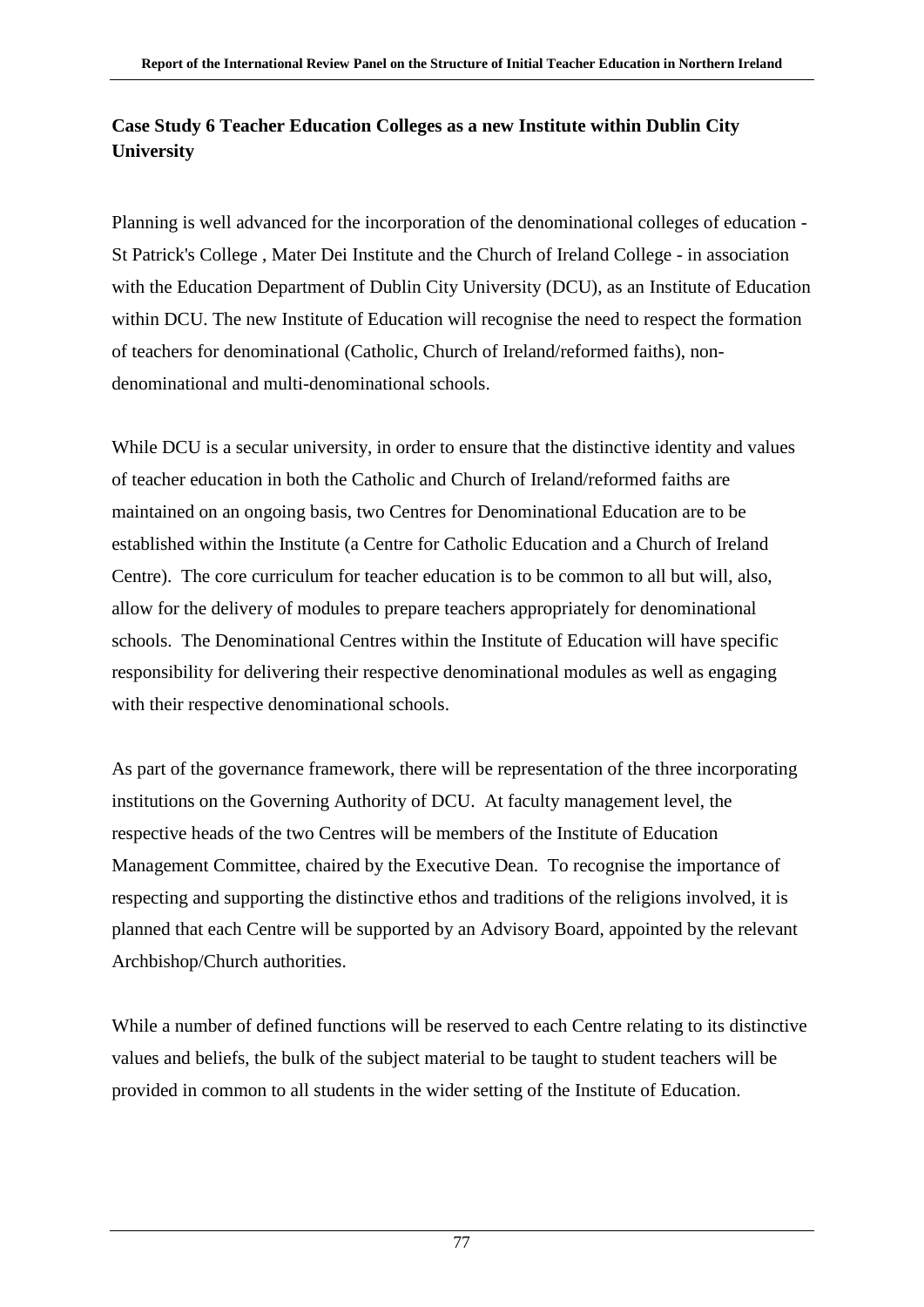**Case Study 6 Teacher Education Colleges as a new Institute within Dublin City University**

Planning is well advanced for the incorporation of the denominational colleges of education - St Patrick's College , Mater Dei Institute and the Church of Ireland College - in association with the Education Department of Dublin City University (DCU), as an Institute of Education within DCU. The new Institute of Education will recognise the need to respect the formation of teachers for denominational (Catholic, Church of Ireland/reformed faiths), non-denominational and multi-denominational schools.

While DCU is a secular university, in order to ensure that the distinctive identity and values of teacher education in both the Catholic and Church of Ireland/reformed faiths are maintained on an ongoing basis, two Centres for Denominational Education are to be established within the Institute (a Centre for Catholic Education and a Church of Ireland Centre). The core curriculum for teacher education is to be common to all but will, also, allow for the delivery of modules to prepare teachers appropriately for denominational schools. The Denominational Centres within the Institute of Education will have specific responsibility for delivering their respective denominational modules as well as engaging with their respective denominational schools.

As part of the governance framework, there will be representation of the three incorporating institutions on the Governing Authority of DCU. At faculty management level, the respective heads of the two Centres will be members of the Institute of Education Management Committee, chaired by the Executive Dean. To recognise the importance of respecting and supporting the distinctive ethos and traditions of the religions involved, it is planned that each Centre will be supported by an Advisory Board, appointed by the relevant Archbishop/Church authorities.

While a number of defined functions will be reserved to each Centre relating to its distinctive values and beliefs, the bulk of the subject material to be taught to student teachers will be provided in common to all students in the wider setting of the Institute of Education.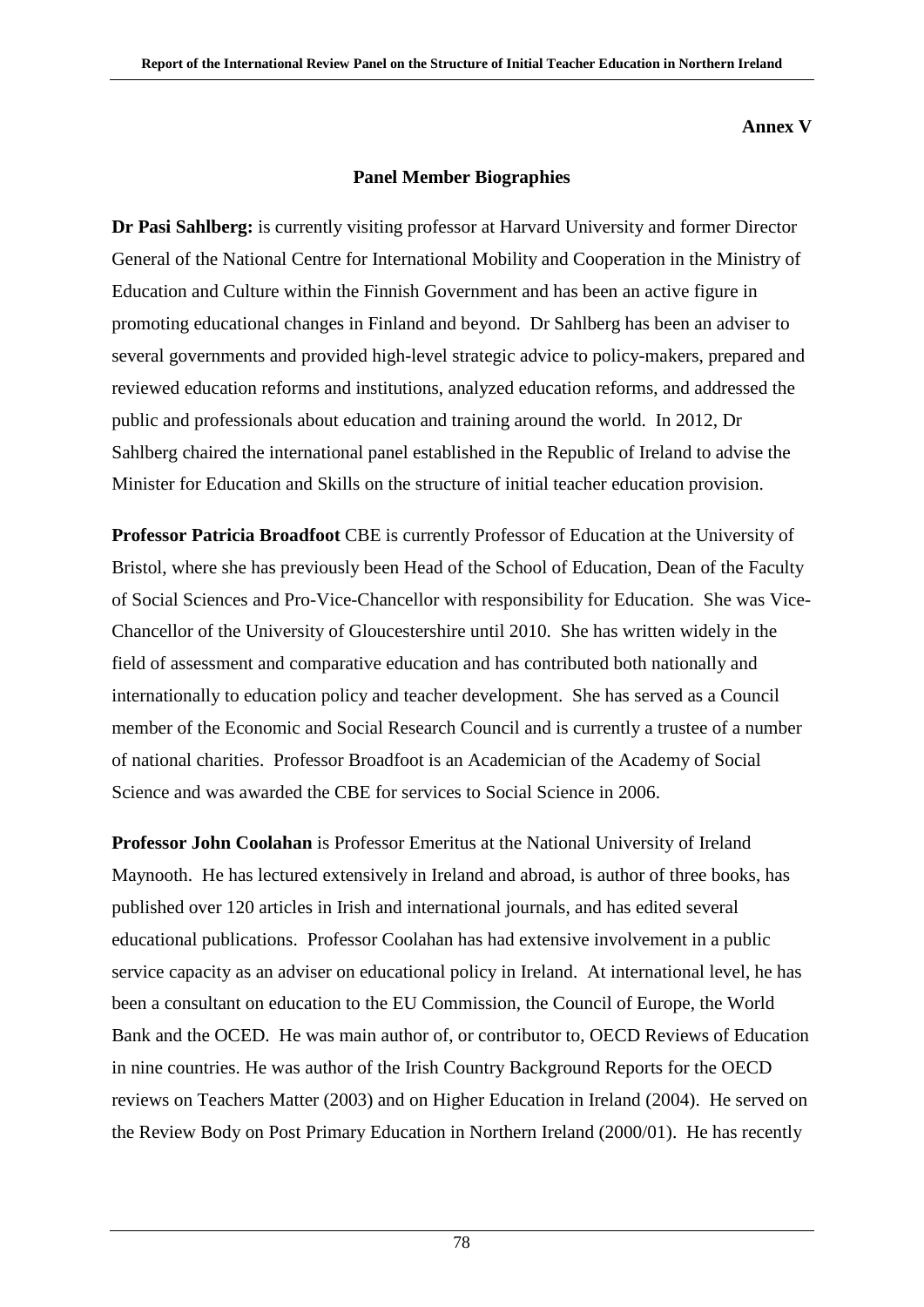**Annex V**

## Panel Member Biographies

**Dr Pasi Sahlberg:** is currently visiting professor at Harvard University and former Director General of the National Centre for International Mobility and Cooperation in the Ministry of Education and Culture within the Finnish Government and has been an active figure in promoting educational changes in Finland and beyond. Dr Sahlberg has been an adviser to several governments and provided high-level strategic advice to policy-makers, prepared and reviewed education reforms and institutions, analyzed education reforms, and addressed the public and professionals about education and training around the world. In 2012, Dr Sahlberg chaired the international panel established in the Republic of Ireland to advise the Minister for Education and Skills on the structure of initial teacher education provision.

**Professor Patricia Broadfoot** CBE is currently Professor of Education at the University of Bristol, where she has previously been Head of the School of Education, Dean of the Faculty of Social Sciences and Pro-Vice-Chancellor with responsibility for Education. She was Vice-Chancellor of the University of Gloucestershire until 2010. She has written widely in the field of assessment and comparative education and has contributed both nationally and internationally to education policy and teacher development. She has served as a Council member of the Economic and Social Research Council and is currently a trustee of a number of national charities. Professor Broadfoot is an Academician of the Academy of Social Science and was awarded the CBE for services to Social Science in 2006.

**Professor John Coolahan** is Professor Emeritus at the National University of Ireland Maynooth. He has lectured extensively in Ireland and abroad, is author of three books, has published over 120 articles in Irish and international journals, and has edited several educational publications. Professor Coolahan has had extensive involvement in a public service capacity as an adviser on educational policy in Ireland. At international level, he has been a consultant on education to the EU Commission, the Council of Europe, the World Bank and the OCED. He was main author of, or contributor to, OECD Reviews of Education in nine countries. He was author of the Irish Country Background Reports for the OECD reviews on Teachers Matter (2003) and on Higher Education in Ireland (2004). He served on the Review Body on Post Primary Education in Northern Ireland (2000/01). He has recently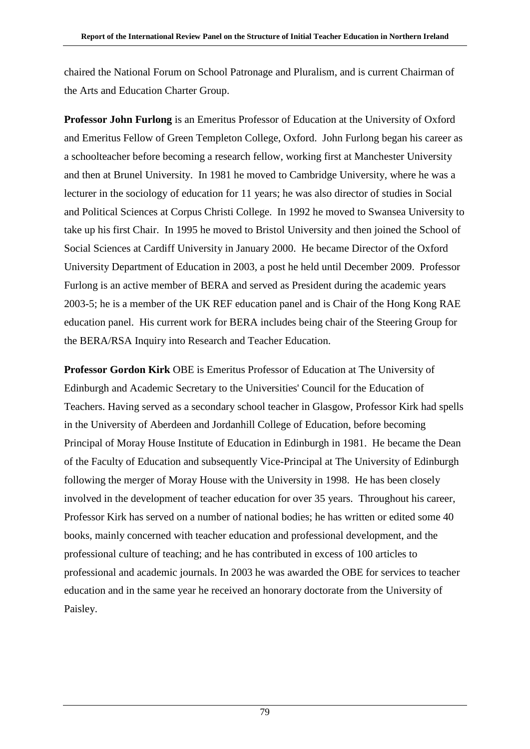chaired the National Forum on School Patronage and Pluralism, and is current Chairman of the Arts and Education Charter Group.

**Professor John Furlong** is an Emeritus Professor of Education at the University of Oxford and Emeritus Fellow of Green Templeton College, Oxford. John Furlong began his career as a schoolteacher before becoming a research fellow, working first at Manchester University and then at Brunel University. In 1981 he moved to Cambridge University, where he was a lecturer in the sociology of education for 11 years; he was also director of studies in Social and Political Sciences at Corpus Christi College. In 1992 he moved to Swansea University to take up his first Chair. In 1995 he moved to Bristol University and then joined the School of Social Sciences at Cardiff University in January 2000. He became Director of the Oxford University Department of Education in 2003, a post he held until December 2009. Professor Furlong is an active member of BERA and served as President during the academic years 2003-5; he is a member of the UK REF education panel and is Chair of the Hong Kong RAE education panel. His current work for BERA includes being chair of the Steering Group for the BERA/RSA Inquiry into Research and Teacher Education.

**Professor Gordon Kirk** OBE is Emeritus Professor of Education at The University of Edinburgh and Academic Secretary to the Universities' Council for the Education of Teachers. Having served as a secondary school teacher in Glasgow, Professor Kirk had spells in the University of Aberdeen and Jordanhill College of Education, before becoming Principal of Moray House Institute of Education in Edinburgh in 1981. He became the Dean of the Faculty of Education and subsequently Vice-Principal at The University of Edinburgh following the merger of Moray House with the University in 1998. He has been closely involved in the development of teacher education for over 35 years. Throughout his career, Professor Kirk has served on a number of national bodies; he has written or edited some 40 books, mainly concerned with teacher education and professional development, and the professional culture of teaching; and he has contributed in excess of 100 articles to professional and academic journals. In 2003 he was awarded the OBE for services to teacher education and in the same year he received an honorary doctorate from the University of Paisley.